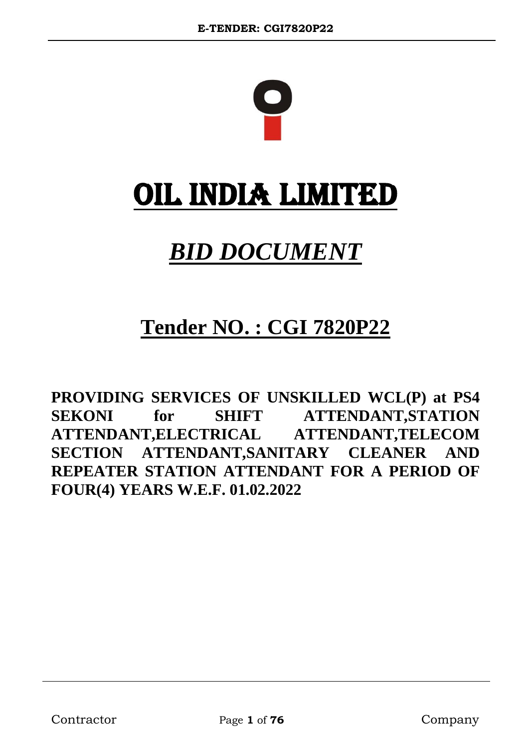# OIL INDIA LIMITED

## *BID DOCUMENT*

## Tender NO. : CGI 7820P22

**PROVIDING SERVICES OF UNSKILLED WCL(P) at PS4 SEKONI for SHIFT ATTENDANT,STATION ATTENDANT,ELECTRICAL ATTENDANT,TELECOM SECTION ATTENDANT,SANITARY CLEANER AND REPEATER STATION ATTENDANT FOR A PERIOD OF FOUR(4) YEARS W.E.F. 01.02.2022**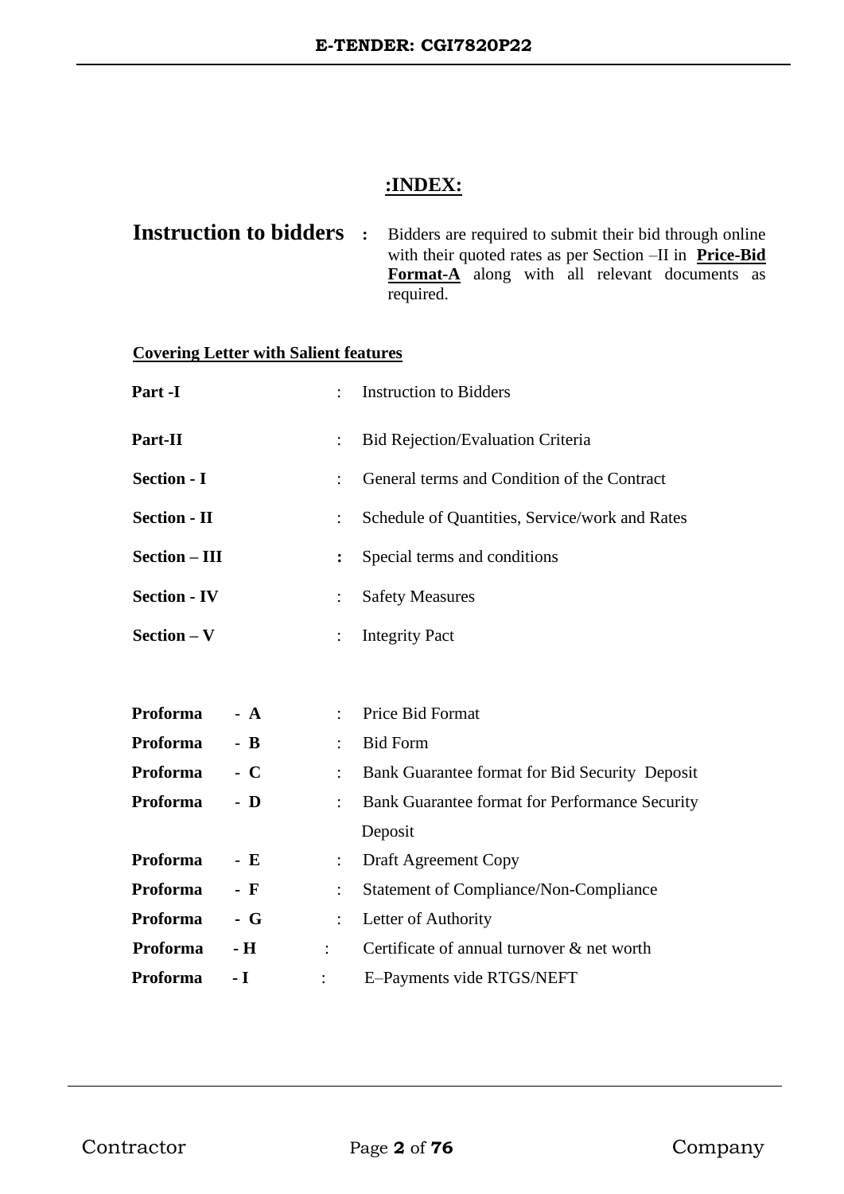## :INDEX:

**Instruction to bidders** **:** Bidders are required to submit their bid through online with their quoted rates as per Section –II in **Price-Bid Format-A** along with all relevant documents as required.

**Covering Letter with Salient features**

| | | |
|---|---|---|
| **Part -I** | : | Instruction to Bidders |
| **Part-II** | : | Bid Rejection/Evaluation Criteria |
| **Section - I** | : | General terms and Condition of the Contract |
| **Section - II** | : | Schedule of Quantities, Service/work and Rates |
| **Section – III** | **:** | Special terms and conditions |
| **Section - IV** | : | Safety Measures |
| **Section – V** | : | Integrity Pact |

| | | |
|---|---|---|
| **Proforma - A** | : | Price Bid Format |
| **Proforma - B** | : | Bid Form |
| **Proforma - C** | : | Bank Guarantee format for Bid Security Deposit |
| **Proforma - D** | : | Bank Guarantee format for Performance Security Deposit |
| **Proforma - E** | : | Draft Agreement Copy |
| **Proforma - F** | : | Statement of Compliance/Non-Compliance |
| **Proforma - G** | : | Letter of Authority |
| **Proforma - H** | : | Certificate of annual turnover & net worth |
| **Proforma - I** | : | E–Payments vide RTGS/NEFT |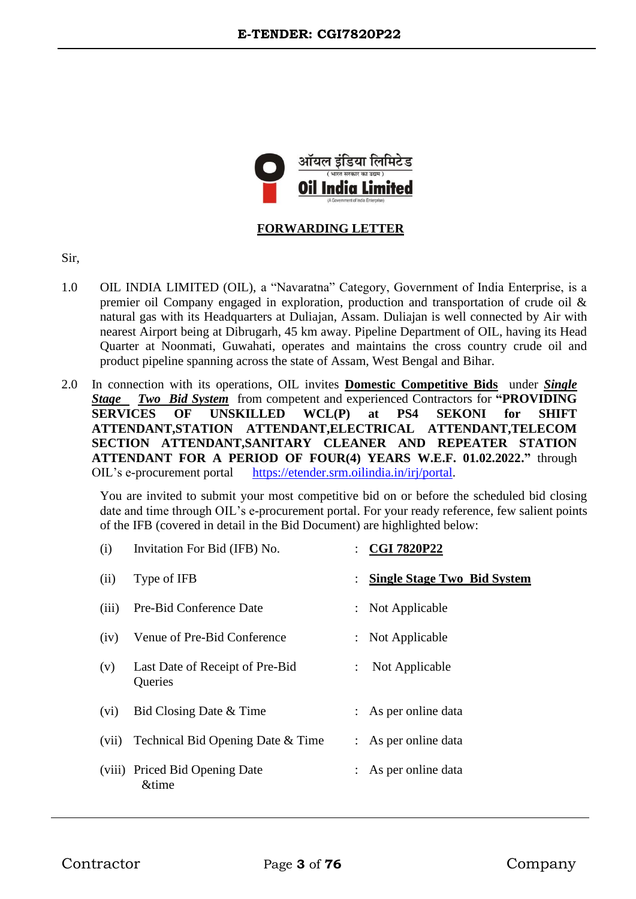**FORWARDING LETTER**

Sir,

1.0 OIL INDIA LIMITED (OIL), a "Navaratna" Category, Government of India Enterprise, is a premier oil Company engaged in exploration, production and transportation of crude oil & natural gas with its Headquarters at Duliajan, Assam. Duliajan is well connected by Air with nearest Airport being at Dibrugarh, 45 km away. Pipeline Department of OIL, having its Head Quarter at Noonmati, Guwahati, operates and maintains the cross country crude oil and product pipeline spanning across the state of Assam, West Bengal and Bihar.

2.0 In connection with its operations, OIL invites **Domestic Competitive Bids** under ***Single Stage Two Bid System*** from competent and experienced Contractors for **"PROVIDING SERVICES OF UNSKILLED WCL(P) at PS4 SEKONI for SHIFT ATTENDANT,STATION ATTENDANT,ELECTRICAL ATTENDANT,TELECOM SECTION ATTENDANT,SANITARY CLEANER AND REPEATER STATION ATTENDANT FOR A PERIOD OF FOUR(4) YEARS W.E.F. 01.02.2022."** through OIL's e-procurement portal https://etender.srm.oilindia.in/irj/portal.

You are invited to submit your most competitive bid on or before the scheduled bid closing date and time through OIL's e-procurement portal. For your ready reference, few salient points of the IFB (covered in detail in the Bid Document) are highlighted below:

| | | | |
|---|---|---|---|
| (i) | Invitation For Bid (IFB) No. | : | **CGI 7820P22** |
| (ii) | Type of IFB | : | **Single Stage Two Bid System** |
| (iii) | Pre-Bid Conference Date | : | Not Applicable |
| (iv) | Venue of Pre-Bid Conference | : | Not Applicable |
| (v) | Last Date of Receipt of Pre-Bid Queries | : | Not Applicable |
| (vi) | Bid Closing Date & Time | : | As per online data |
| (vii) | Technical Bid Opening Date & Time | : | As per online data |
| (viii) | Priced Bid Opening Date &time | : | As per online data |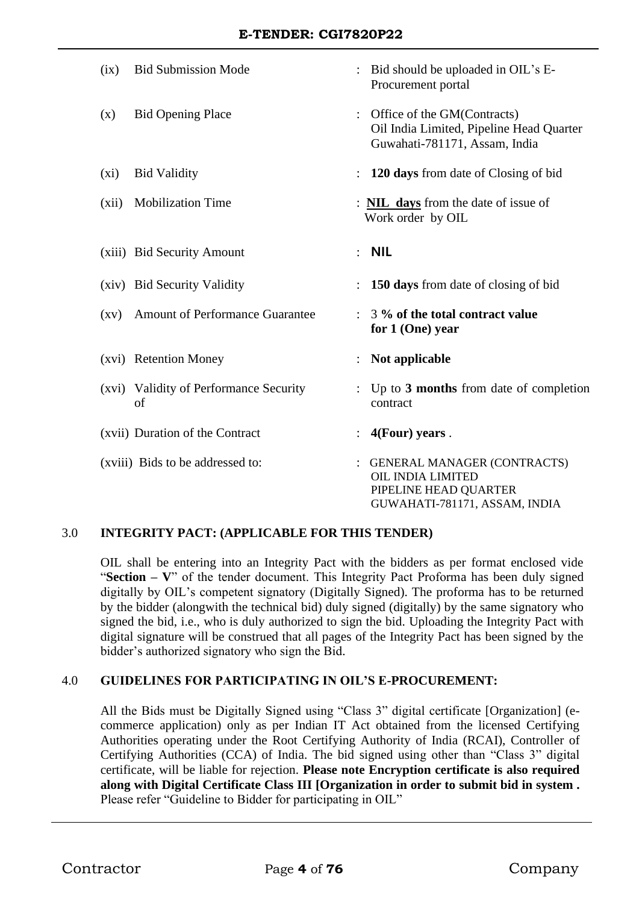| | | | |
|---|---|---|---|
| (ix) | Bid Submission Mode | : | Bid should be uploaded in OIL's E-Procurement portal |
| (x) | Bid Opening Place | : | Office of the GM(Contracts) Oil India Limited, Pipeline Head Quarter Guwahati-781171, Assam, India |
| (xi) | Bid Validity | : | **120 days** from date of Closing of bid |
| (xii) | Mobilization Time | : | **NIL days** from the date of issue of Work order by OIL |
| (xiii) | Bid Security Amount | : | **NIL** |
| (xiv) | Bid Security Validity | : | **150 days** from date of closing of bid |
| (xv) | Amount of Performance Guarantee | : | 3 **% of the total contract value for 1 (One) year** |
| (xvi) | Retention Money | : | **Not applicable** |
| (xvi) | Validity of Performance Security of | : | Up to **3 months** from date of completion contract |
| (xvii) | Duration of the Contract | : | **4(Four) years** . |
| (xviii) | Bids to be addressed to: | : | GENERAL MANAGER (CONTRACTS) OIL INDIA LIMITED PIPELINE HEAD QUARTER GUWAHATI-781171, ASSAM, INDIA |

## 3.0 INTEGRITY PACT: (APPLICABLE FOR THIS TENDER)

OIL shall be entering into an Integrity Pact with the bidders as per format enclosed vide "**Section – V**" of the tender document. This Integrity Pact Proforma has been duly signed digitally by OIL's competent signatory (Digitally Signed). The proforma has to be returned by the bidder (alongwith the technical bid) duly signed (digitally) by the same signatory who signed the bid, i.e., who is duly authorized to sign the bid. Uploading the Integrity Pact with digital signature will be construed that all pages of the Integrity Pact has been signed by the bidder's authorized signatory who sign the Bid.

## 4.0 GUIDELINES FOR PARTICIPATING IN OIL'S E-PROCUREMENT:

All the Bids must be Digitally Signed using "Class 3" digital certificate [Organization] (e-commerce application) only as per Indian IT Act obtained from the licensed Certifying Authorities operating under the Root Certifying Authority of India (RCAI), Controller of Certifying Authorities (CCA) of India. The bid signed using other than "Class 3" digital certificate, will be liable for rejection. **Please note Encryption certificate is also required along with Digital Certificate Class III [Organization in order to submit bid in system .** Please refer "Guideline to Bidder for participating in OIL"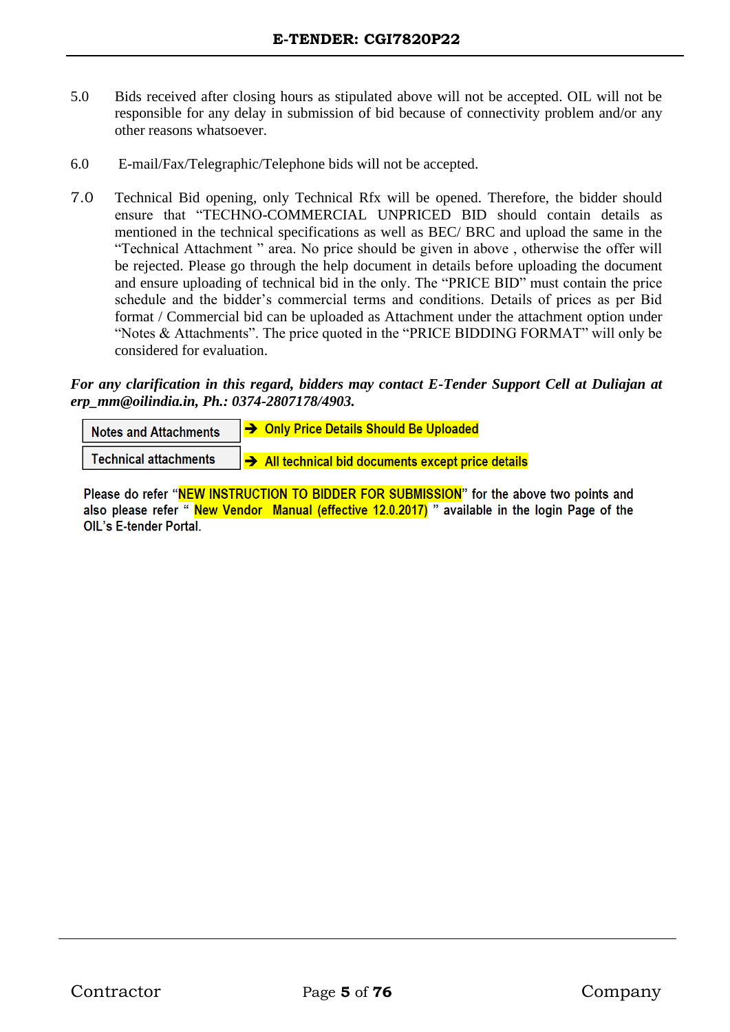5.0 Bids received after closing hours as stipulated above will not be accepted. OIL will not be responsible for any delay in submission of bid because of connectivity problem and/or any other reasons whatsoever.

6.0 E-mail/Fax/Telegraphic/Telephone bids will not be accepted.

7.0 Technical Bid opening, only Technical Rfx will be opened. Therefore, the bidder should ensure that "TECHNO-COMMERCIAL UNPRICED BID should contain details as mentioned in the technical specifications as well as BEC/ BRC and upload the same in the "Technical Attachment " area. No price should be given in above , otherwise the offer will be rejected. Please go through the help document in details before uploading the document and ensure uploading of technical bid in the only. The "PRICE BID" must contain the price schedule and the bidder's commercial terms and conditions. Details of prices as per Bid format / Commercial bid can be uploaded as Attachment under the attachment option under "Notes & Attachments". The price quoted in the "PRICE BIDDING FORMAT" will only be considered for evaluation.

***For any clarification in this regard, bidders may contact E-Tender Support Cell at Duliajan at erp_mm@oilindia.in, Ph.: 0374-2807178/4903.***

| Notes and Attachments | ➔ **Only Price Details Should Be Uploaded** |
|---|---|
| Technical attachments | ➔ **All technical bid documents except price details** |

Please do refer "NEW INSTRUCTION TO BIDDER FOR SUBMISSION" for the above two points and also please refer " New Vendor Manual (effective 12.0.2017) " available in the login Page of the OIL's E-tender Portal.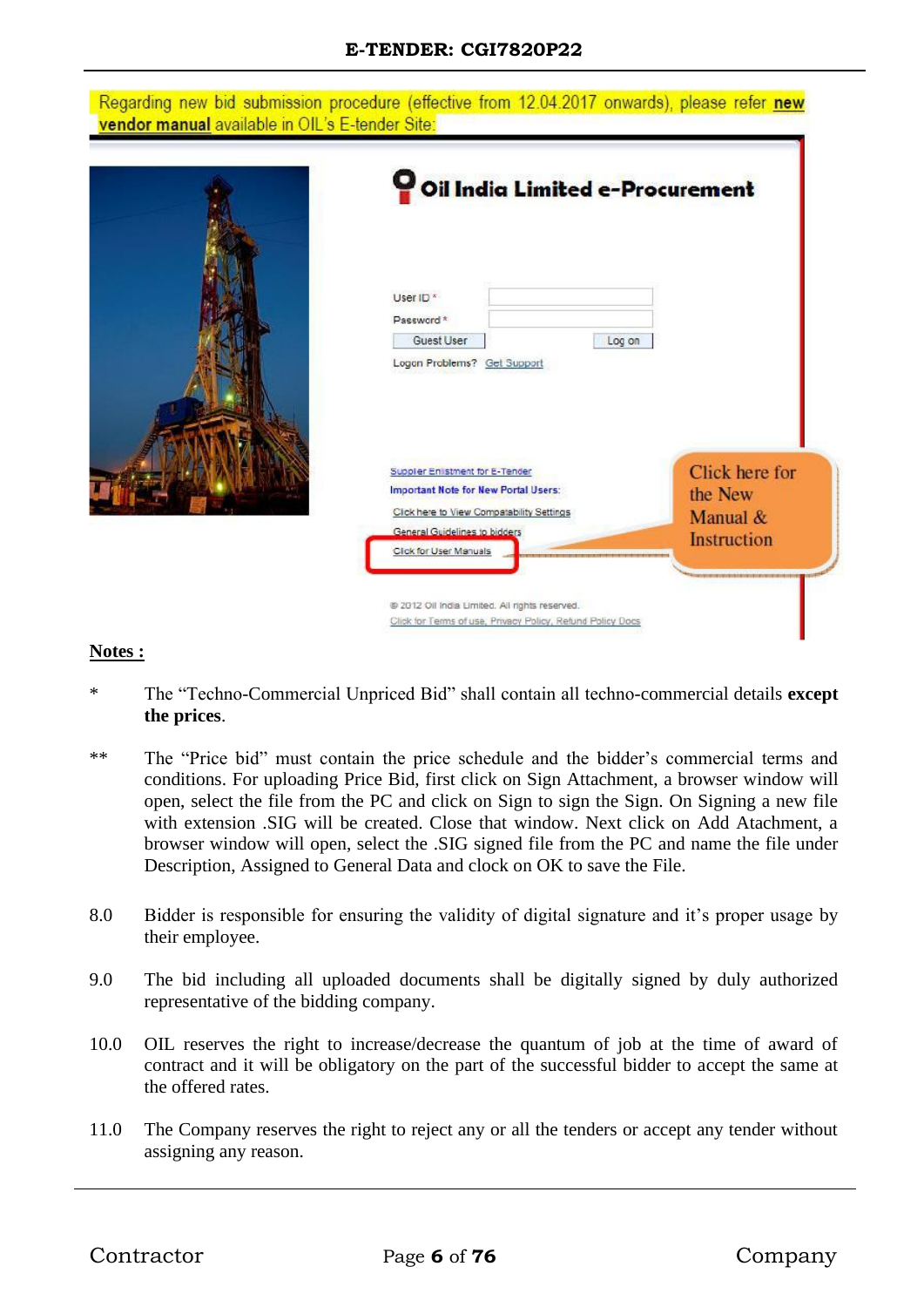Regarding new bid submission procedure (effective from 12.04.2017 onwards), please refer **new vendor manual** available in OIL's E-tender Site:

Oil India Limited e-Procurement

User ID *

Password *

Guest User

Log on

Logon Problems? Get Support

Supplier Enlistment for E-Tender

Important Note for New Portal Users:

Click here to View Compatability Settings

General Guidelines to bidders

Click for User Manuals

Click here for the New Manual & Instruction

© 2012 Oil India Limited. All rights reserved.

Click for Terms of use, Privacy Policy, Refund Policy Docs

**Notes :**

\* The "Techno-Commercial Unpriced Bid" shall contain all techno-commercial details **except the prices**.

\*\* The "Price bid" must contain the price schedule and the bidder's commercial terms and conditions. For uploading Price Bid, first click on Sign Attachment, a browser window will open, select the file from the PC and click on Sign to sign the Sign. On Signing a new file with extension .SIG will be created. Close that window. Next click on Add Atachment, a browser window will open, select the .SIG signed file from the PC and name the file under Description, Assigned to General Data and clock on OK to save the File.

8.0 Bidder is responsible for ensuring the validity of digital signature and it's proper usage by their employee.

9.0 The bid including all uploaded documents shall be digitally signed by duly authorized representative of the bidding company.

10.0 OIL reserves the right to increase/decrease the quantum of job at the time of award of contract and it will be obligatory on the part of the successful bidder to accept the same at the offered rates.

11.0 The Company reserves the right to reject any or all the tenders or accept any tender without assigning any reason.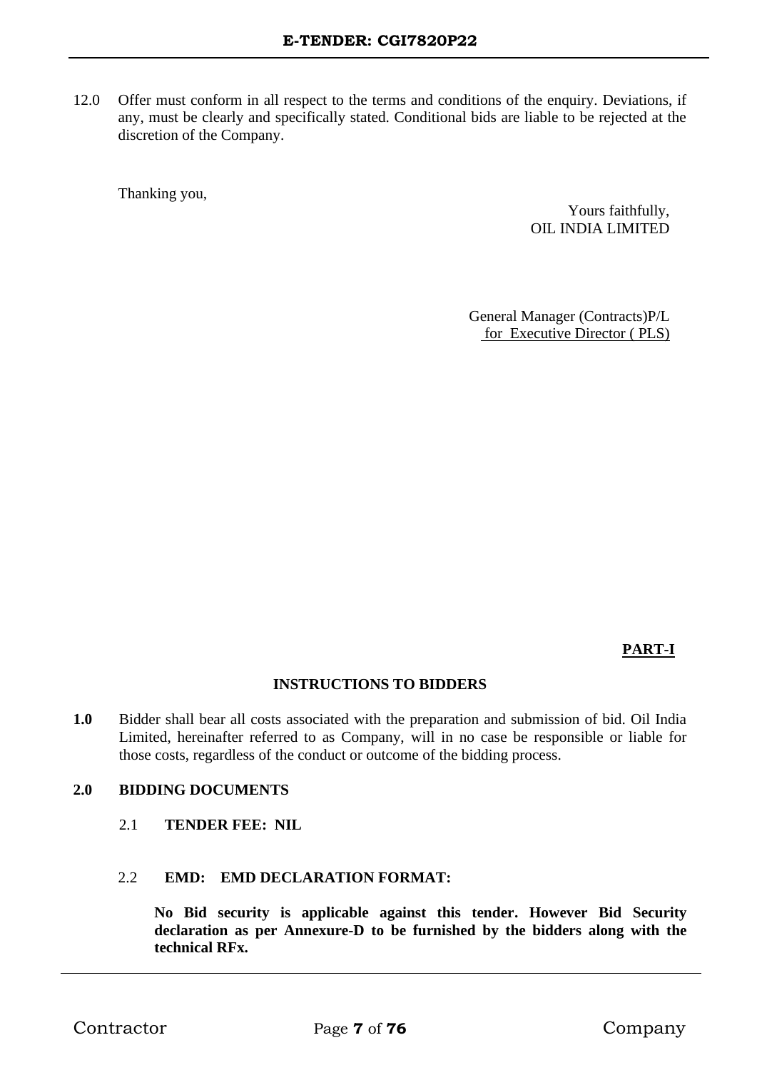12.0 Offer must conform in all respect to the terms and conditions of the enquiry. Deviations, if any, must be clearly and specifically stated. Conditional bids are liable to be rejected at the discretion of the Company.

Thanking you,

Yours faithfully,
OIL INDIA LIMITED

General Manager (Contracts)P/L
for Executive Director ( PLS)

**PART-I**

## INSTRUCTIONS TO BIDDERS

**1.0** Bidder shall bear all costs associated with the preparation and submission of bid. Oil India Limited, hereinafter referred to as Company, will in no case be responsible or liable for those costs, regardless of the conduct or outcome of the bidding process.

**2.0 BIDDING DOCUMENTS**

2.1 **TENDER FEE: NIL**

2.2 **EMD: EMD DECLARATION FORMAT:**

**No Bid security is applicable against this tender. However Bid Security declaration as per Annexure-D to be furnished by the bidders along with the technical RFx.**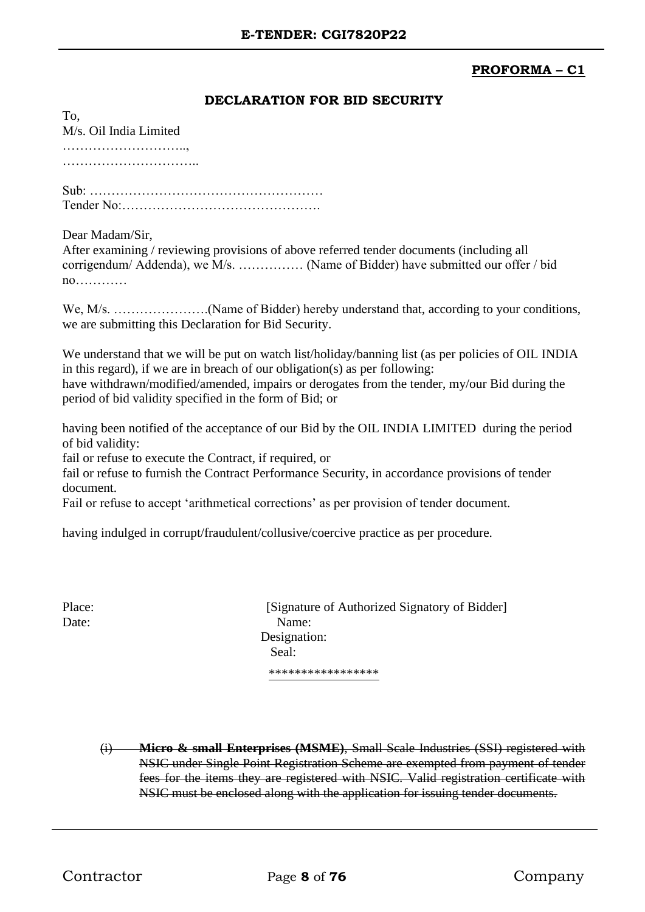**PROFORMA – C1**

## DECLARATION FOR BID SECURITY

To,
M/s. Oil India Limited
………………………..,
…………………………..

Sub: ………………………………………………
Tender No:……………………………………….

Dear Madam/Sir,
After examining / reviewing provisions of above referred tender documents (including all corrigendum/ Addenda), we M/s. …………… (Name of Bidder) have submitted our offer / bid no…………

We, M/s. ………………….(Name of Bidder) hereby understand that, according to your conditions, we are submitting this Declaration for Bid Security.

We understand that we will be put on watch list/holiday/banning list (as per policies of OIL INDIA in this regard), if we are in breach of our obligation(s) as per following:
have withdrawn/modified/amended, impairs or derogates from the tender, my/our Bid during the period of bid validity specified in the form of Bid; or

having been notified of the acceptance of our Bid by the OIL INDIA LIMITED during the period of bid validity:
fail or refuse to execute the Contract, if required, or
fail or refuse to furnish the Contract Performance Security, in accordance provisions of tender document.
Fail or refuse to accept 'arithmetical corrections' as per provision of tender document.

having indulged in corrupt/fraudulent/collusive/coercive practice as per procedure.

Place: [Signature of Authorized Signatory of Bidder]
Date: Name:
Designation:
Seal:

*****************

(i) ~~**Micro & small Enterprises (MSME)**, Small Scale Industries (SSI) registered with NSIC under Single Point Registration Scheme are exempted from payment of tender fees for the items they are registered with NSIC. Valid registration certificate with NSIC must be enclosed along with the application for issuing tender documents.~~

Contractor Company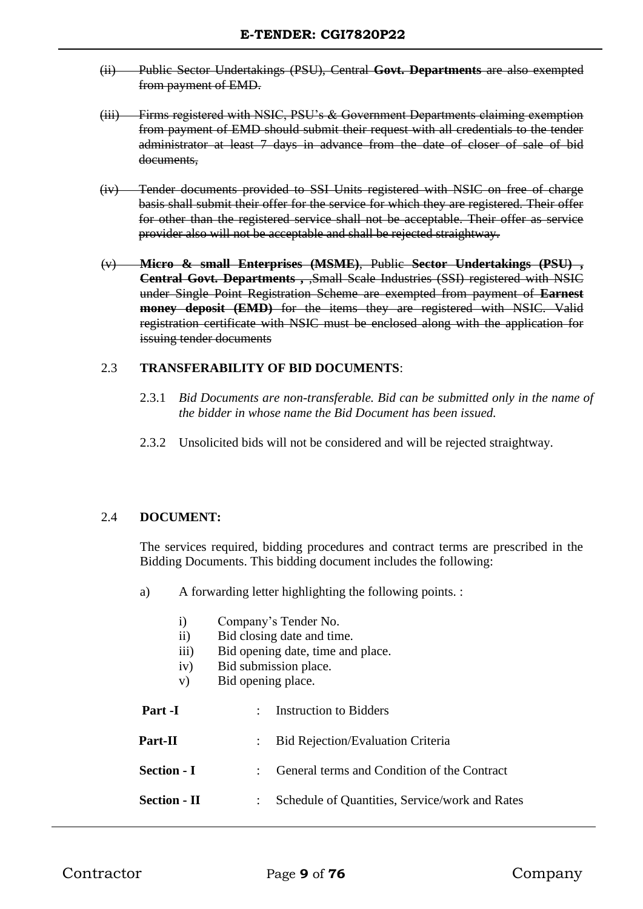~~(ii) Public Sector Undertakings (PSU), Central **Govt. Departments** are also exempted from payment of EMD.~~

~~(iii) Firms registered with NSIC, PSU's & Government Departments claiming exemption from payment of EMD should submit their request with all credentials to the tender administrator at least 7 days in advance from the date of closer of sale of bid documents,~~

~~(iv) Tender documents provided to SSI Units registered with NSIC on free of charge basis shall submit their offer for the service for which they are registered. Their offer for other than the registered service shall not be acceptable. Their offer as service provider also will not be acceptable and shall be rejected straightway.~~

~~(v) **Micro & small Enterprises (MSME)**, Public **Sector Undertakings (PSU) , Central Govt. Departments ,** ,Small Scale Industries (SSI) registered with NSIC under Single Point Registration Scheme are exempted from payment of **Earnest money deposit (EMD)** for the items they are registered with NSIC. Valid registration certificate with NSIC must be enclosed along with the application for issuing tender documents~~

2.3 **TRANSFERABILITY OF BID DOCUMENTS**:

2.3.1 *Bid Documents are non-transferable. Bid can be submitted only in the name of the bidder in whose name the Bid Document has been issued.*

2.3.2 Unsolicited bids will not be considered and will be rejected straightway.

2.4 **DOCUMENT:**

The services required, bidding procedures and contract terms are prescribed in the Bidding Documents. This bidding document includes the following:

a) A forwarding letter highlighting the following points. :

i) Company's Tender No.
ii) Bid closing date and time.
iii) Bid opening date, time and place.
iv) Bid submission place.
v) Bid opening place.

| | | |
|---|---|---|
| **Part -I** | : | Instruction to Bidders |
| **Part-II** | : | Bid Rejection/Evaluation Criteria |
| **Section - I** | : | General terms and Condition of the Contract |
| **Section - II** | : | Schedule of Quantities, Service/work and Rates |

Contractor Company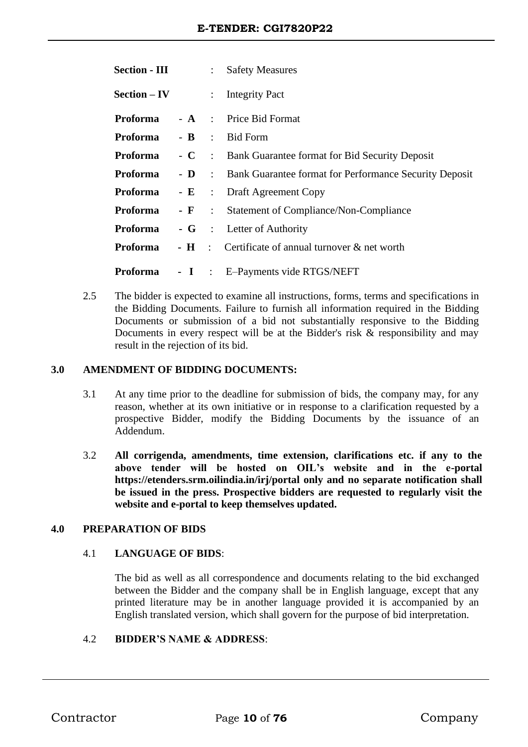| | | | |
|---|---|---|---|
| **Section - III** | | : | Safety Measures |
| **Section – IV** | | : | Integrity Pact |
| **Proforma** | **- A** | : | Price Bid Format |
| **Proforma** | **- B** | : | Bid Form |
| **Proforma** | **- C** | : | Bank Guarantee format for Bid Security Deposit |
| **Proforma** | **- D** | : | Bank Guarantee format for Performance Security Deposit |
| **Proforma** | **- E** | : | Draft Agreement Copy |
| **Proforma** | **- F** | : | Statement of Compliance/Non-Compliance |
| **Proforma** | **- G** | : | Letter of Authority |
| **Proforma** | **- H** | : | Certificate of annual turnover & net worth |
| **Proforma** | **- I** | : | E–Payments vide RTGS/NEFT |

2.5 The bidder is expected to examine all instructions, forms, terms and specifications in the Bidding Documents. Failure to furnish all information required in the Bidding Documents or submission of a bid not substantially responsive to the Bidding Documents in every respect will be at the Bidder's risk & responsibility and may result in the rejection of its bid.

**3.0 AMENDMENT OF BIDDING DOCUMENTS:**

3.1 At any time prior to the deadline for submission of bids, the company may, for any reason, whether at its own initiative or in response to a clarification requested by a prospective Bidder, modify the Bidding Documents by the issuance of an Addendum.

3.2 **All corrigenda, amendments, time extension, clarifications etc. if any to the above tender will be hosted on OIL's website and in the e-portal https://etenders.srm.oilindia.in/irj/portal only and no separate notification shall be issued in the press. Prospective bidders are requested to regularly visit the website and e-portal to keep themselves updated.**

**4.0 PREPARATION OF BIDS**

4.1 **LANGUAGE OF BIDS**:

The bid as well as all correspondence and documents relating to the bid exchanged between the Bidder and the company shall be in English language, except that any printed literature may be in another language provided it is accompanied by an English translated version, which shall govern for the purpose of bid interpretation.

4.2 **BIDDER'S NAME & ADDRESS**: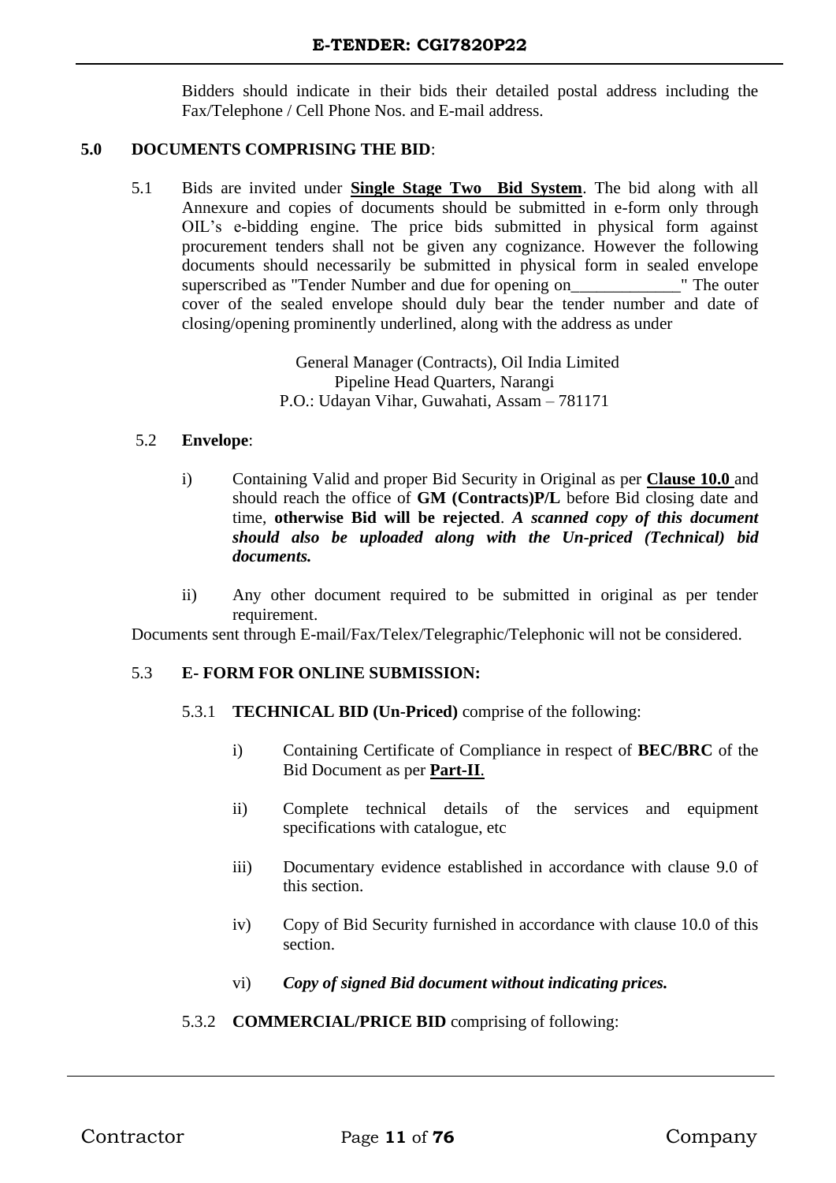Bidders should indicate in their bids their detailed postal address including the Fax/Telephone / Cell Phone Nos. and E-mail address.

## 5.0 DOCUMENTS COMPRISING THE BID:

5.1 Bids are invited under **Single Stage Two Bid System**. The bid along with all Annexure and copies of documents should be submitted in e-form only through OIL's e-bidding engine. The price bids submitted in physical form against procurement tenders shall not be given any cognizance. However the following documents should necessarily be submitted in physical form in sealed envelope superscribed as "Tender Number and due for opening on_____________" The outer cover of the sealed envelope should duly bear the tender number and date of closing/opening prominently underlined, along with the address as under

General Manager (Contracts), Oil India Limited
Pipeline Head Quarters, Narangi
P.O.: Udayan Vihar, Guwahati, Assam – 781171

5.2 **Envelope**:

i) Containing Valid and proper Bid Security in Original as per **Clause 10.0** and should reach the office of **GM (Contracts)P/L** before Bid closing date and time, **otherwise Bid will be rejected**. ***A scanned copy of this document should also be uploaded along with the Un-priced (Technical) bid documents.***

ii) Any other document required to be submitted in original as per tender requirement.

Documents sent through E-mail/Fax/Telex/Telegraphic/Telephonic will not be considered.

5.3 **E- FORM FOR ONLINE SUBMISSION:**

5.3.1 **TECHNICAL BID (Un-Priced)** comprise of the following:

i) Containing Certificate of Compliance in respect of **BEC/BRC** of the Bid Document as per **Part-II**.

ii) Complete technical details of the services and equipment specifications with catalogue, etc

iii) Documentary evidence established in accordance with clause 9.0 of this section.

iv) Copy of Bid Security furnished in accordance with clause 10.0 of this section.

vi) ***Copy of signed Bid document without indicating prices.***

5.3.2 **COMMERCIAL/PRICE BID** comprising of following: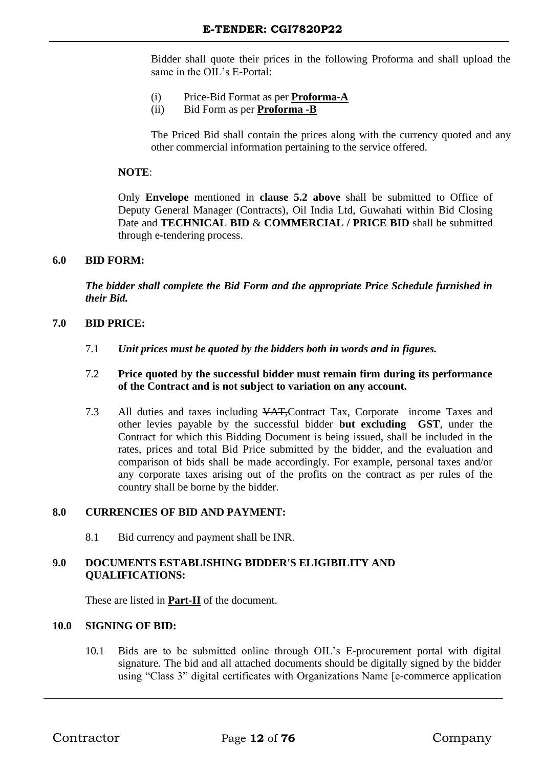Bidder shall quote their prices in the following Proforma and shall upload the same in the OIL's E-Portal:

(i) Price-Bid Format as per **Proforma-A**
(ii) Bid Form as per **Proforma -B**

The Priced Bid shall contain the prices along with the currency quoted and any other commercial information pertaining to the service offered.

**NOTE**:

Only **Envelope** mentioned in **clause 5.2 above** shall be submitted to Office of Deputy General Manager (Contracts), Oil India Ltd, Guwahati within Bid Closing Date and **TECHNICAL BID** & **COMMERCIAL / PRICE BID** shall be submitted through e-tendering process.

## 6.0 BID FORM:

***The bidder shall complete the Bid Form and the appropriate Price Schedule furnished in their Bid.***

## 7.0 BID PRICE:

7.1 ***Unit prices must be quoted by the bidders both in words and in figures.***

7.2 **Price quoted by the successful bidder must remain firm during its performance of the Contract and is not subject to variation on any account.**

7.3 All duties and taxes including ~~VAT,~~Contract Tax, Corporate income Taxes and other levies payable by the successful bidder **but excluding GST**, under the Contract for which this Bidding Document is being issued, shall be included in the rates, prices and total Bid Price submitted by the bidder, and the evaluation and comparison of bids shall be made accordingly. For example, personal taxes and/or any corporate taxes arising out of the profits on the contract as per rules of the country shall be borne by the bidder.

## 8.0 CURRENCIES OF BID AND PAYMENT:

8.1 Bid currency and payment shall be INR.

## 9.0 DOCUMENTS ESTABLISHING BIDDER'S ELIGIBILITY AND QUALIFICATIONS:

These are listed in **Part-II** of the document.

## 10.0 SIGNING OF BID:

10.1 Bids are to be submitted online through OIL's E-procurement portal with digital signature. The bid and all attached documents should be digitally signed by the bidder using "Class 3" digital certificates with Organizations Name [e-commerce application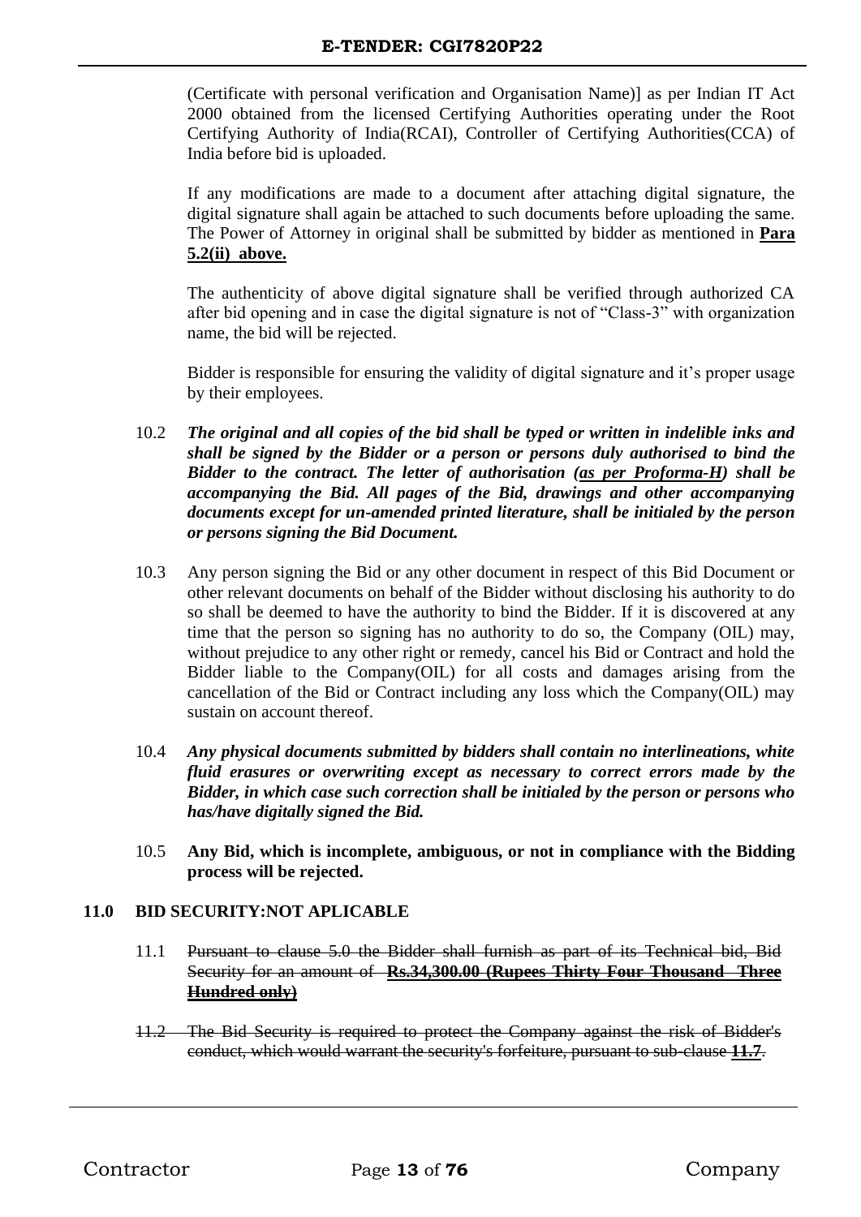(Certificate with personal verification and Organisation Name)] as per Indian IT Act 2000 obtained from the licensed Certifying Authorities operating under the Root Certifying Authority of India(RCAI), Controller of Certifying Authorities(CCA) of India before bid is uploaded.

If any modifications are made to a document after attaching digital signature, the digital signature shall again be attached to such documents before uploading the same. The Power of Attorney in original shall be submitted by bidder as mentioned in **Para 5.2(ii) above.**

The authenticity of above digital signature shall be verified through authorized CA after bid opening and in case the digital signature is not of "Class-3" with organization name, the bid will be rejected.

Bidder is responsible for ensuring the validity of digital signature and it's proper usage by their employees.

10.2 ***The original and all copies of the bid shall be typed or written in indelible inks and shall be signed by the Bidder or a person or persons duly authorised to bind the Bidder to the contract. The letter of authorisation (as per Proforma-H) shall be accompanying the Bid. All pages of the Bid, drawings and other accompanying documents except for un-amended printed literature, shall be initialed by the person or persons signing the Bid Document.***

10.3 Any person signing the Bid or any other document in respect of this Bid Document or other relevant documents on behalf of the Bidder without disclosing his authority to do so shall be deemed to have the authority to bind the Bidder. If it is discovered at any time that the person so signing has no authority to do so, the Company (OIL) may, without prejudice to any other right or remedy, cancel his Bid or Contract and hold the Bidder liable to the Company(OIL) for all costs and damages arising from the cancellation of the Bid or Contract including any loss which the Company(OIL) may sustain on account thereof.

10.4 ***Any physical documents submitted by bidders shall contain no interlineations, white fluid erasures or overwriting except as necessary to correct errors made by the Bidder, in which case such correction shall be initialed by the person or persons who has/have digitally signed the Bid.***

10.5 **Any Bid, which is incomplete, ambiguous, or not in compliance with the Bidding process will be rejected.**

**11.0 BID SECURITY:NOT APLICABLE**

11.1 ~~Pursuant to clause 5.0 the Bidder shall furnish as part of its Technical bid, Bid Security for an amount of **Rs.34,300.00 (Rupees Thirty Four Thousand Three Hundred only)**~~

~~11.2 The Bid Security is required to protect the Company against the risk of Bidder's conduct, which would warrant the security's forfeiture, pursuant to sub-clause **11.7**.~~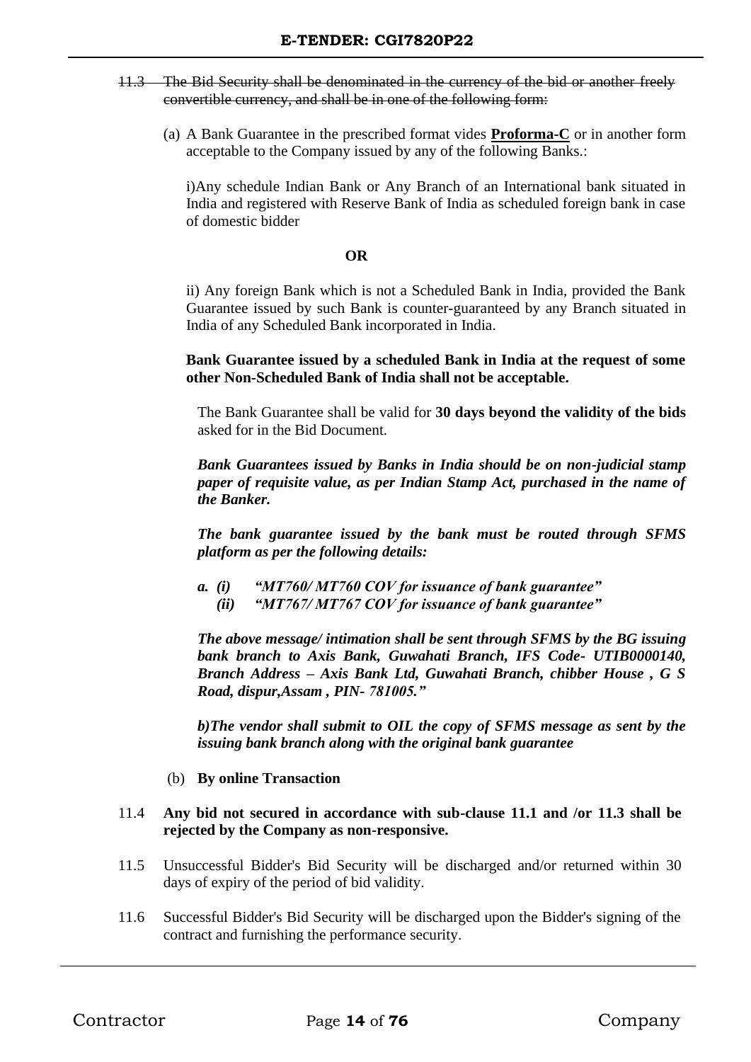11.3 ~~The Bid Security shall be denominated in the currency of the bid or another freely convertible currency, and shall be in one of the following form:~~

(a) A Bank Guarantee in the prescribed format vides **Proforma-C** or in another form acceptable to the Company issued by any of the following Banks.:

i)Any schedule Indian Bank or Any Branch of an International bank situated in India and registered with Reserve Bank of India as scheduled foreign bank in case of domestic bidder

**OR**

ii) Any foreign Bank which is not a Scheduled Bank in India, provided the Bank Guarantee issued by such Bank is counter-guaranteed by any Branch situated in India of any Scheduled Bank incorporated in India.

**Bank Guarantee issued by a scheduled Bank in India at the request of some other Non-Scheduled Bank of India shall not be acceptable.**

The Bank Guarantee shall be valid for **30 days beyond the validity of the bids** asked for in the Bid Document.

***Bank Guarantees issued by Banks in India should be on non-judicial stamp paper of requisite value, as per Indian Stamp Act, purchased in the name of the Banker.***

***The bank guarantee issued by the bank must be routed through SFMS platform as per the following details:***

***a. (i) "MT760/ MT760 COV for issuance of bank guarantee"***
***(ii) "MT767/ MT767 COV for issuance of bank guarantee"***

***The above message/ intimation shall be sent through SFMS by the BG issuing bank branch to Axis Bank, Guwahati Branch, IFS Code- UTIB0000140, Branch Address – Axis Bank Ltd, Guwahati Branch, chibber House , G S Road, dispur,Assam , PIN- 781005."***

***b)The vendor shall submit to OIL the copy of SFMS message as sent by the issuing bank branch along with the original bank guarantee***

(b) **By online Transaction**

11.4 **Any bid not secured in accordance with sub-clause 11.1 and /or 11.3 shall be rejected by the Company as non-responsive.**

11.5 Unsuccessful Bidder's Bid Security will be discharged and/or returned within 30 days of expiry of the period of bid validity.

11.6 Successful Bidder's Bid Security will be discharged upon the Bidder's signing of the contract and furnishing the performance security.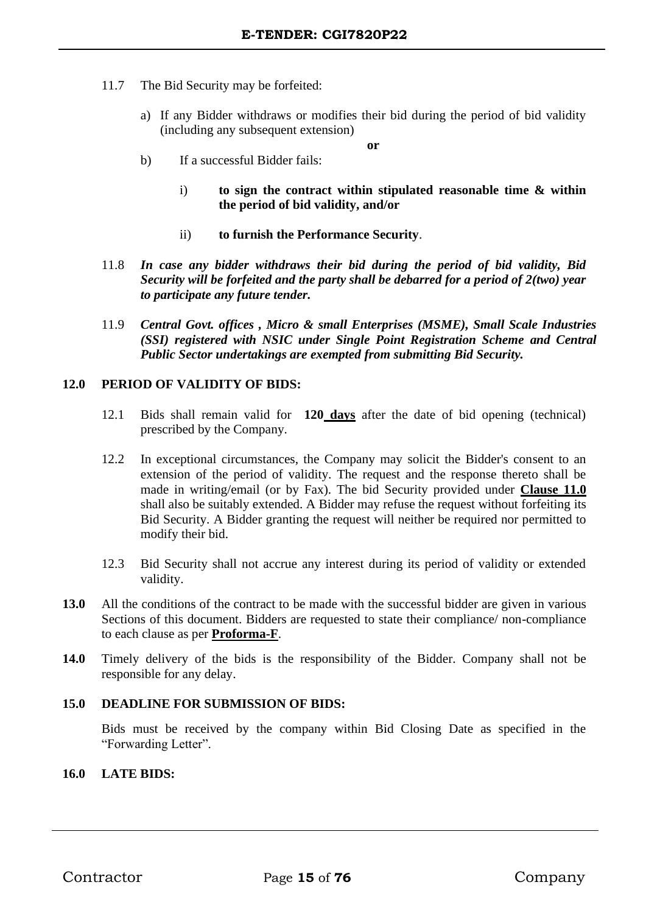11.7 The Bid Security may be forfeited:

a) If any Bidder withdraws or modifies their bid during the period of bid validity (including any subsequent extension)

**or**

b) If a successful Bidder fails:

i) **to sign the contract within stipulated reasonable time & within the period of bid validity, and/or**

ii) **to furnish the Performance Security**.

11.8 ***In case any bidder withdraws their bid during the period of bid validity, Bid Security will be forfeited and the party shall be debarred for a period of 2(two) year to participate any future tender.***

11.9 ***Central Govt. offices , Micro & small Enterprises (MSME), Small Scale Industries (SSI) registered with NSIC under Single Point Registration Scheme and Central Public Sector undertakings are exempted from submitting Bid Security.***

## 12.0 PERIOD OF VALIDITY OF BIDS:

12.1 Bids shall remain valid for **120 days** after the date of bid opening (technical) prescribed by the Company.

12.2 In exceptional circumstances, the Company may solicit the Bidder's consent to an extension of the period of validity. The request and the response thereto shall be made in writing/email (or by Fax). The bid Security provided under **Clause 11.0** shall also be suitably extended. A Bidder may refuse the request without forfeiting its Bid Security. A Bidder granting the request will neither be required nor permitted to modify their bid.

12.3 Bid Security shall not accrue any interest during its period of validity or extended validity.

**13.0** All the conditions of the contract to be made with the successful bidder are given in various Sections of this document. Bidders are requested to state their compliance/ non-compliance to each clause as per **Proforma-F**.

**14.0** Timely delivery of the bids is the responsibility of the Bidder. Company shall not be responsible for any delay.

## 15.0 DEADLINE FOR SUBMISSION OF BIDS:

Bids must be received by the company within Bid Closing Date as specified in the "Forwarding Letter".

## 16.0 LATE BIDS: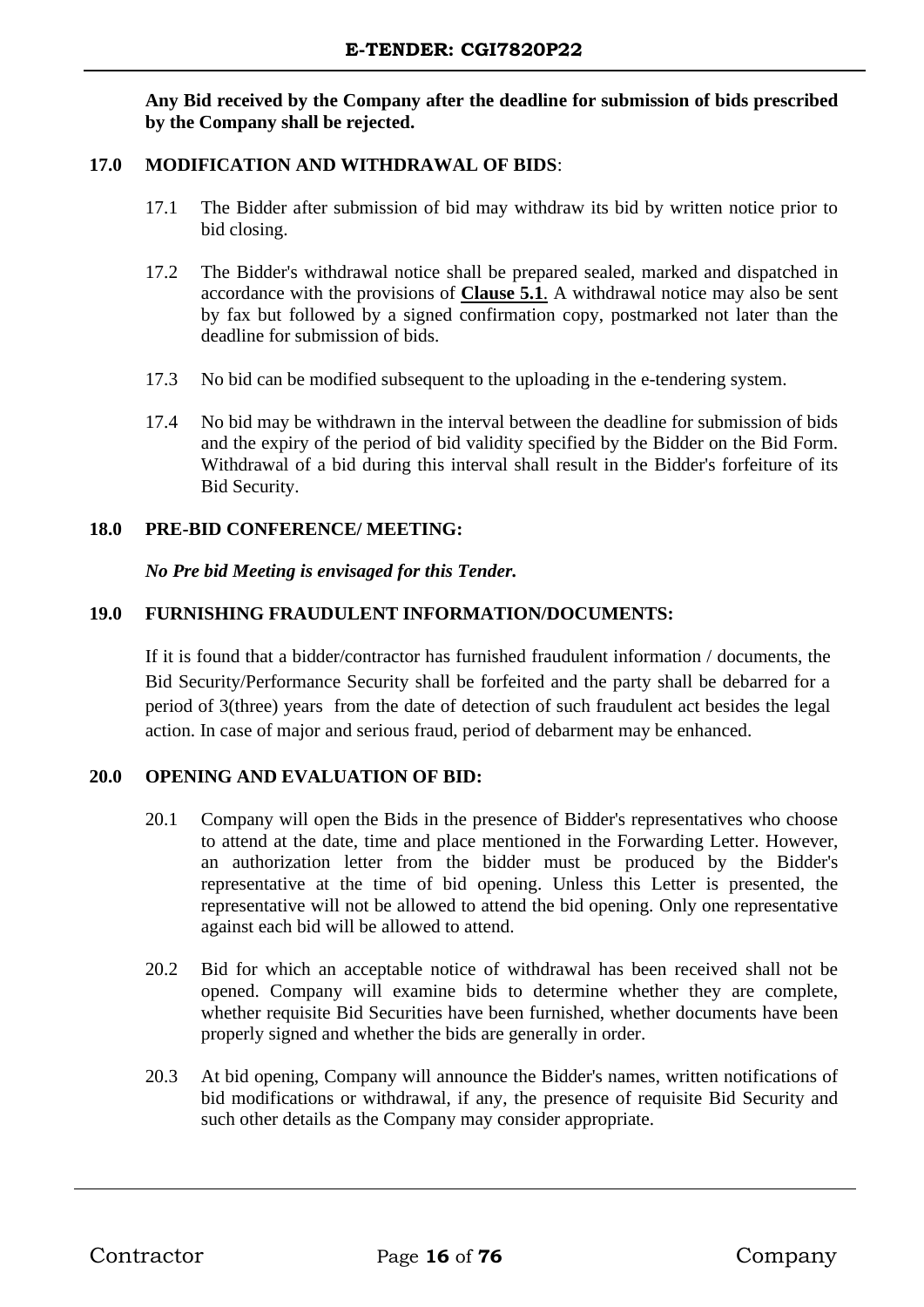**Any Bid received by the Company after the deadline for submission of bids prescribed by the Company shall be rejected.**

## 17.0 MODIFICATION AND WITHDRAWAL OF BIDS:

17.1 The Bidder after submission of bid may withdraw its bid by written notice prior to bid closing.

17.2 The Bidder's withdrawal notice shall be prepared sealed, marked and dispatched in accordance with the provisions of **Clause 5.1**. A withdrawal notice may also be sent by fax but followed by a signed confirmation copy, postmarked not later than the deadline for submission of bids.

17.3 No bid can be modified subsequent to the uploading in the e-tendering system.

17.4 No bid may be withdrawn in the interval between the deadline for submission of bids and the expiry of the period of bid validity specified by the Bidder on the Bid Form. Withdrawal of a bid during this interval shall result in the Bidder's forfeiture of its Bid Security.

## 18.0 PRE-BID CONFERENCE/ MEETING:

***No Pre bid Meeting is envisaged for this Tender.***

## 19.0 FURNISHING FRAUDULENT INFORMATION/DOCUMENTS:

If it is found that a bidder/contractor has furnished fraudulent information / documents, the Bid Security/Performance Security shall be forfeited and the party shall be debarred for a period of 3(three) years from the date of detection of such fraudulent act besides the legal action. In case of major and serious fraud, period of debarment may be enhanced.

## 20.0 OPENING AND EVALUATION OF BID:

20.1 Company will open the Bids in the presence of Bidder's representatives who choose to attend at the date, time and place mentioned in the Forwarding Letter. However, an authorization letter from the bidder must be produced by the Bidder's representative at the time of bid opening. Unless this Letter is presented, the representative will not be allowed to attend the bid opening. Only one representative against each bid will be allowed to attend.

20.2 Bid for which an acceptable notice of withdrawal has been received shall not be opened. Company will examine bids to determine whether they are complete, whether requisite Bid Securities have been furnished, whether documents have been properly signed and whether the bids are generally in order.

20.3 At bid opening, Company will announce the Bidder's names, written notifications of bid modifications or withdrawal, if any, the presence of requisite Bid Security and such other details as the Company may consider appropriate.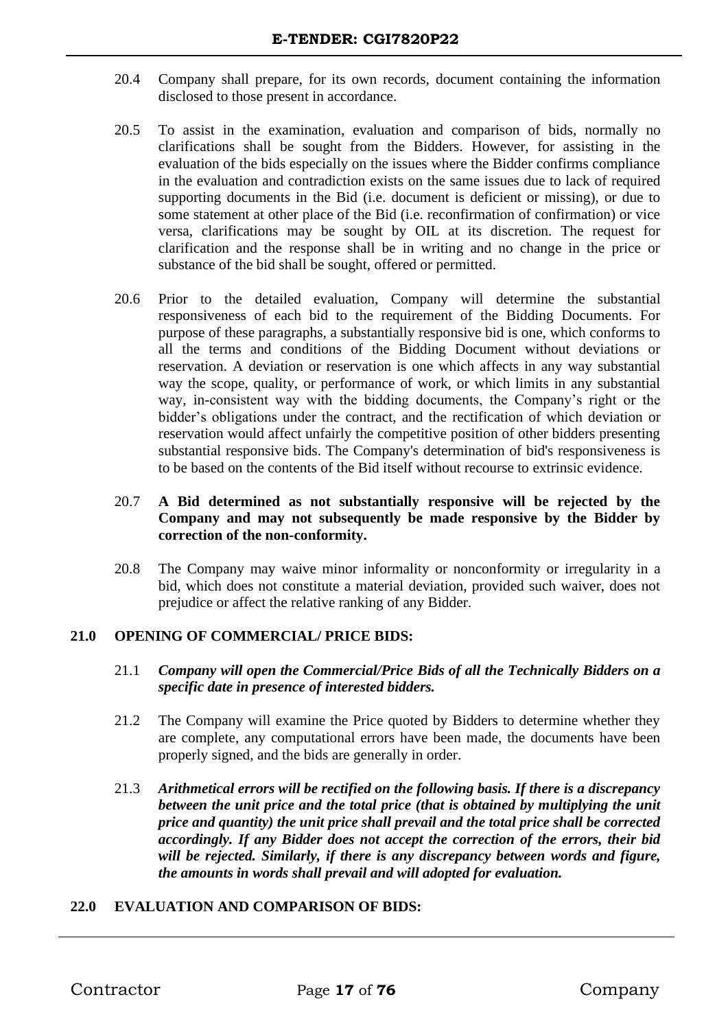20.4 Company shall prepare, for its own records, document containing the information disclosed to those present in accordance.

20.5 To assist in the examination, evaluation and comparison of bids, normally no clarifications shall be sought from the Bidders. However, for assisting in the evaluation of the bids especially on the issues where the Bidder confirms compliance in the evaluation and contradiction exists on the same issues due to lack of required supporting documents in the Bid (i.e. document is deficient or missing), or due to some statement at other place of the Bid (i.e. reconfirmation of confirmation) or vice versa, clarifications may be sought by OIL at its discretion. The request for clarification and the response shall be in writing and no change in the price or substance of the bid shall be sought, offered or permitted.

20.6 Prior to the detailed evaluation, Company will determine the substantial responsiveness of each bid to the requirement of the Bidding Documents. For purpose of these paragraphs, a substantially responsive bid is one, which conforms to all the terms and conditions of the Bidding Document without deviations or reservation. A deviation or reservation is one which affects in any way substantial way the scope, quality, or performance of work, or which limits in any substantial way, in-consistent way with the bidding documents, the Company's right or the bidder's obligations under the contract, and the rectification of which deviation or reservation would affect unfairly the competitive position of other bidders presenting substantial responsive bids. The Company's determination of bid's responsiveness is to be based on the contents of the Bid itself without recourse to extrinsic evidence.

20.7 **A Bid determined as not substantially responsive will be rejected by the Company and may not subsequently be made responsive by the Bidder by correction of the non-conformity.**

20.8 The Company may waive minor informality or nonconformity or irregularity in a bid, which does not constitute a material deviation, provided such waiver, does not prejudice or affect the relative ranking of any Bidder.

## 21.0 OPENING OF COMMERCIAL/ PRICE BIDS:

21.1 ***Company will open the Commercial/Price Bids of all the Technically Bidders on a specific date in presence of interested bidders.***

21.2 The Company will examine the Price quoted by Bidders to determine whether they are complete, any computational errors have been made, the documents have been properly signed, and the bids are generally in order.

21.3 ***Arithmetical errors will be rectified on the following basis. If there is a discrepancy between the unit price and the total price (that is obtained by multiplying the unit price and quantity) the unit price shall prevail and the total price shall be corrected accordingly. If any Bidder does not accept the correction of the errors, their bid will be rejected. Similarly, if there is any discrepancy between words and figure, the amounts in words shall prevail and will adopted for evaluation.***

## 22.0 EVALUATION AND COMPARISON OF BIDS: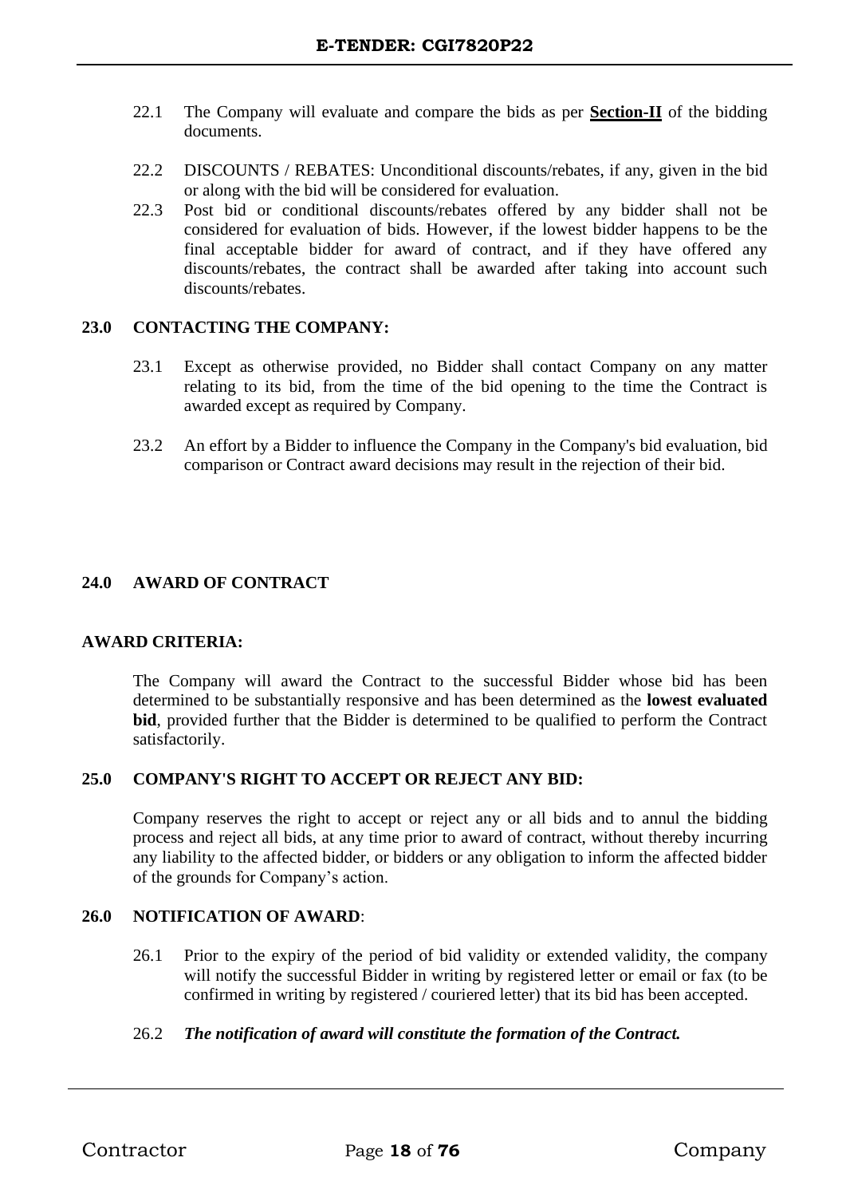22.1 The Company will evaluate and compare the bids as per **Section-II** of the bidding documents.

22.2 DISCOUNTS / REBATES: Unconditional discounts/rebates, if any, given in the bid or along with the bid will be considered for evaluation.

22.3 Post bid or conditional discounts/rebates offered by any bidder shall not be considered for evaluation of bids. However, if the lowest bidder happens to be the final acceptable bidder for award of contract, and if they have offered any discounts/rebates, the contract shall be awarded after taking into account such discounts/rebates.

## 23.0 CONTACTING THE COMPANY:

23.1 Except as otherwise provided, no Bidder shall contact Company on any matter relating to its bid, from the time of the bid opening to the time the Contract is awarded except as required by Company.

23.2 An effort by a Bidder to influence the Company in the Company's bid evaluation, bid comparison or Contract award decisions may result in the rejection of their bid.

## 24.0 AWARD OF CONTRACT

**AWARD CRITERIA:**

The Company will award the Contract to the successful Bidder whose bid has been determined to be substantially responsive and has been determined as the **lowest evaluated bid**, provided further that the Bidder is determined to be qualified to perform the Contract satisfactorily.

## 25.0 COMPANY'S RIGHT TO ACCEPT OR REJECT ANY BID:

Company reserves the right to accept or reject any or all bids and to annul the bidding process and reject all bids, at any time prior to award of contract, without thereby incurring any liability to the affected bidder, or bidders or any obligation to inform the affected bidder of the grounds for Company's action.

## 26.0 NOTIFICATION OF AWARD:

26.1 Prior to the expiry of the period of bid validity or extended validity, the company will notify the successful Bidder in writing by registered letter or email or fax (to be confirmed in writing by registered / couriered letter) that its bid has been accepted.

26.2 ***The notification of award will constitute the formation of the Contract.***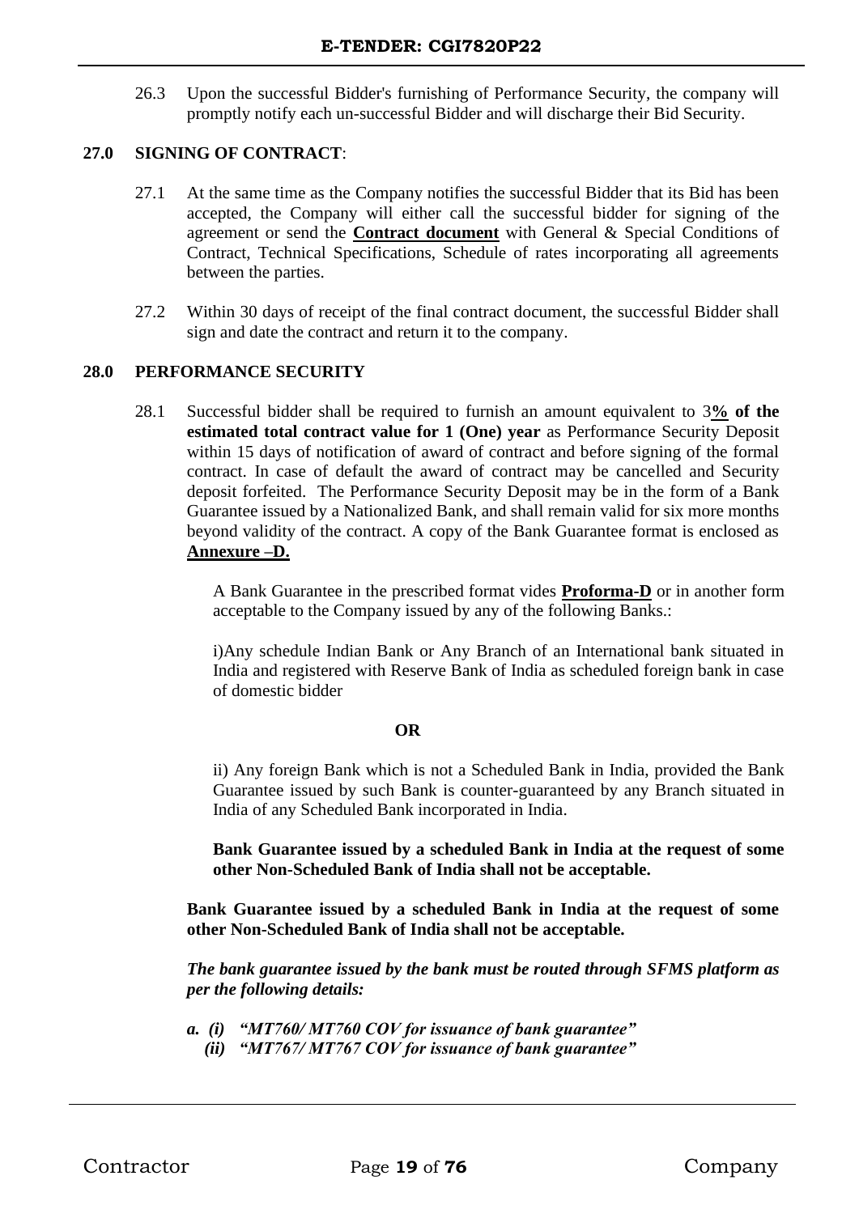26.3 Upon the successful Bidder's furnishing of Performance Security, the company will promptly notify each un-successful Bidder and will discharge their Bid Security.

## 27.0 SIGNING OF CONTRACT:

27.1 At the same time as the Company notifies the successful Bidder that its Bid has been accepted, the Company will either call the successful bidder for signing of the agreement or send the **Contract document** with General & Special Conditions of Contract, Technical Specifications, Schedule of rates incorporating all agreements between the parties.

27.2 Within 30 days of receipt of the final contract document, the successful Bidder shall sign and date the contract and return it to the company.

## 28.0 PERFORMANCE SECURITY

28.1 Successful bidder shall be required to furnish an amount equivalent to 3**% of the estimated total contract value for 1 (One) year** as Performance Security Deposit within 15 days of notification of award of contract and before signing of the formal contract. In case of default the award of contract may be cancelled and Security deposit forfeited. The Performance Security Deposit may be in the form of a Bank Guarantee issued by a Nationalized Bank, and shall remain valid for six more months beyond validity of the contract. A copy of the Bank Guarantee format is enclosed as **Annexure –D.**

A Bank Guarantee in the prescribed format vides **Proforma-D** or in another form acceptable to the Company issued by any of the following Banks.:

i)Any schedule Indian Bank or Any Branch of an International bank situated in India and registered with Reserve Bank of India as scheduled foreign bank in case of domestic bidder

**OR**

ii) Any foreign Bank which is not a Scheduled Bank in India, provided the Bank Guarantee issued by such Bank is counter-guaranteed by any Branch situated in India of any Scheduled Bank incorporated in India.

**Bank Guarantee issued by a scheduled Bank in India at the request of some other Non-Scheduled Bank of India shall not be acceptable.**

**Bank Guarantee issued by a scheduled Bank in India at the request of some other Non-Scheduled Bank of India shall not be acceptable.**

***The bank guarantee issued by the bank must be routed through SFMS platform as per the following details:***

***a. (i) "MT760/ MT760 COV for issuance of bank guarantee"***
***(ii) "MT767/ MT767 COV for issuance of bank guarantee"***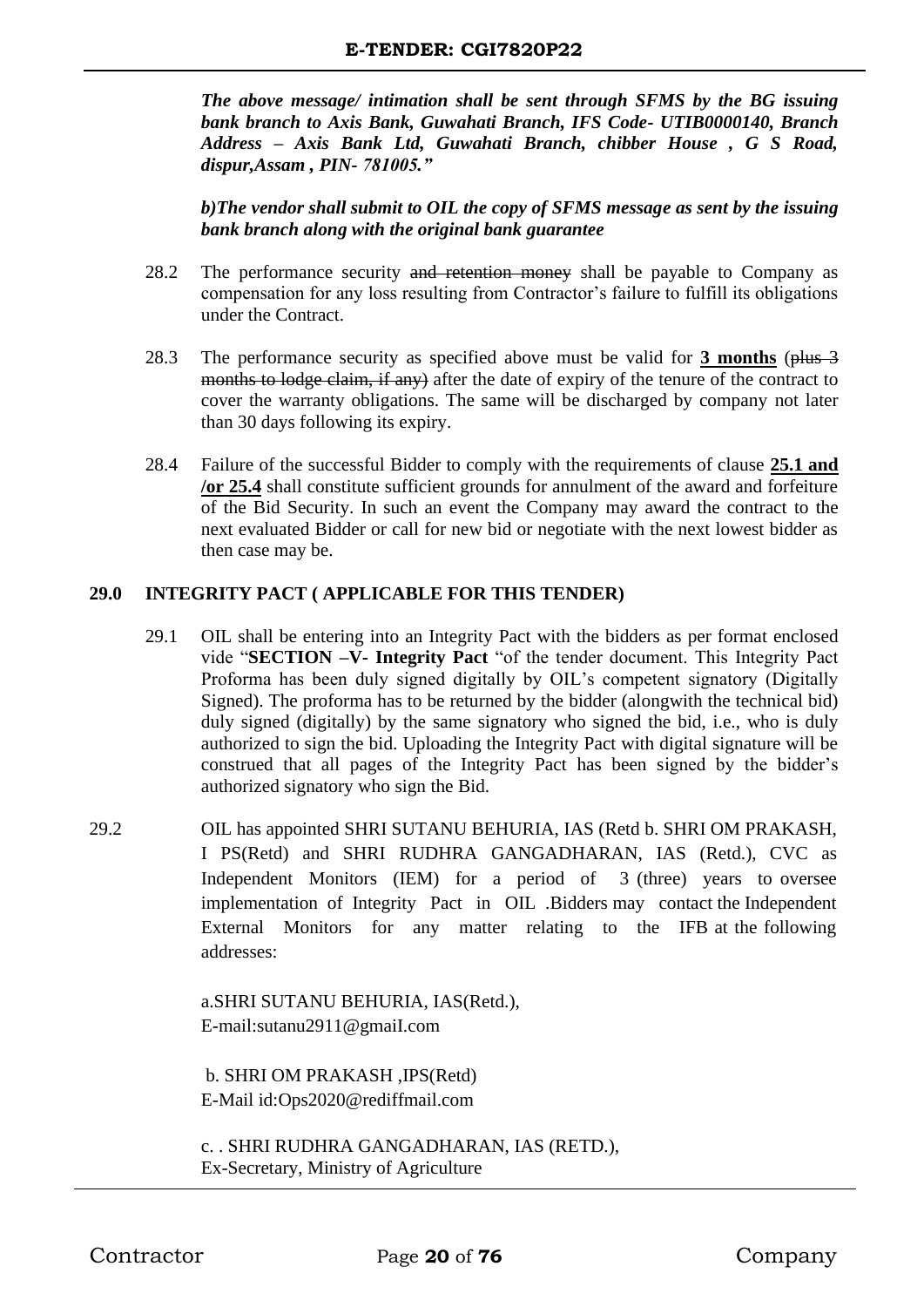***The above message/ intimation shall be sent through SFMS by the BG issuing bank branch to Axis Bank, Guwahati Branch, IFS Code- UTIB0000140, Branch Address – Axis Bank Ltd, Guwahati Branch, chibber House , G S Road, dispur,Assam , PIN- 781005."***

***b)The vendor shall submit to OIL the copy of SFMS message as sent by the issuing bank branch along with the original bank guarantee***

28.2 The performance security ~~and retention money~~ shall be payable to Company as compensation for any loss resulting from Contractor's failure to fulfill its obligations under the Contract.

28.3 The performance security as specified above must be valid for **3 months** (~~plus 3 months to lodge claim, if any)~~ after the date of expiry of the tenure of the contract to cover the warranty obligations. The same will be discharged by company not later than 30 days following its expiry.

28.4 Failure of the successful Bidder to comply with the requirements of clause **25.1 and /or 25.4** shall constitute sufficient grounds for annulment of the award and forfeiture of the Bid Security. In such an event the Company may award the contract to the next evaluated Bidder or call for new bid or negotiate with the next lowest bidder as then case may be.

## 29.0 INTEGRITY PACT ( APPLICABLE FOR THIS TENDER)

29.1 OIL shall be entering into an Integrity Pact with the bidders as per format enclosed vide "**SECTION –V- Integrity Pact** "of the tender document. This Integrity Pact Proforma has been duly signed digitally by OIL's competent signatory (Digitally Signed). The proforma has to be returned by the bidder (alongwith the technical bid) duly signed (digitally) by the same signatory who signed the bid, i.e., who is duly authorized to sign the bid. Uploading the Integrity Pact with digital signature will be construed that all pages of the Integrity Pact has been signed by the bidder's authorized signatory who sign the Bid.

29.2 OIL has appointed SHRI SUTANU BEHURIA, IAS (Retd b. SHRI OM PRAKASH, I PS(Retd) and SHRI RUDHRA GANGADHARAN, IAS (Retd.), CVC as Independent Monitors (IEM) for a period of 3 (three) years to oversee implementation of Integrity Pact in OIL .Bidders may contact the Independent External Monitors for any matter relating to the IFB at the following addresses:

a.SHRI SUTANU BEHURIA, IAS(Retd.),
E-mail:sutanu2911@gmaiI.com

b. SHRI OM PRAKASH ,IPS(Retd)
E-Mail id:Ops2020@rediffmail.com

c. . SHRI RUDHRA GANGADHARAN, IAS (RETD.),
Ex-Secretary, Ministry of Agriculture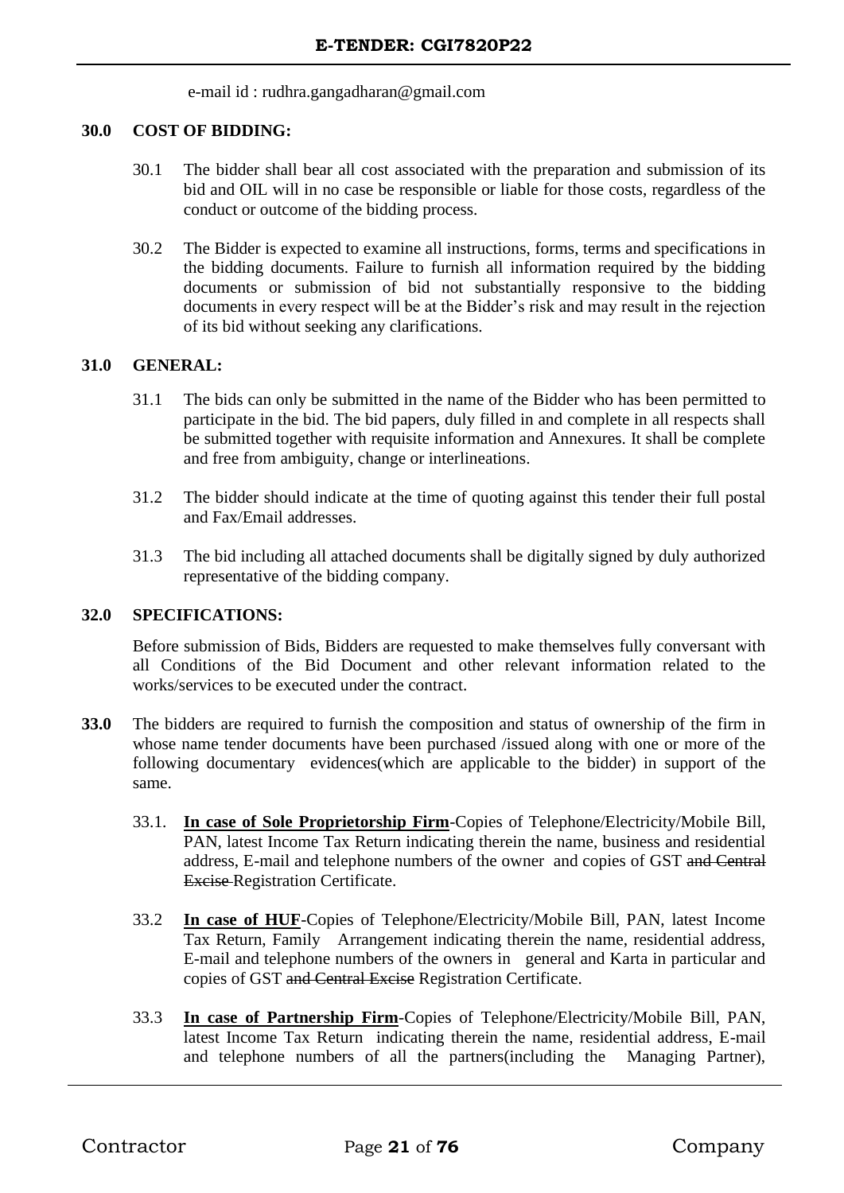e-mail id : rudhra.gangadharan@gmail.com

## 30.0 COST OF BIDDING:

30.1 The bidder shall bear all cost associated with the preparation and submission of its bid and OIL will in no case be responsible or liable for those costs, regardless of the conduct or outcome of the bidding process.

30.2 The Bidder is expected to examine all instructions, forms, terms and specifications in the bidding documents. Failure to furnish all information required by the bidding documents or submission of bid not substantially responsive to the bidding documents in every respect will be at the Bidder's risk and may result in the rejection of its bid without seeking any clarifications.

## 31.0 GENERAL:

31.1 The bids can only be submitted in the name of the Bidder who has been permitted to participate in the bid. The bid papers, duly filled in and complete in all respects shall be submitted together with requisite information and Annexures. It shall be complete and free from ambiguity, change or interlineations.

31.2 The bidder should indicate at the time of quoting against this tender their full postal and Fax/Email addresses.

31.3 The bid including all attached documents shall be digitally signed by duly authorized representative of the bidding company.

## 32.0 SPECIFICATIONS:

Before submission of Bids, Bidders are requested to make themselves fully conversant with all Conditions of the Bid Document and other relevant information related to the works/services to be executed under the contract.

**33.0** The bidders are required to furnish the composition and status of ownership of the firm in whose name tender documents have been purchased /issued along with one or more of the following documentary evidences(which are applicable to the bidder) in support of the same.

33.1. **<u>In case of Sole Proprietorship Firm</u>**-Copies of Telephone/Electricity/Mobile Bill, PAN, latest Income Tax Return indicating therein the name, business and residential address, E-mail and telephone numbers of the owner and copies of GST ~~and Central Excise~~ Registration Certificate.

33.2 **<u>In case of HUF</u>**-Copies of Telephone/Electricity/Mobile Bill, PAN, latest Income Tax Return, Family Arrangement indicating therein the name, residential address, E-mail and telephone numbers of the owners in general and Karta in particular and copies of GST ~~and Central Excise~~ Registration Certificate.

33.3 **<u>In case of Partnership Firm</u>**-Copies of Telephone/Electricity/Mobile Bill, PAN, latest Income Tax Return indicating therein the name, residential address, E-mail and telephone numbers of all the partners(including the Managing Partner),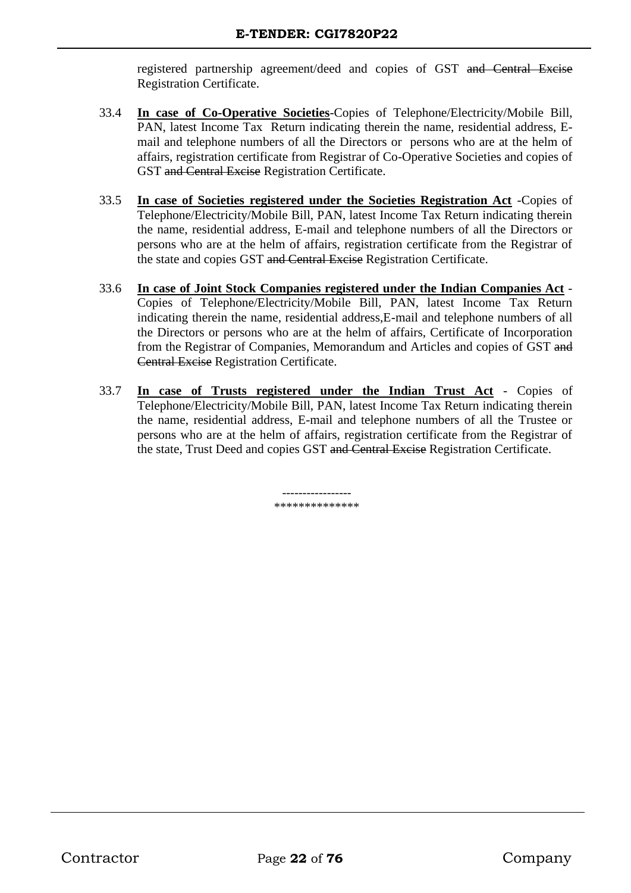registered partnership agreement/deed and copies of GST ~~and Central Excise~~ Registration Certificate.

33.4 **In case of Co-Operative Societies**-Copies of Telephone/Electricity/Mobile Bill, PAN, latest Income Tax Return indicating therein the name, residential address, E-mail and telephone numbers of all the Directors or persons who are at the helm of affairs, registration certificate from Registrar of Co-Operative Societies and copies of GST ~~and Central Excise~~ Registration Certificate.

33.5 **In case of Societies registered under the Societies Registration Act** -Copies of Telephone/Electricity/Mobile Bill, PAN, latest Income Tax Return indicating therein the name, residential address, E-mail and telephone numbers of all the Directors or persons who are at the helm of affairs, registration certificate from the Registrar of the state and copies GST ~~and Central Excise~~ Registration Certificate.

33.6 **In case of Joint Stock Companies registered under the Indian Companies Act** - Copies of Telephone/Electricity/Mobile Bill, PAN, latest Income Tax Return indicating therein the name, residential address,E-mail and telephone numbers of all the Directors or persons who are at the helm of affairs, Certificate of Incorporation from the Registrar of Companies, Memorandum and Articles and copies of GST ~~and Central Excise~~ Registration Certificate.

33.7 **In case of Trusts registered under the Indian Trust Act** - Copies of Telephone/Electricity/Mobile Bill, PAN, latest Income Tax Return indicating therein the name, residential address, E-mail and telephone numbers of all the Trustee or persons who are at the helm of affairs, registration certificate from the Registrar of the state, Trust Deed and copies GST ~~and Central Excise~~ Registration Certificate.

-----------------
**************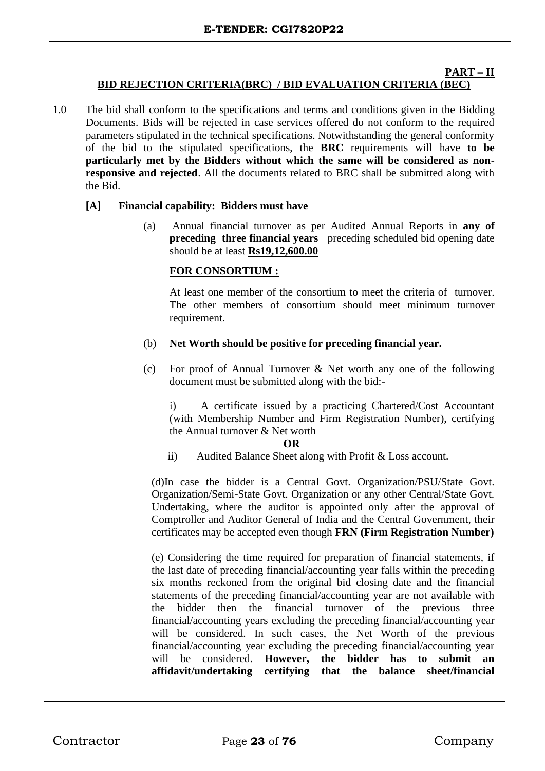## PART – II

## BID REJECTION CRITERIA(BRC) / BID EVALUATION CRITERIA (BEC)

1.0 The bid shall conform to the specifications and terms and conditions given in the Bidding Documents. Bids will be rejected in case services offered do not conform to the required parameters stipulated in the technical specifications. Notwithstanding the general conformity of the bid to the stipulated specifications, the **BRC** requirements will have **to be particularly met by the Bidders without which the same will be considered as non-responsive and rejected**. All the documents related to BRC shall be submitted along with the Bid.

**[A] Financial capability: Bidders must have**

(a) Annual financial turnover as per Audited Annual Reports in **any of preceding three financial years** preceding scheduled bid opening date should be at least **Rs19,12,600.00**

**FOR CONSORTIUM :**

At least one member of the consortium to meet the criteria of turnover. The other members of consortium should meet minimum turnover requirement.

(b) **Net Worth should be positive for preceding financial year.**

(c) For proof of Annual Turnover & Net worth any one of the following document must be submitted along with the bid:-

i) A certificate issued by a practicing Chartered/Cost Accountant (with Membership Number and Firm Registration Number), certifying the Annual turnover & Net worth

**OR**

ii) Audited Balance Sheet along with Profit & Loss account.

(d)In case the bidder is a Central Govt. Organization/PSU/State Govt. Organization/Semi-State Govt. Organization or any other Central/State Govt. Undertaking, where the auditor is appointed only after the approval of Comptroller and Auditor General of India and the Central Government, their certificates may be accepted even though **FRN (Firm Registration Number)**

(e) Considering the time required for preparation of financial statements, if the last date of preceding financial/accounting year falls within the preceding six months reckoned from the original bid closing date and the financial statements of the preceding financial/accounting year are not available with the bidder then the financial turnover of the previous three financial/accounting years excluding the preceding financial/accounting year will be considered. In such cases, the Net Worth of the previous financial/accounting year excluding the preceding financial/accounting year will be considered. **However, the bidder has to submit an affidavit/undertaking certifying that the balance sheet/financial**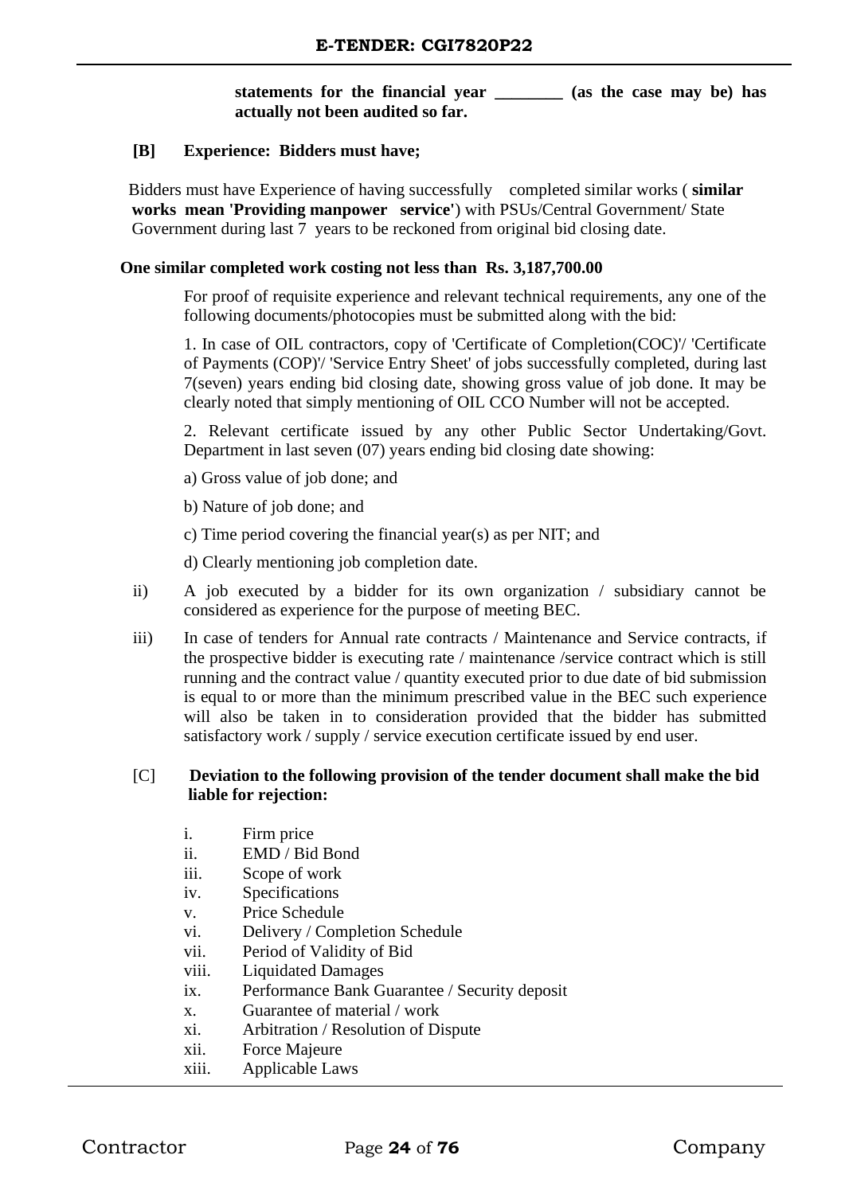**statements for the financial year ________ (as the case may be) has actually not been audited so far.**

**[B] Experience: Bidders must have;**

Bidders must have Experience of having successfully completed similar works ( **similar works mean 'Providing manpower service'**) with PSUs/Central Government/ State Government during last 7 years to be reckoned from original bid closing date.

**One similar completed work costing not less than Rs. 3,187,700.00**

For proof of requisite experience and relevant technical requirements, any one of the following documents/photocopies must be submitted along with the bid:

1. In case of OIL contractors, copy of 'Certificate of Completion(COC)'/ 'Certificate of Payments (COP)'/ 'Service Entry Sheet' of jobs successfully completed, during last 7(seven) years ending bid closing date, showing gross value of job done. It may be clearly noted that simply mentioning of OIL CCO Number will not be accepted.

2. Relevant certificate issued by any other Public Sector Undertaking/Govt. Department in last seven (07) years ending bid closing date showing:

a) Gross value of job done; and

b) Nature of job done; and

c) Time period covering the financial year(s) as per NIT; and

d) Clearly mentioning job completion date.

ii) A job executed by a bidder for its own organization / subsidiary cannot be considered as experience for the purpose of meeting BEC.

iii) In case of tenders for Annual rate contracts / Maintenance and Service contracts, if the prospective bidder is executing rate / maintenance /service contract which is still running and the contract value / quantity executed prior to due date of bid submission is equal to or more than the minimum prescribed value in the BEC such experience will also be taken in to consideration provided that the bidder has submitted satisfactory work / supply / service execution certificate issued by end user.

[C] **Deviation to the following provision of the tender document shall make the bid liable for rejection:**

i. Firm price
ii. EMD / Bid Bond
iii. Scope of work
iv. Specifications
v. Price Schedule
vi. Delivery / Completion Schedule
vii. Period of Validity of Bid
viii. Liquidated Damages
ix. Performance Bank Guarantee / Security deposit
x. Guarantee of material / work
xi. Arbitration / Resolution of Dispute
xii. Force Majeure
xiii. Applicable Laws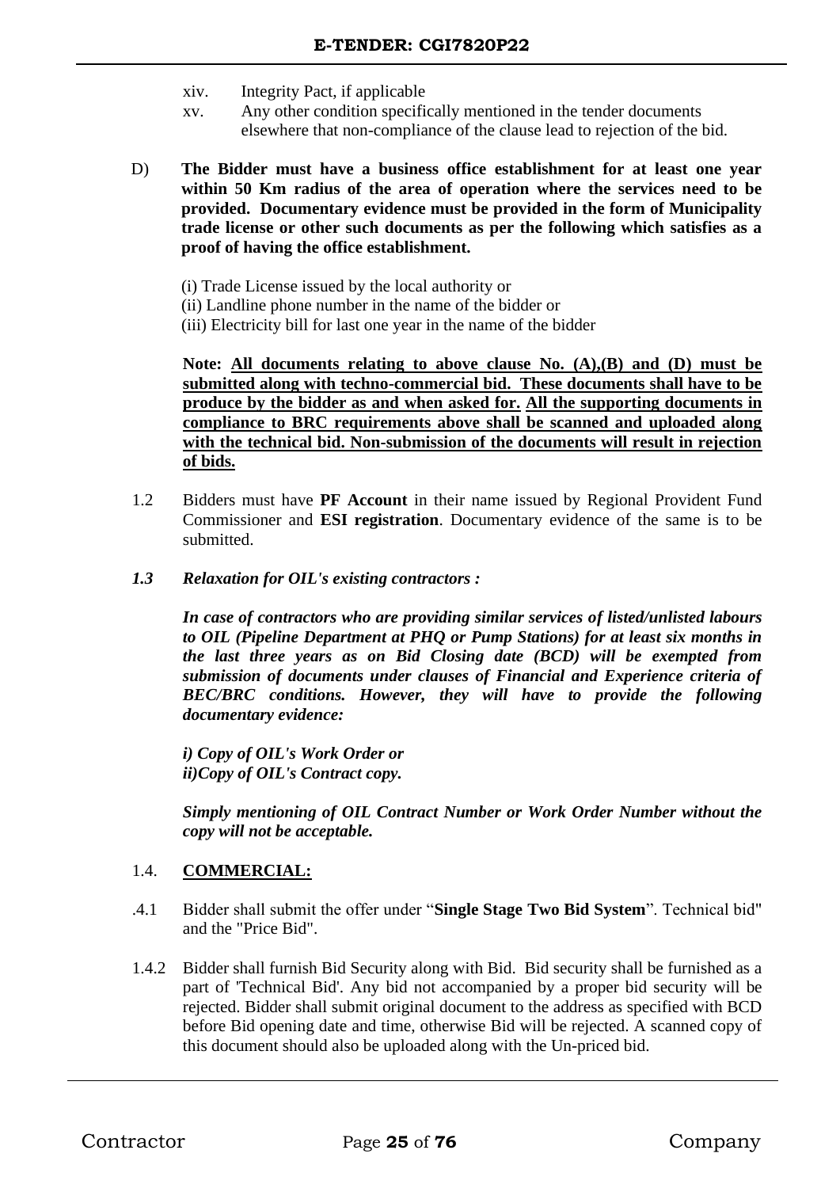xiv. Integrity Pact, if applicable

xv. Any other condition specifically mentioned in the tender documents elsewhere that non-compliance of the clause lead to rejection of the bid.

D) **The Bidder must have a business office establishment for at least one year within 50 Km radius of the area of operation where the services need to be provided. Documentary evidence must be provided in the form of Municipality trade license or other such documents as per the following which satisfies as a proof of having the office establishment.**

(i) Trade License issued by the local authority or
(ii) Landline phone number in the name of the bidder or
(iii) Electricity bill for last one year in the name of the bidder

**Note: <u>All documents relating to above clause No. (A),(B) and (D) must be submitted along with techno-commercial bid. These documents shall have to be produce by the bidder as and when asked for.</u> <u>All the supporting documents in compliance to BRC requirements above shall be scanned and uploaded along with the technical bid. Non-submission of the documents will result in rejection of bids.</u>**

1.2 Bidders must have **PF Account** in their name issued by Regional Provident Fund Commissioner and **ESI registration**. Documentary evidence of the same is to be submitted.

***1.3 Relaxation for OIL's existing contractors :***

***In case of contractors who are providing similar services of listed/unlisted labours to OIL (Pipeline Department at PHQ or Pump Stations) for at least six months in the last three years as on Bid Closing date (BCD) will be exempted from submission of documents under clauses of Financial and Experience criteria of BEC/BRC conditions. However, they will have to provide the following documentary evidence:***

***i) Copy of OIL's Work Order or***
***ii)Copy of OIL's Contract copy.***

***Simply mentioning of OIL Contract Number or Work Order Number without the copy will not be acceptable.***

1.4. **<u>COMMERCIAL:</u>**

.4.1 Bidder shall submit the offer under "**Single Stage Two Bid System**". Technical bid" and the "Price Bid".

1.4.2 Bidder shall furnish Bid Security along with Bid. Bid security shall be furnished as a part of 'Technical Bid'. Any bid not accompanied by a proper bid security will be rejected. Bidder shall submit original document to the address as specified with BCD before Bid opening date and time, otherwise Bid will be rejected. A scanned copy of this document should also be uploaded along with the Un-priced bid.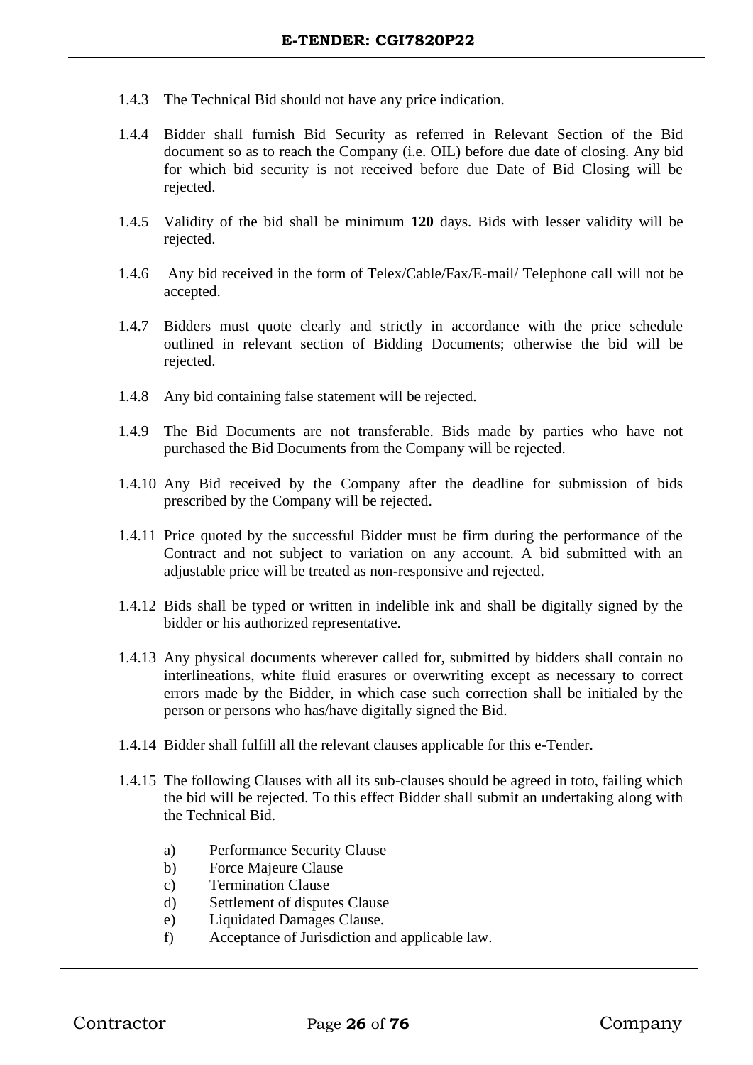1.4.3 The Technical Bid should not have any price indication.

1.4.4 Bidder shall furnish Bid Security as referred in Relevant Section of the Bid document so as to reach the Company (i.e. OIL) before due date of closing. Any bid for which bid security is not received before due Date of Bid Closing will be rejected.

1.4.5 Validity of the bid shall be minimum **120** days. Bids with lesser validity will be rejected.

1.4.6 Any bid received in the form of Telex/Cable/Fax/E-mail/ Telephone call will not be accepted.

1.4.7 Bidders must quote clearly and strictly in accordance with the price schedule outlined in relevant section of Bidding Documents; otherwise the bid will be rejected.

1.4.8 Any bid containing false statement will be rejected.

1.4.9 The Bid Documents are not transferable. Bids made by parties who have not purchased the Bid Documents from the Company will be rejected.

1.4.10 Any Bid received by the Company after the deadline for submission of bids prescribed by the Company will be rejected.

1.4.11 Price quoted by the successful Bidder must be firm during the performance of the Contract and not subject to variation on any account. A bid submitted with an adjustable price will be treated as non-responsive and rejected.

1.4.12 Bids shall be typed or written in indelible ink and shall be digitally signed by the bidder or his authorized representative.

1.4.13 Any physical documents wherever called for, submitted by bidders shall contain no interlineations, white fluid erasures or overwriting except as necessary to correct errors made by the Bidder, in which case such correction shall be initialed by the person or persons who has/have digitally signed the Bid.

1.4.14 Bidder shall fulfill all the relevant clauses applicable for this e-Tender.

1.4.15 The following Clauses with all its sub-clauses should be agreed in toto, failing which the bid will be rejected. To this effect Bidder shall submit an undertaking along with the Technical Bid.

a) Performance Security Clause
b) Force Majeure Clause
c) Termination Clause
d) Settlement of disputes Clause
e) Liquidated Damages Clause.
f) Acceptance of Jurisdiction and applicable law.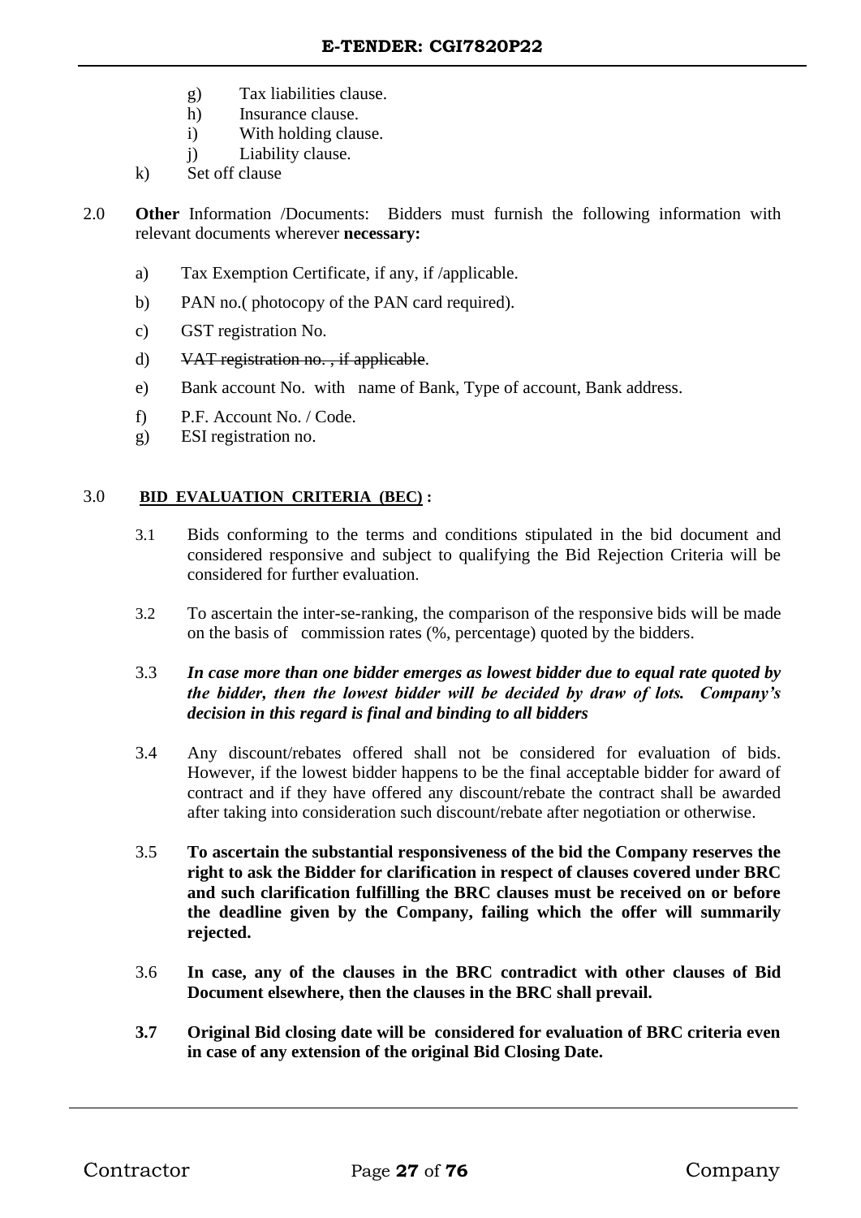g) Tax liabilities clause.

h) Insurance clause.

i) With holding clause.

j) Liability clause.

k) Set off clause

2.0 **Other** Information /Documents: Bidders must furnish the following information with relevant documents wherever **necessary:**

a) Tax Exemption Certificate, if any, if /applicable.

b) PAN no.( photocopy of the PAN card required).

c) GST registration No.

d) ~~VAT registration no. , if applicable~~.

e) Bank account No. with name of Bank, Type of account, Bank address.

f) P.F. Account No. / Code.

g) ESI registration no.

3.0 **BID EVALUATION CRITERIA (BEC) :**

3.1 Bids conforming to the terms and conditions stipulated in the bid document and considered responsive and subject to qualifying the Bid Rejection Criteria will be considered for further evaluation.

3.2 To ascertain the inter-se-ranking, the comparison of the responsive bids will be made on the basis of commission rates (%, percentage) quoted by the bidders.

3.3 ***In case more than one bidder emerges as lowest bidder due to equal rate quoted by the bidder, then the lowest bidder will be decided by draw of lots. Company's decision in this regard is final and binding to all bidders***

3.4 Any discount/rebates offered shall not be considered for evaluation of bids. However, if the lowest bidder happens to be the final acceptable bidder for award of contract and if they have offered any discount/rebate the contract shall be awarded after taking into consideration such discount/rebate after negotiation or otherwise.

3.5 **To ascertain the substantial responsiveness of the bid the Company reserves the right to ask the Bidder for clarification in respect of clauses covered under BRC and such clarification fulfilling the BRC clauses must be received on or before the deadline given by the Company, failing which the offer will summarily rejected.**

3.6 **In case, any of the clauses in the BRC contradict with other clauses of Bid Document elsewhere, then the clauses in the BRC shall prevail.**

**3.7 Original Bid closing date will be considered for evaluation of BRC criteria even in case of any extension of the original Bid Closing Date.**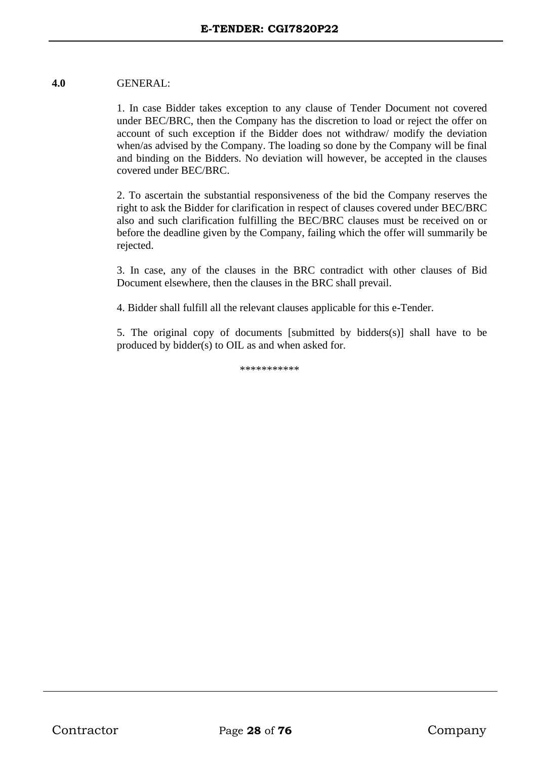**4.0** GENERAL:

1. In case Bidder takes exception to any clause of Tender Document not covered under BEC/BRC, then the Company has the discretion to load or reject the offer on account of such exception if the Bidder does not withdraw/ modify the deviation when/as advised by the Company. The loading so done by the Company will be final and binding on the Bidders. No deviation will however, be accepted in the clauses covered under BEC/BRC.

2. To ascertain the substantial responsiveness of the bid the Company reserves the right to ask the Bidder for clarification in respect of clauses covered under BEC/BRC also and such clarification fulfilling the BEC/BRC clauses must be received on or before the deadline given by the Company, failing which the offer will summarily be rejected.

3. In case, any of the clauses in the BRC contradict with other clauses of Bid Document elsewhere, then the clauses in the BRC shall prevail.

4. Bidder shall fulfill all the relevant clauses applicable for this e-Tender.

5. The original copy of documents [submitted by bidders(s)] shall have to be produced by bidder(s) to OIL as and when asked for.

***********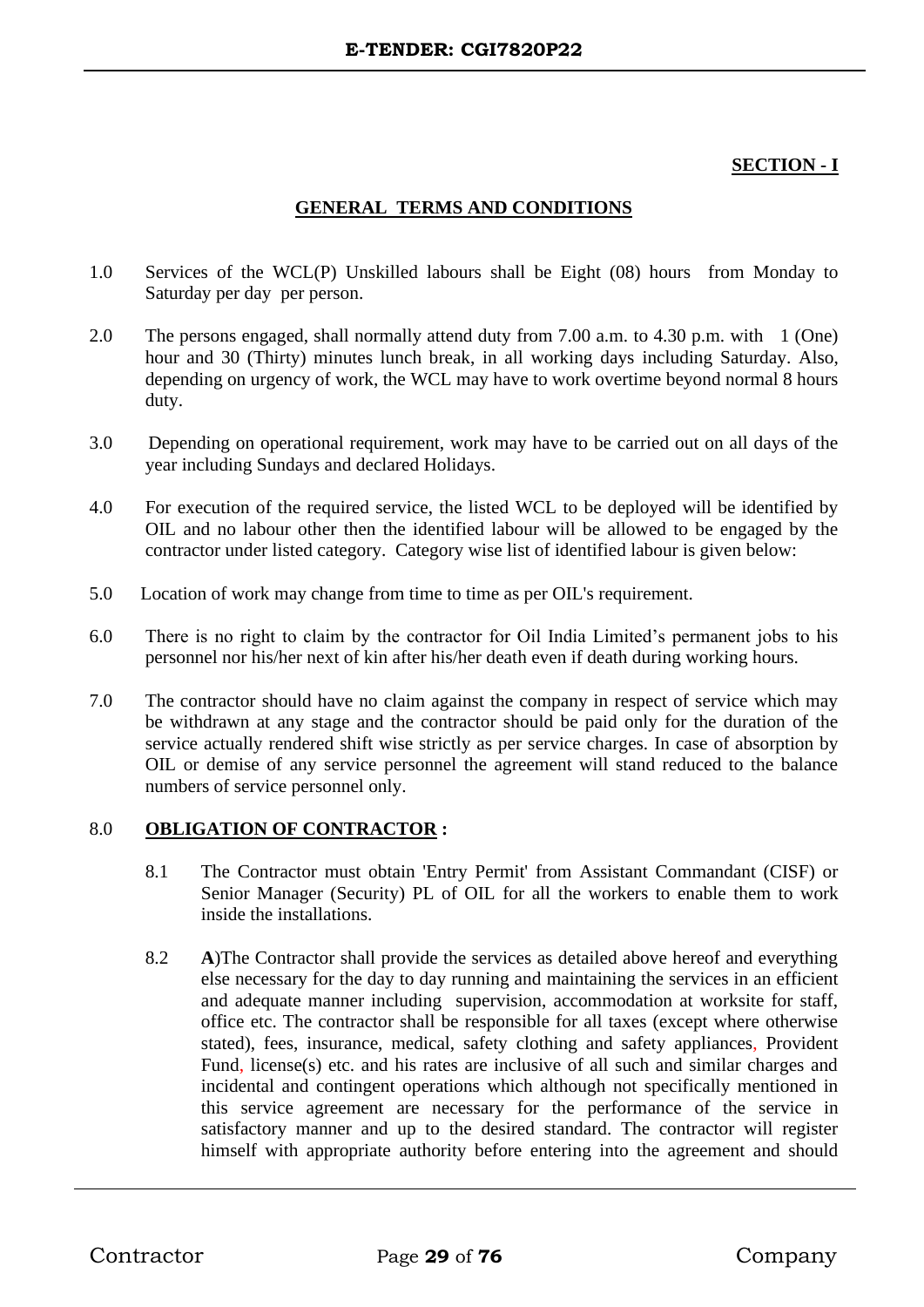**SECTION - I**

**GENERAL TERMS AND CONDITIONS**

1.0 Services of the WCL(P) Unskilled labours shall be Eight (08) hours from Monday to Saturday per day per person.

2.0 The persons engaged, shall normally attend duty from 7.00 a.m. to 4.30 p.m. with 1 (One) hour and 30 (Thirty) minutes lunch break, in all working days including Saturday. Also, depending on urgency of work, the WCL may have to work overtime beyond normal 8 hours duty.

3.0 Depending on operational requirement, work may have to be carried out on all days of the year including Sundays and declared Holidays.

4.0 For execution of the required service, the listed WCL to be deployed will be identified by OIL and no labour other then the identified labour will be allowed to be engaged by the contractor under listed category. Category wise list of identified labour is given below:

5.0 Location of work may change from time to time as per OIL's requirement.

6.0 There is no right to claim by the contractor for Oil India Limited's permanent jobs to his personnel nor his/her next of kin after his/her death even if death during working hours.

7.0 The contractor should have no claim against the company in respect of service which may be withdrawn at any stage and the contractor should be paid only for the duration of the service actually rendered shift wise strictly as per service charges. In case of absorption by OIL or demise of any service personnel the agreement will stand reduced to the balance numbers of service personnel only.

8.0 **OBLIGATION OF CONTRACTOR :**

8.1 The Contractor must obtain 'Entry Permit' from Assistant Commandant (CISF) or Senior Manager (Security) PL of OIL for all the workers to enable them to work inside the installations.

8.2 **A**)The Contractor shall provide the services as detailed above hereof and everything else necessary for the day to day running and maintaining the services in an efficient and adequate manner including supervision, accommodation at worksite for staff, office etc. The contractor shall be responsible for all taxes (except where otherwise stated), fees, insurance, medical, safety clothing and safety appliances, Provident Fund, license(s) etc. and his rates are inclusive of all such and similar charges and incidental and contingent operations which although not specifically mentioned in this service agreement are necessary for the performance of the service in satisfactory manner and up to the desired standard. The contractor will register himself with appropriate authority before entering into the agreement and should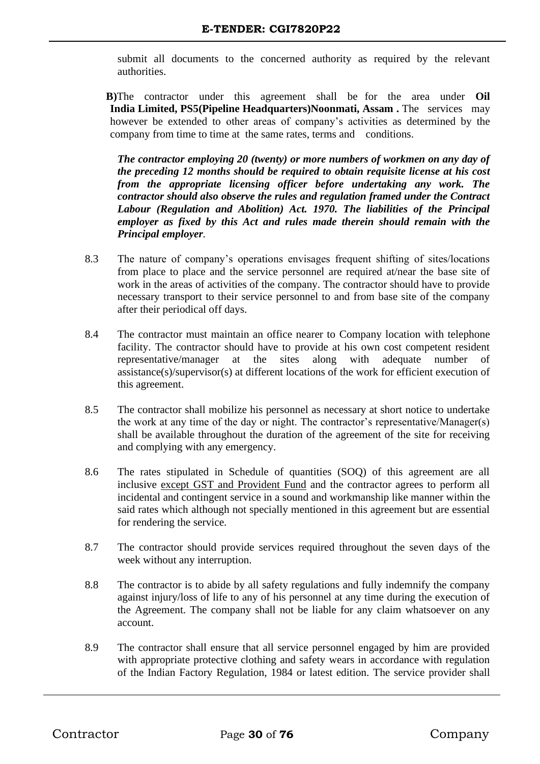submit all documents to the concerned authority as required by the relevant authorities.

**B)**The contractor under this agreement shall be for the area under **Oil India Limited, PS5(Pipeline Headquarters)Noonmati, Assam .** The services may however be extended to other areas of company's activities as determined by the company from time to time at the same rates, terms and conditions.

***The contractor employing 20 (twenty) or more numbers of workmen on any day of the preceding 12 months should be required to obtain requisite license at his cost from the appropriate licensing officer before undertaking any work. The contractor should also observe the rules and regulation framed under the Contract Labour (Regulation and Abolition) Act. 1970. The liabilities of the Principal employer as fixed by this Act and rules made therein should remain with the Principal employer**.*

8.3 The nature of company's operations envisages frequent shifting of sites/locations from place to place and the service personnel are required at/near the base site of work in the areas of activities of the company. The contractor should have to provide necessary transport to their service personnel to and from base site of the company after their periodical off days.

8.4 The contractor must maintain an office nearer to Company location with telephone facility. The contractor should have to provide at his own cost competent resident representative/manager at the sites along with adequate number of assistance(s)/supervisor(s) at different locations of the work for efficient execution of this agreement.

8.5 The contractor shall mobilize his personnel as necessary at short notice to undertake the work at any time of the day or night. The contractor's representative/Manager(s) shall be available throughout the duration of the agreement of the site for receiving and complying with any emergency.

8.6 The rates stipulated in Schedule of quantities (SOQ) of this agreement are all inclusive except GST and Provident Fund and the contractor agrees to perform all incidental and contingent service in a sound and workmanship like manner within the said rates which although not specially mentioned in this agreement but are essential for rendering the service.

8.7 The contractor should provide services required throughout the seven days of the week without any interruption.

8.8 The contractor is to abide by all safety regulations and fully indemnify the company against injury/loss of life to any of his personnel at any time during the execution of the Agreement. The company shall not be liable for any claim whatsoever on any account.

8.9 The contractor shall ensure that all service personnel engaged by him are provided with appropriate protective clothing and safety wears in accordance with regulation of the Indian Factory Regulation, 1984 or latest edition. The service provider shall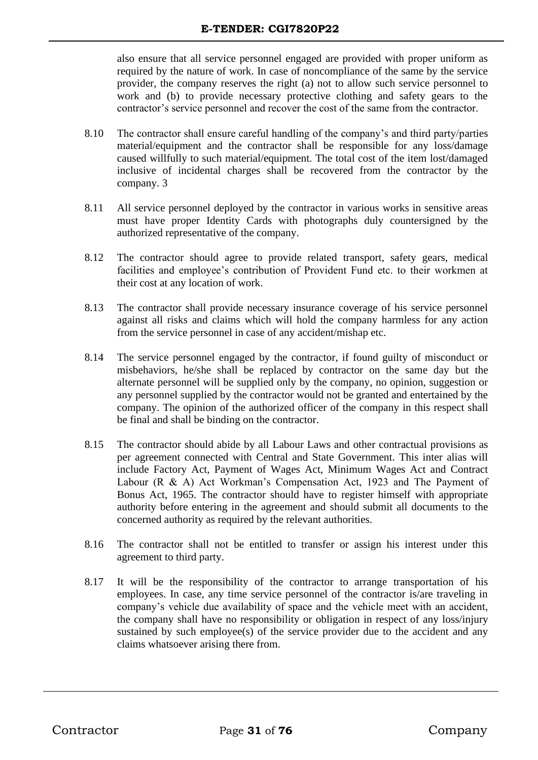also ensure that all service personnel engaged are provided with proper uniform as required by the nature of work. In case of noncompliance of the same by the service provider, the company reserves the right (a) not to allow such service personnel to work and (b) to provide necessary protective clothing and safety gears to the contractor's service personnel and recover the cost of the same from the contractor.

8.10 The contractor shall ensure careful handling of the company's and third party/parties material/equipment and the contractor shall be responsible for any loss/damage caused willfully to such material/equipment. The total cost of the item lost/damaged inclusive of incidental charges shall be recovered from the contractor by the company. 3

8.11 All service personnel deployed by the contractor in various works in sensitive areas must have proper Identity Cards with photographs duly countersigned by the authorized representative of the company.

8.12 The contractor should agree to provide related transport, safety gears, medical facilities and employee's contribution of Provident Fund etc. to their workmen at their cost at any location of work.

8.13 The contractor shall provide necessary insurance coverage of his service personnel against all risks and claims which will hold the company harmless for any action from the service personnel in case of any accident/mishap etc.

8.14 The service personnel engaged by the contractor, if found guilty of misconduct or misbehaviors, he/she shall be replaced by contractor on the same day but the alternate personnel will be supplied only by the company, no opinion, suggestion or any personnel supplied by the contractor would not be granted and entertained by the company. The opinion of the authorized officer of the company in this respect shall be final and shall be binding on the contractor.

8.15 The contractor should abide by all Labour Laws and other contractual provisions as per agreement connected with Central and State Government. This inter alias will include Factory Act, Payment of Wages Act, Minimum Wages Act and Contract Labour (R & A) Act Workman's Compensation Act, 1923 and The Payment of Bonus Act, 1965. The contractor should have to register himself with appropriate authority before entering in the agreement and should submit all documents to the concerned authority as required by the relevant authorities.

8.16 The contractor shall not be entitled to transfer or assign his interest under this agreement to third party.

8.17 It will be the responsibility of the contractor to arrange transportation of his employees. In case, any time service personnel of the contractor is/are traveling in company's vehicle due availability of space and the vehicle meet with an accident, the company shall have no responsibility or obligation in respect of any loss/injury sustained by such employee(s) of the service provider due to the accident and any claims whatsoever arising there from.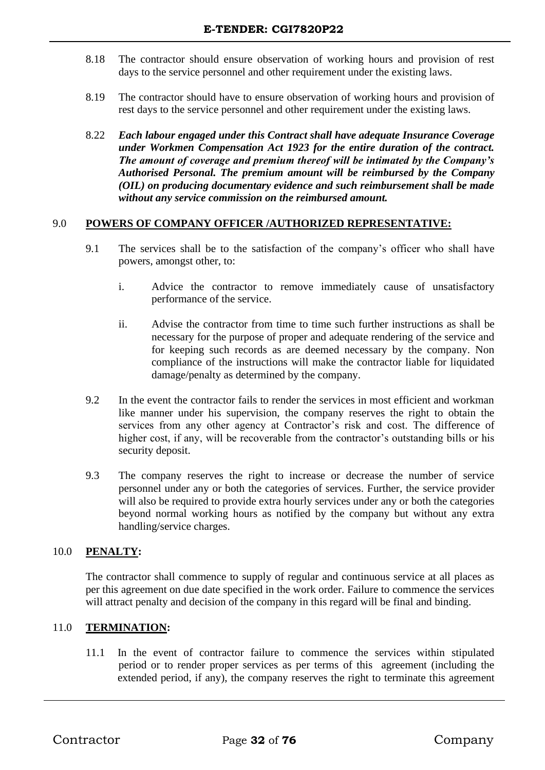8.18 The contractor should ensure observation of working hours and provision of rest days to the service personnel and other requirement under the existing laws.

8.19 The contractor should have to ensure observation of working hours and provision of rest days to the service personnel and other requirement under the existing laws.

8.22 ***Each labour engaged under this Contract shall have adequate Insurance Coverage under Workmen Compensation Act 1923 for the entire duration of the contract. The amount of coverage and premium thereof will be intimated by the Company's Authorised Personal. The premium amount will be reimbursed by the Company (OIL) on producing documentary evidence and such reimbursement shall be made without any service commission on the reimbursed amount.***

## 9.0 POWERS OF COMPANY OFFICER /AUTHORIZED REPRESENTATIVE:

9.1 The services shall be to the satisfaction of the company's officer who shall have powers, amongst other, to:

i. Advice the contractor to remove immediately cause of unsatisfactory performance of the service.

ii. Advise the contractor from time to time such further instructions as shall be necessary for the purpose of proper and adequate rendering of the service and for keeping such records as are deemed necessary by the company. Non compliance of the instructions will make the contractor liable for liquidated damage/penalty as determined by the company.

9.2 In the event the contractor fails to render the services in most efficient and workman like manner under his supervision, the company reserves the right to obtain the services from any other agency at Contractor's risk and cost. The difference of higher cost, if any, will be recoverable from the contractor's outstanding bills or his security deposit.

9.3 The company reserves the right to increase or decrease the number of service personnel under any or both the categories of services. Further, the service provider will also be required to provide extra hourly services under any or both the categories beyond normal working hours as notified by the company but without any extra handling/service charges.

## 10.0 PENALTY:

The contractor shall commence to supply of regular and continuous service at all places as per this agreement on due date specified in the work order. Failure to commence the services will attract penalty and decision of the company in this regard will be final and binding.

## 11.0 TERMINATION:

11.1 In the event of contractor failure to commence the services within stipulated period or to render proper services as per terms of this agreement (including the extended period, if any), the company reserves the right to terminate this agreement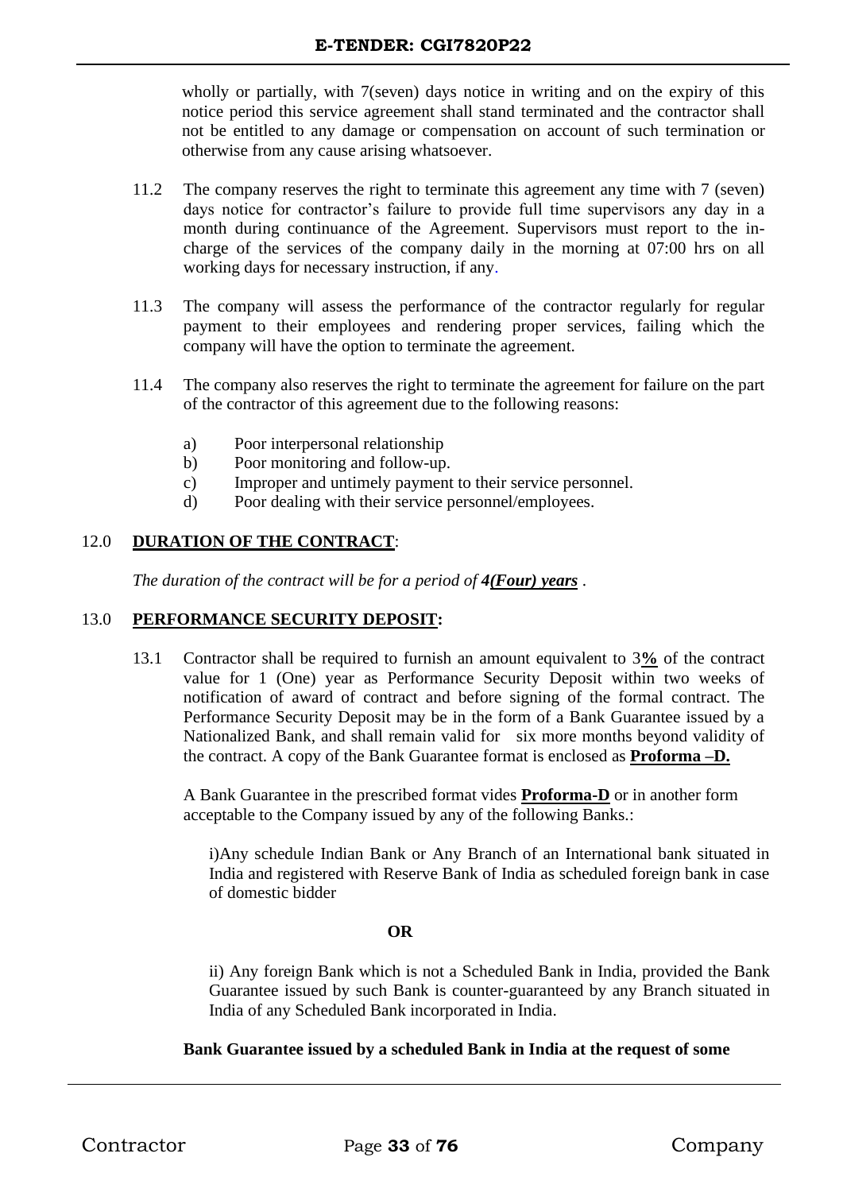wholly or partially, with 7(seven) days notice in writing and on the expiry of this notice period this service agreement shall stand terminated and the contractor shall not be entitled to any damage or compensation on account of such termination or otherwise from any cause arising whatsoever.

11.2 The company reserves the right to terminate this agreement any time with 7 (seven) days notice for contractor's failure to provide full time supervisors any day in a month during continuance of the Agreement. Supervisors must report to the in-charge of the services of the company daily in the morning at 07:00 hrs on all working days for necessary instruction, if any.

11.3 The company will assess the performance of the contractor regularly for regular payment to their employees and rendering proper services, failing which the company will have the option to terminate the agreement.

11.4 The company also reserves the right to terminate the agreement for failure on the part of the contractor of this agreement due to the following reasons:

a) Poor interpersonal relationship
b) Poor monitoring and follow-up.
c) Improper and untimely payment to their service personnel.
d) Poor dealing with their service personnel/employees.

## 12.0 **DURATION OF THE CONTRACT**:

*The duration of the contract will be for a period of **4(Four) years** .*

## 13.0 **PERFORMANCE SECURITY DEPOSIT:**

13.1 Contractor shall be required to furnish an amount equivalent to 3**%** of the contract value for 1 (One) year as Performance Security Deposit within two weeks of notification of award of contract and before signing of the formal contract. The Performance Security Deposit may be in the form of a Bank Guarantee issued by a Nationalized Bank, and shall remain valid for six more months beyond validity of the contract. A copy of the Bank Guarantee format is enclosed as **Proforma –D.**

A Bank Guarantee in the prescribed format vides **Proforma-D** or in another form acceptable to the Company issued by any of the following Banks.:

i)Any schedule Indian Bank or Any Branch of an International bank situated in India and registered with Reserve Bank of India as scheduled foreign bank in case of domestic bidder

**OR**

ii) Any foreign Bank which is not a Scheduled Bank in India, provided the Bank Guarantee issued by such Bank is counter-guaranteed by any Branch situated in India of any Scheduled Bank incorporated in India.

**Bank Guarantee issued by a scheduled Bank in India at the request of some**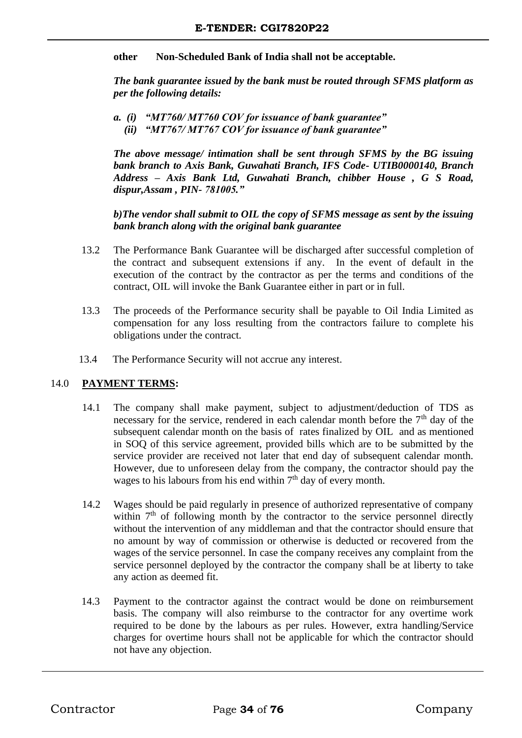**other Non-Scheduled Bank of India shall not be acceptable.**

***The bank guarantee issued by the bank must be routed through SFMS platform as per the following details:***

***a. (i) "MT760/ MT760 COV for issuance of bank guarantee"***
***(ii) "MT767/ MT767 COV for issuance of bank guarantee"***

***The above message/ intimation shall be sent through SFMS by the BG issuing bank branch to Axis Bank, Guwahati Branch, IFS Code- UTIB0000140, Branch Address – Axis Bank Ltd, Guwahati Branch, chibber House , G S Road, dispur,Assam , PIN- 781005."***

***b)The vendor shall submit to OIL the copy of SFMS message as sent by the issuing bank branch along with the original bank guarantee***

13.2 The Performance Bank Guarantee will be discharged after successful completion of the contract and subsequent extensions if any. In the event of default in the execution of the contract by the contractor as per the terms and conditions of the contract, OIL will invoke the Bank Guarantee either in part or in full.

13.3 The proceeds of the Performance security shall be payable to Oil India Limited as compensation for any loss resulting from the contractors failure to complete his obligations under the contract.

13.4 The Performance Security will not accrue any interest.

## 14.0 PAYMENT TERMS:

14.1 The company shall make payment, subject to adjustment/deduction of TDS as necessary for the service, rendered in each calendar month before the 7th day of the subsequent calendar month on the basis of rates finalized by OIL and as mentioned in SOQ of this service agreement, provided bills which are to be submitted by the service provider are received not later that end day of subsequent calendar month. However, due to unforeseen delay from the company, the contractor should pay the wages to his labours from his end within 7th day of every month.

14.2 Wages should be paid regularly in presence of authorized representative of company within 7th of following month by the contractor to the service personnel directly without the intervention of any middleman and that the contractor should ensure that no amount by way of commission or otherwise is deducted or recovered from the wages of the service personnel. In case the company receives any complaint from the service personnel deployed by the contractor the company shall be at liberty to take any action as deemed fit.

14.3 Payment to the contractor against the contract would be done on reimbursement basis. The company will also reimburse to the contractor for any overtime work required to be done by the labours as per rules. However, extra handling/Service charges for overtime hours shall not be applicable for which the contractor should not have any objection.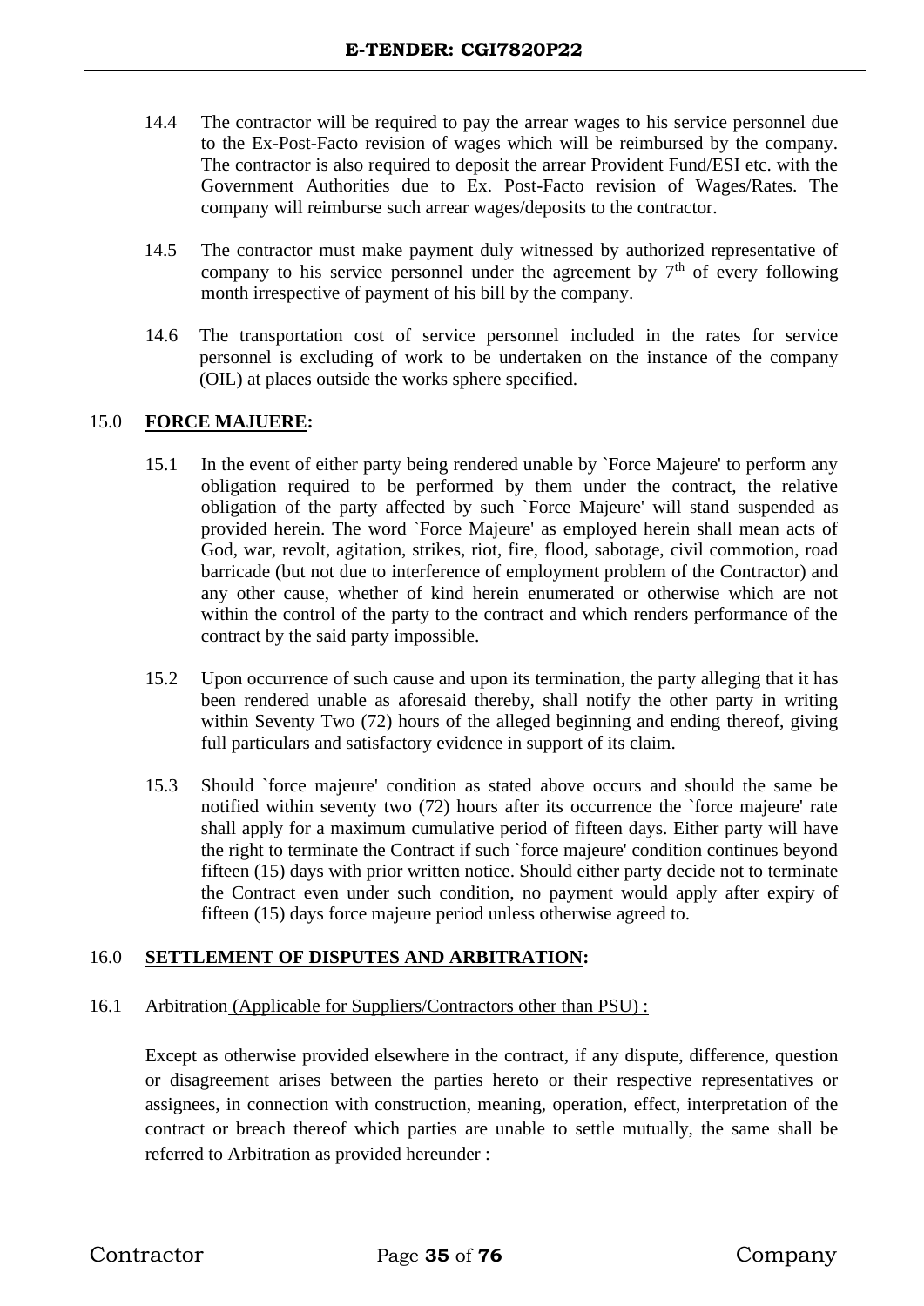14.4 The contractor will be required to pay the arrear wages to his service personnel due to the Ex-Post-Facto revision of wages which will be reimbursed by the company. The contractor is also required to deposit the arrear Provident Fund/ESI etc. with the Government Authorities due to Ex. Post-Facto revision of Wages/Rates. The company will reimburse such arrear wages/deposits to the contractor.

14.5 The contractor must make payment duly witnessed by authorized representative of company to his service personnel under the agreement by 7th of every following month irrespective of payment of his bill by the company.

14.6 The transportation cost of service personnel included in the rates for service personnel is excluding of work to be undertaken on the instance of the company (OIL) at places outside the works sphere specified.

## 15.0 **FORCE MAJUERE:**

15.1 In the event of either party being rendered unable by `Force Majeure' to perform any obligation required to be performed by them under the contract, the relative obligation of the party affected by such `Force Majeure' will stand suspended as provided herein. The word `Force Majeure' as employed herein shall mean acts of God, war, revolt, agitation, strikes, riot, fire, flood, sabotage, civil commotion, road barricade (but not due to interference of employment problem of the Contractor) and any other cause, whether of kind herein enumerated or otherwise which are not within the control of the party to the contract and which renders performance of the contract by the said party impossible.

15.2 Upon occurrence of such cause and upon its termination, the party alleging that it has been rendered unable as aforesaid thereby, shall notify the other party in writing within Seventy Two (72) hours of the alleged beginning and ending thereof, giving full particulars and satisfactory evidence in support of its claim.

15.3 Should `force majeure' condition as stated above occurs and should the same be notified within seventy two (72) hours after its occurrence the `force majeure' rate shall apply for a maximum cumulative period of fifteen days. Either party will have the right to terminate the Contract if such `force majeure' condition continues beyond fifteen (15) days with prior written notice. Should either party decide not to terminate the Contract even under such condition, no payment would apply after expiry of fifteen (15) days force majeure period unless otherwise agreed to.

## 16.0 **SETTLEMENT OF DISPUTES AND ARBITRATION:**

16.1 Arbitration (Applicable for Suppliers/Contractors other than PSU) :

Except as otherwise provided elsewhere in the contract, if any dispute, difference, question or disagreement arises between the parties hereto or their respective representatives or assignees, in connection with construction, meaning, operation, effect, interpretation of the contract or breach thereof which parties are unable to settle mutually, the same shall be referred to Arbitration as provided hereunder :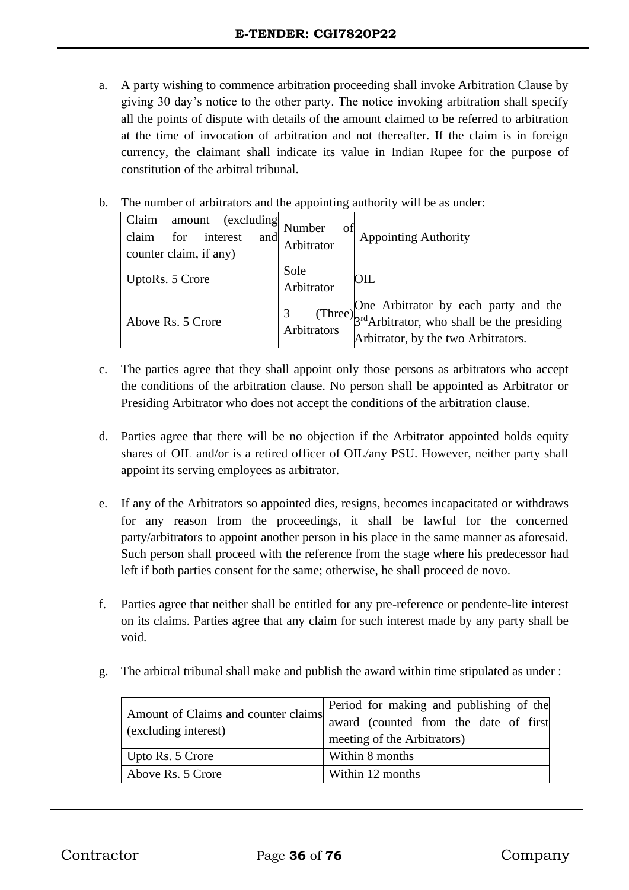a. A party wishing to commence arbitration proceeding shall invoke Arbitration Clause by giving 30 day's notice to the other party. The notice invoking arbitration shall specify all the points of dispute with details of the amount claimed to be referred to arbitration at the time of invocation of arbitration and not thereafter. If the claim is in foreign currency, the claimant shall indicate its value in Indian Rupee for the purpose of constitution of the arbitral tribunal.

b. The number of arbitrators and the appointing authority will be as under:

| Claim amount (excluding claim for interest and counter claim, if any) | Number of Arbitrator | Appointing Authority |
|---|---|---|
| UptoRs. 5 Crore | Sole Arbitrator | OIL |
| Above Rs. 5 Crore | 3 (Three) Arbitrators | One Arbitrator by each party and the 3rd Arbitrator, who shall be the presiding Arbitrator, by the two Arbitrators. |

c. The parties agree that they shall appoint only those persons as arbitrators who accept the conditions of the arbitration clause. No person shall be appointed as Arbitrator or Presiding Arbitrator who does not accept the conditions of the arbitration clause.

d. Parties agree that there will be no objection if the Arbitrator appointed holds equity shares of OIL and/or is a retired officer of OIL/any PSU. However, neither party shall appoint its serving employees as arbitrator.

e. If any of the Arbitrators so appointed dies, resigns, becomes incapacitated or withdraws for any reason from the proceedings, it shall be lawful for the concerned party/arbitrators to appoint another person in his place in the same manner as aforesaid. Such person shall proceed with the reference from the stage where his predecessor had left if both parties consent for the same; otherwise, he shall proceed de novo.

f. Parties agree that neither shall be entitled for any pre-reference or pendente-lite interest on its claims. Parties agree that any claim for such interest made by any party shall be void.

g. The arbitral tribunal shall make and publish the award within time stipulated as under :

| Amount of Claims and counter claims (excluding interest) | Period for making and publishing of the award (counted from the date of first meeting of the Arbitrators) |
|---|---|
| Upto Rs. 5 Crore | Within 8 months |
| Above Rs. 5 Crore | Within 12 months |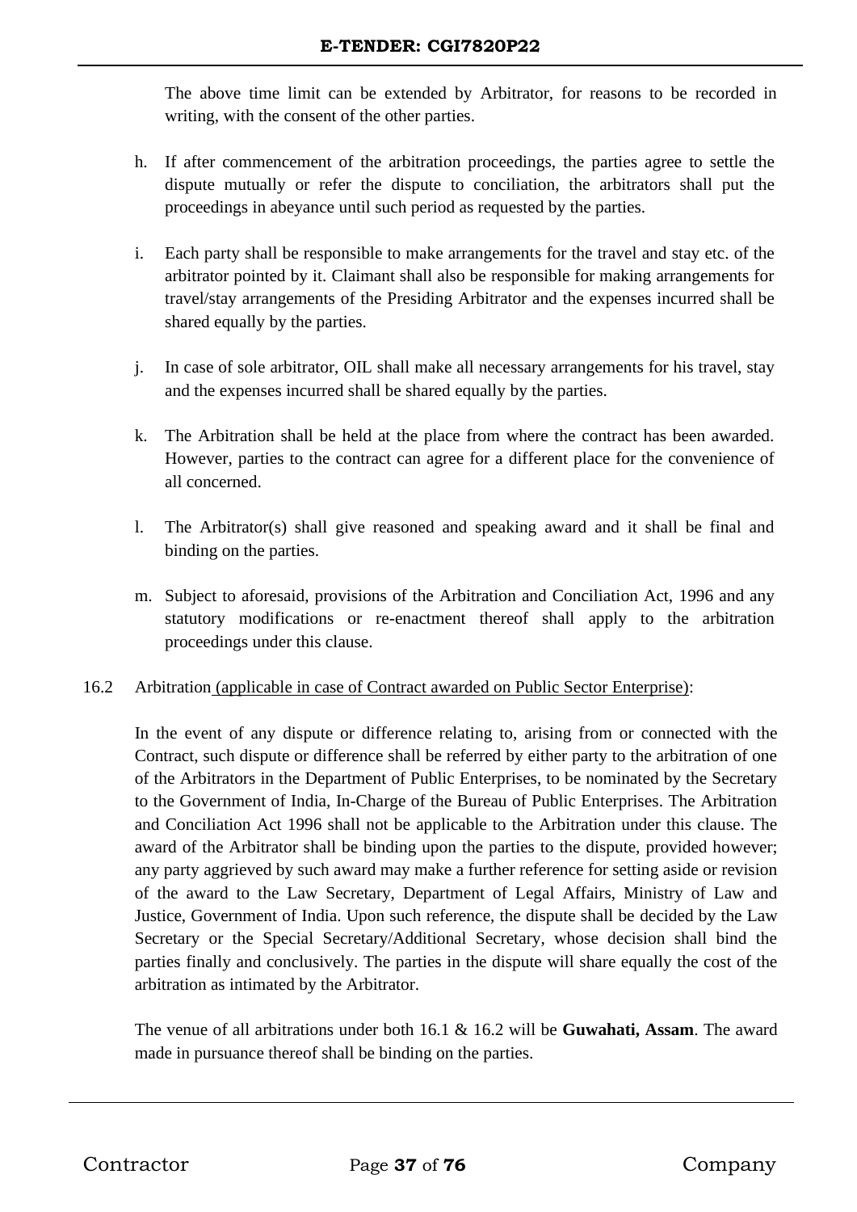The above time limit can be extended by Arbitrator, for reasons to be recorded in writing, with the consent of the other parties.

h. If after commencement of the arbitration proceedings, the parties agree to settle the dispute mutually or refer the dispute to conciliation, the arbitrators shall put the proceedings in abeyance until such period as requested by the parties.

i. Each party shall be responsible to make arrangements for the travel and stay etc. of the arbitrator pointed by it. Claimant shall also be responsible for making arrangements for travel/stay arrangements of the Presiding Arbitrator and the expenses incurred shall be shared equally by the parties.

j. In case of sole arbitrator, OIL shall make all necessary arrangements for his travel, stay and the expenses incurred shall be shared equally by the parties.

k. The Arbitration shall be held at the place from where the contract has been awarded. However, parties to the contract can agree for a different place for the convenience of all concerned.

l. The Arbitrator(s) shall give reasoned and speaking award and it shall be final and binding on the parties.

m. Subject to aforesaid, provisions of the Arbitration and Conciliation Act, 1996 and any statutory modifications or re-enactment thereof shall apply to the arbitration proceedings under this clause.

16.2 Arbitration (applicable in case of Contract awarded on Public Sector Enterprise):

In the event of any dispute or difference relating to, arising from or connected with the Contract, such dispute or difference shall be referred by either party to the arbitration of one of the Arbitrators in the Department of Public Enterprises, to be nominated by the Secretary to the Government of India, In-Charge of the Bureau of Public Enterprises. The Arbitration and Conciliation Act 1996 shall not be applicable to the Arbitration under this clause. The award of the Arbitrator shall be binding upon the parties to the dispute, provided however; any party aggrieved by such award may make a further reference for setting aside or revision of the award to the Law Secretary, Department of Legal Affairs, Ministry of Law and Justice, Government of India. Upon such reference, the dispute shall be decided by the Law Secretary or the Special Secretary/Additional Secretary, whose decision shall bind the parties finally and conclusively. The parties in the dispute will share equally the cost of the arbitration as intimated by the Arbitrator.

The venue of all arbitrations under both 16.1 & 16.2 will be **Guwahati, Assam**. The award made in pursuance thereof shall be binding on the parties.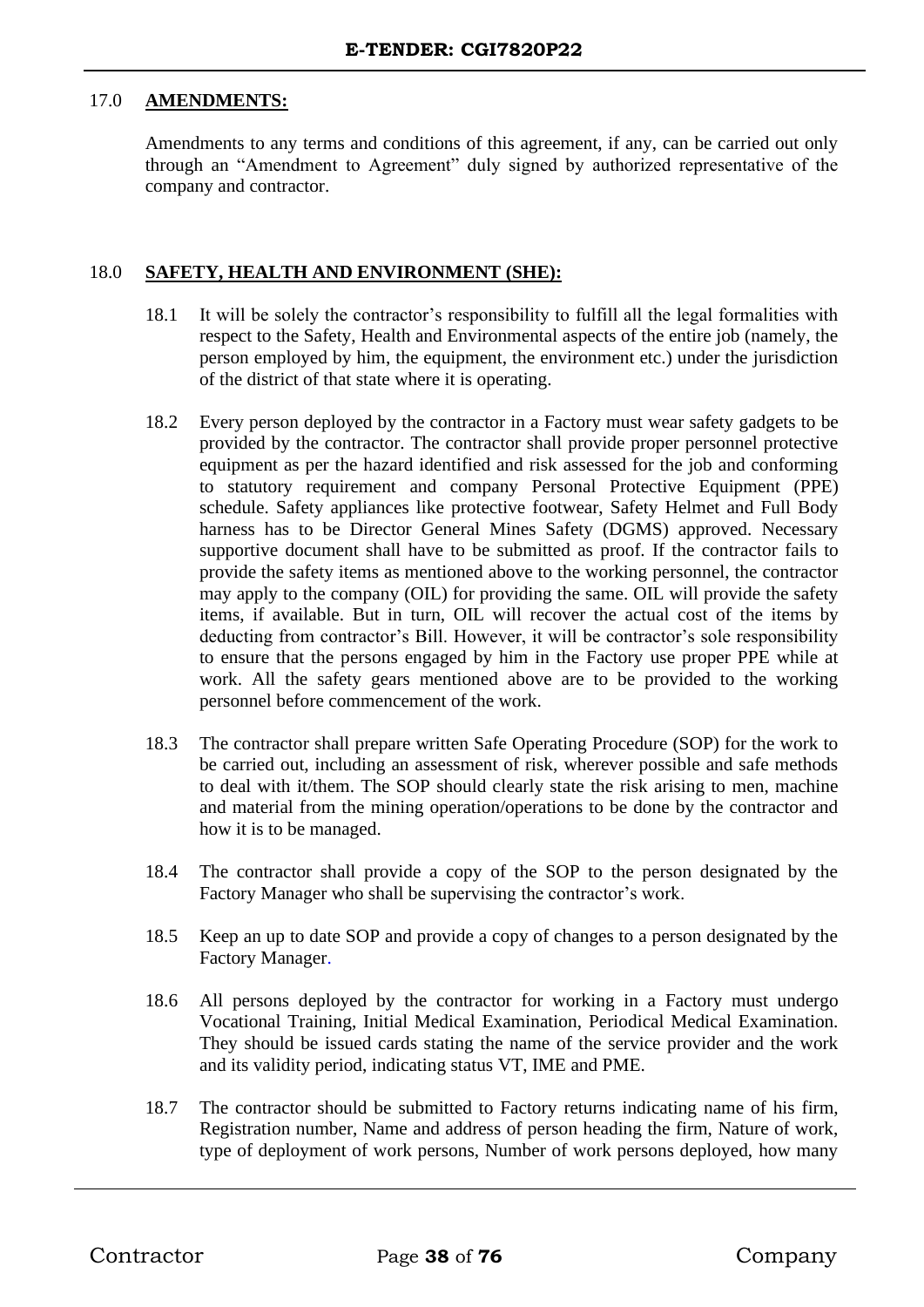## 17.0 AMENDMENTS:

Amendments to any terms and conditions of this agreement, if any, can be carried out only through an "Amendment to Agreement" duly signed by authorized representative of the company and contractor.

## 18.0 SAFETY, HEALTH AND ENVIRONMENT (SHE):

18.1 It will be solely the contractor's responsibility to fulfill all the legal formalities with respect to the Safety, Health and Environmental aspects of the entire job (namely, the person employed by him, the equipment, the environment etc.) under the jurisdiction of the district of that state where it is operating.

18.2 Every person deployed by the contractor in a Factory must wear safety gadgets to be provided by the contractor. The contractor shall provide proper personnel protective equipment as per the hazard identified and risk assessed for the job and conforming to statutory requirement and company Personal Protective Equipment (PPE) schedule. Safety appliances like protective footwear, Safety Helmet and Full Body harness has to be Director General Mines Safety (DGMS) approved. Necessary supportive document shall have to be submitted as proof. If the contractor fails to provide the safety items as mentioned above to the working personnel, the contractor may apply to the company (OIL) for providing the same. OIL will provide the safety items, if available. But in turn, OIL will recover the actual cost of the items by deducting from contractor's Bill. However, it will be contractor's sole responsibility to ensure that the persons engaged by him in the Factory use proper PPE while at work. All the safety gears mentioned above are to be provided to the working personnel before commencement of the work.

18.3 The contractor shall prepare written Safe Operating Procedure (SOP) for the work to be carried out, including an assessment of risk, wherever possible and safe methods to deal with it/them. The SOP should clearly state the risk arising to men, machine and material from the mining operation/operations to be done by the contractor and how it is to be managed.

18.4 The contractor shall provide a copy of the SOP to the person designated by the Factory Manager who shall be supervising the contractor's work.

18.5 Keep an up to date SOP and provide a copy of changes to a person designated by the Factory Manager.

18.6 All persons deployed by the contractor for working in a Factory must undergo Vocational Training, Initial Medical Examination, Periodical Medical Examination. They should be issued cards stating the name of the service provider and the work and its validity period, indicating status VT, IME and PME.

18.7 The contractor should be submitted to Factory returns indicating name of his firm, Registration number, Name and address of person heading the firm, Nature of work, type of deployment of work persons, Number of work persons deployed, how many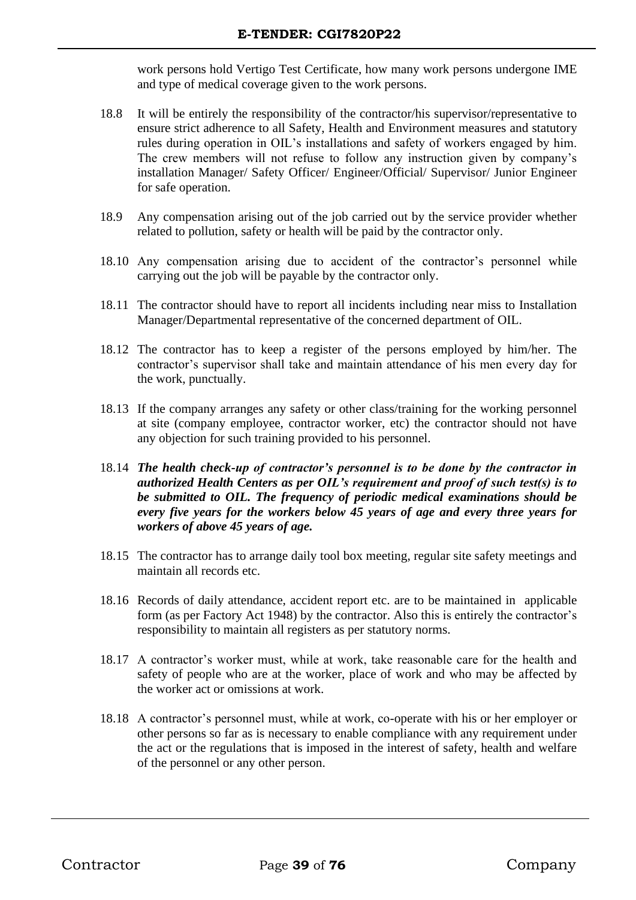work persons hold Vertigo Test Certificate, how many work persons undergone IME and type of medical coverage given to the work persons.

18.8 It will be entirely the responsibility of the contractor/his supervisor/representative to ensure strict adherence to all Safety, Health and Environment measures and statutory rules during operation in OIL's installations and safety of workers engaged by him. The crew members will not refuse to follow any instruction given by company's installation Manager/ Safety Officer/ Engineer/Official/ Supervisor/ Junior Engineer for safe operation.

18.9 Any compensation arising out of the job carried out by the service provider whether related to pollution, safety or health will be paid by the contractor only.

18.10 Any compensation arising due to accident of the contractor's personnel while carrying out the job will be payable by the contractor only.

18.11 The contractor should have to report all incidents including near miss to Installation Manager/Departmental representative of the concerned department of OIL.

18.12 The contractor has to keep a register of the persons employed by him/her. The contractor's supervisor shall take and maintain attendance of his men every day for the work, punctually.

18.13 If the company arranges any safety or other class/training for the working personnel at site (company employee, contractor worker, etc) the contractor should not have any objection for such training provided to his personnel.

18.14 ***The health check-up of contractor's personnel is to be done by the contractor in authorized Health Centers as per OIL's requirement and proof of such test(s) is to be submitted to OIL. The frequency of periodic medical examinations should be every five years for the workers below 45 years of age and every three years for workers of above 45 years of age.***

18.15 The contractor has to arrange daily tool box meeting, regular site safety meetings and maintain all records etc.

18.16 Records of daily attendance, accident report etc. are to be maintained in applicable form (as per Factory Act 1948) by the contractor. Also this is entirely the contractor's responsibility to maintain all registers as per statutory norms.

18.17 A contractor's worker must, while at work, take reasonable care for the health and safety of people who are at the worker, place of work and who may be affected by the worker act or omissions at work.

18.18 A contractor's personnel must, while at work, co-operate with his or her employer or other persons so far as is necessary to enable compliance with any requirement under the act or the regulations that is imposed in the interest of safety, health and welfare of the personnel or any other person.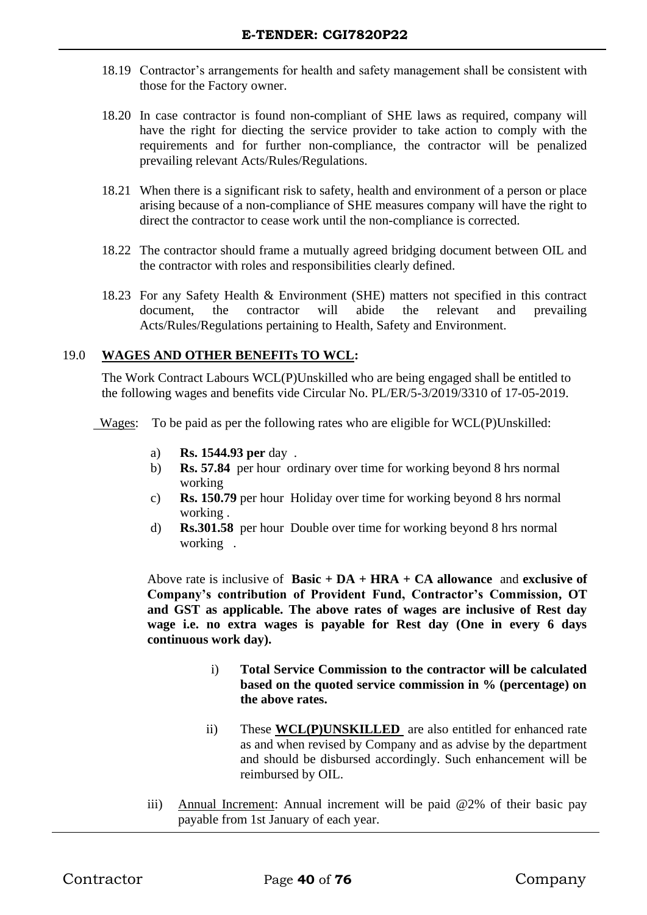18.19 Contractor's arrangements for health and safety management shall be consistent with those for the Factory owner.

18.20 In case contractor is found non-compliant of SHE laws as required, company will have the right for diecting the service provider to take action to comply with the requirements and for further non-compliance, the contractor will be penalized prevailing relevant Acts/Rules/Regulations.

18.21 When there is a significant risk to safety, health and environment of a person or place arising because of a non-compliance of SHE measures company will have the right to direct the contractor to cease work until the non-compliance is corrected.

18.22 The contractor should frame a mutually agreed bridging document between OIL and the contractor with roles and responsibilities clearly defined.

18.23 For any Safety Health & Environment (SHE) matters not specified in this contract document, the contractor will abide the relevant and prevailing Acts/Rules/Regulations pertaining to Health, Safety and Environment.

## 19.0 WAGES AND OTHER BENEFITs TO WCL:

The Work Contract Labours WCL(P)Unskilled who are being engaged shall be entitled to the following wages and benefits vide Circular No. PL/ER/5-3/2019/3310 of 17-05-2019.

Wages: To be paid as per the following rates who are eligible for WCL(P)Unskilled:

a) **Rs. 1544.93 per** day .
b) **Rs. 57.84** per hour ordinary over time for working beyond 8 hrs normal working
c) **Rs. 150.79** per hour Holiday over time for working beyond 8 hrs normal working .
d) **Rs.301.58** per hour Double over time for working beyond 8 hrs normal working .

Above rate is inclusive of **Basic + DA + HRA + CA allowance** and **exclusive of Company's contribution of Provident Fund, Contractor's Commission, OT and GST as applicable. The above rates of wages are inclusive of Rest day wage i.e. no extra wages is payable for Rest day (One in every 6 days continuous work day).**

i) **Total Service Commission to the contractor will be calculated based on the quoted service commission in % (percentage) on the above rates.**

ii) These **WCL(P)UNSKILLED** are also entitled for enhanced rate as and when revised by Company and as advise by the department and should be disbursed accordingly. Such enhancement will be reimbursed by OIL.

iii) Annual Increment: Annual increment will be paid @2% of their basic pay payable from 1st January of each year.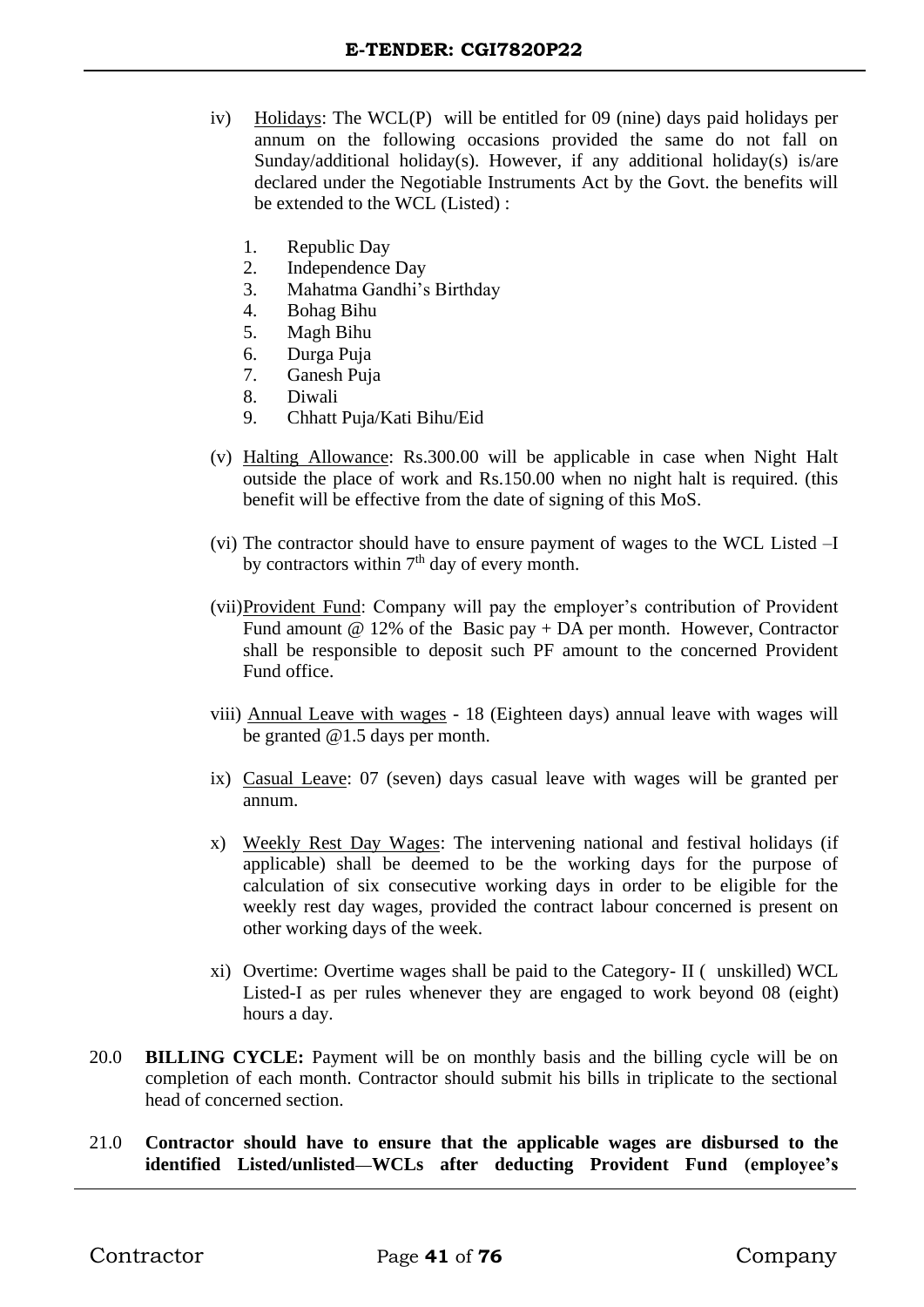iv) Holidays: The WCL(P) will be entitled for 09 (nine) days paid holidays per annum on the following occasions provided the same do not fall on Sunday/additional holiday(s). However, if any additional holiday(s) is/are declared under the Negotiable Instruments Act by the Govt. the benefits will be extended to the WCL (Listed) :

1. Republic Day
2. Independence Day
3. Mahatma Gandhi's Birthday
4. Bohag Bihu
5. Magh Bihu
6. Durga Puja
7. Ganesh Puja
8. Diwali
9. Chhatt Puja/Kati Bihu/Eid

(v) Halting Allowance: Rs.300.00 will be applicable in case when Night Halt outside the place of work and Rs.150.00 when no night halt is required. (this benefit will be effective from the date of signing of this MoS.

(vi) The contractor should have to ensure payment of wages to the WCL Listed –I by contractors within 7th day of every month.

(vii) Provident Fund: Company will pay the employer's contribution of Provident Fund amount @ 12% of the Basic pay + DA per month. However, Contractor shall be responsible to deposit such PF amount to the concerned Provident Fund office.

viii) Annual Leave with wages - 18 (Eighteen days) annual leave with wages will be granted @1.5 days per month.

ix) Casual Leave: 07 (seven) days casual leave with wages will be granted per annum.

x) Weekly Rest Day Wages: The intervening national and festival holidays (if applicable) shall be deemed to be the working days for the purpose of calculation of six consecutive working days in order to be eligible for the weekly rest day wages, provided the contract labour concerned is present on other working days of the week.

xi) Overtime: Overtime wages shall be paid to the Category- II ( unskilled) WCL Listed-I as per rules whenever they are engaged to work beyond 08 (eight) hours a day.

20.0 **BILLING CYCLE:** Payment will be on monthly basis and the billing cycle will be on completion of each month. Contractor should submit his bills in triplicate to the sectional head of concerned section.

21.0 **Contractor should have to ensure that the applicable wages are disbursed to the identified Listed/unlisted—WCLs after deducting Provident Fund (employee's**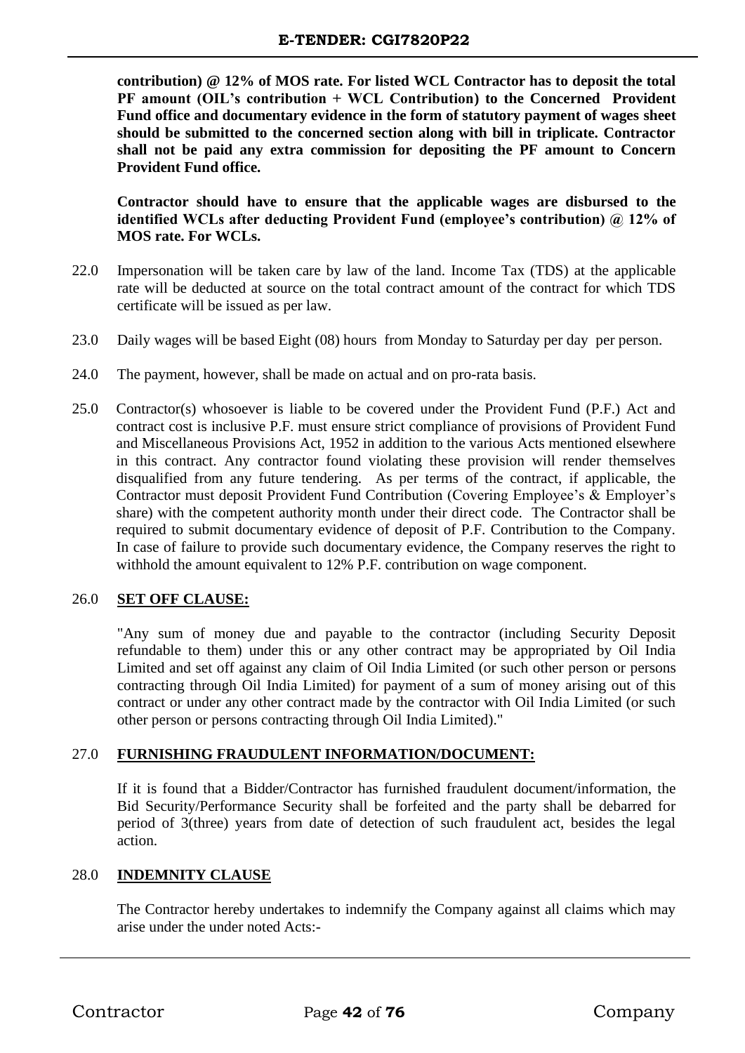**contribution) @ 12% of MOS rate. For listed WCL Contractor has to deposit the total PF amount (OIL's contribution + WCL Contribution) to the Concerned Provident Fund office and documentary evidence in the form of statutory payment of wages sheet should be submitted to the concerned section along with bill in triplicate. Contractor shall not be paid any extra commission for depositing the PF amount to Concern Provident Fund office.**

**Contractor should have to ensure that the applicable wages are disbursed to the identified WCLs after deducting Provident Fund (employee's contribution) @ 12% of MOS rate. For WCLs.**

22.0 Impersonation will be taken care by law of the land. Income Tax (TDS) at the applicable rate will be deducted at source on the total contract amount of the contract for which TDS certificate will be issued as per law.

23.0 Daily wages will be based Eight (08) hours from Monday to Saturday per day per person.

24.0 The payment, however, shall be made on actual and on pro-rata basis.

25.0 Contractor(s) whosoever is liable to be covered under the Provident Fund (P.F.) Act and contract cost is inclusive P.F. must ensure strict compliance of provisions of Provident Fund and Miscellaneous Provisions Act, 1952 in addition to the various Acts mentioned elsewhere in this contract. Any contractor found violating these provision will render themselves disqualified from any future tendering. As per terms of the contract, if applicable, the Contractor must deposit Provident Fund Contribution (Covering Employee's & Employer's share) with the competent authority month under their direct code. The Contractor shall be required to submit documentary evidence of deposit of P.F. Contribution to the Company. In case of failure to provide such documentary evidence, the Company reserves the right to withhold the amount equivalent to 12% P.F. contribution on wage component.

## 26.0 SET OFF CLAUSE:

"Any sum of money due and payable to the contractor (including Security Deposit refundable to them) under this or any other contract may be appropriated by Oil India Limited and set off against any claim of Oil India Limited (or such other person or persons contracting through Oil India Limited) for payment of a sum of money arising out of this contract or under any other contract made by the contractor with Oil India Limited (or such other person or persons contracting through Oil India Limited)."

## 27.0 FURNISHING FRAUDULENT INFORMATION/DOCUMENT:

If it is found that a Bidder/Contractor has furnished fraudulent document/information, the Bid Security/Performance Security shall be forfeited and the party shall be debarred for period of 3(three) years from date of detection of such fraudulent act, besides the legal action.

## 28.0 INDEMNITY CLAUSE

The Contractor hereby undertakes to indemnify the Company against all claims which may arise under the under noted Acts:-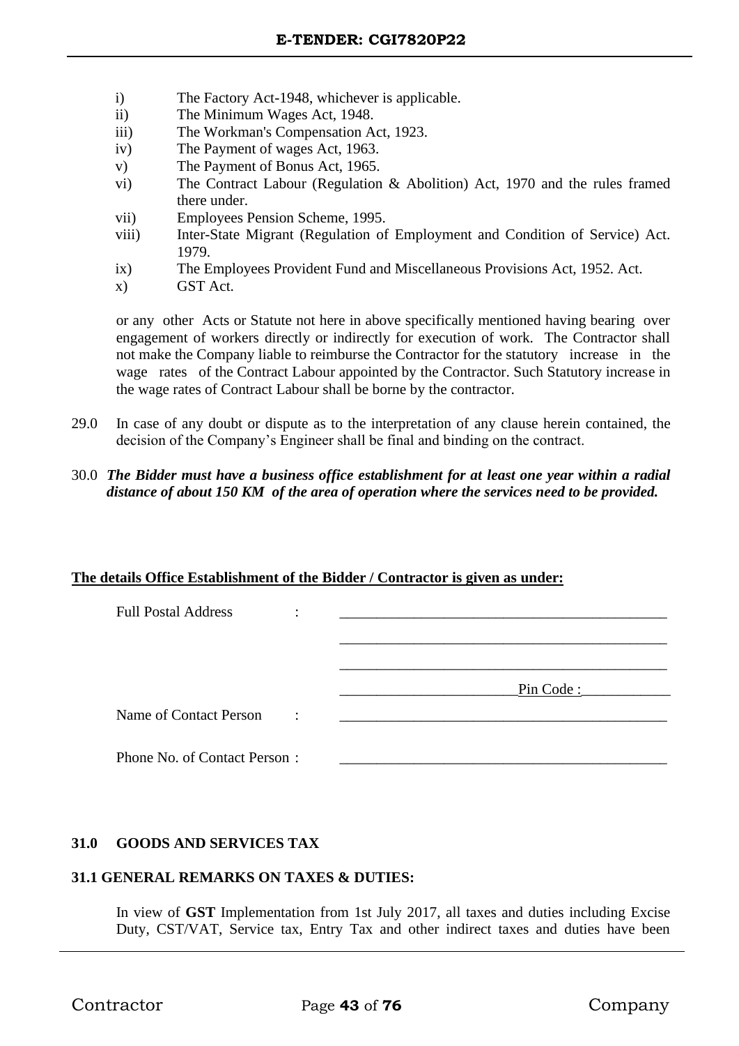i) The Factory Act-1948, whichever is applicable.
ii) The Minimum Wages Act, 1948.
iii) The Workman's Compensation Act, 1923.
iv) The Payment of wages Act, 1963.
v) The Payment of Bonus Act, 1965.
vi) The Contract Labour (Regulation & Abolition) Act, 1970 and the rules framed there under.
vii) Employees Pension Scheme, 1995.
viii) Inter-State Migrant (Regulation of Employment and Condition of Service) Act. 1979.
ix) The Employees Provident Fund and Miscellaneous Provisions Act, 1952. Act.
x) GST Act.

or any other Acts or Statute not here in above specifically mentioned having bearing over engagement of workers directly or indirectly for execution of work. The Contractor shall not make the Company liable to reimburse the Contractor for the statutory increase in the wage rates of the Contract Labour appointed by the Contractor. Such Statutory increase in the wage rates of Contract Labour shall be borne by the contractor.

29.0 In case of any doubt or dispute as to the interpretation of any clause herein contained, the decision of the Company's Engineer shall be final and binding on the contract.

30.0 ***The Bidder must have a business office establishment for at least one year within a radial distance of about 150 KM of the area of operation where the services need to be provided.***

**The details Office Establishment of the Bidder / Contractor is given as under:**

Full Postal Address : ____________________________________________

____________________________________________

____________________________________________

________________________Pin Code :____________

Name of Contact Person : ____________________________________________

Phone No. of Contact Person : ____________________________________________

**31.0 GOODS AND SERVICES TAX**

**31.1 GENERAL REMARKS ON TAXES & DUTIES:**

In view of **GST** Implementation from 1st July 2017, all taxes and duties including Excise Duty, CST/VAT, Service tax, Entry Tax and other indirect taxes and duties have been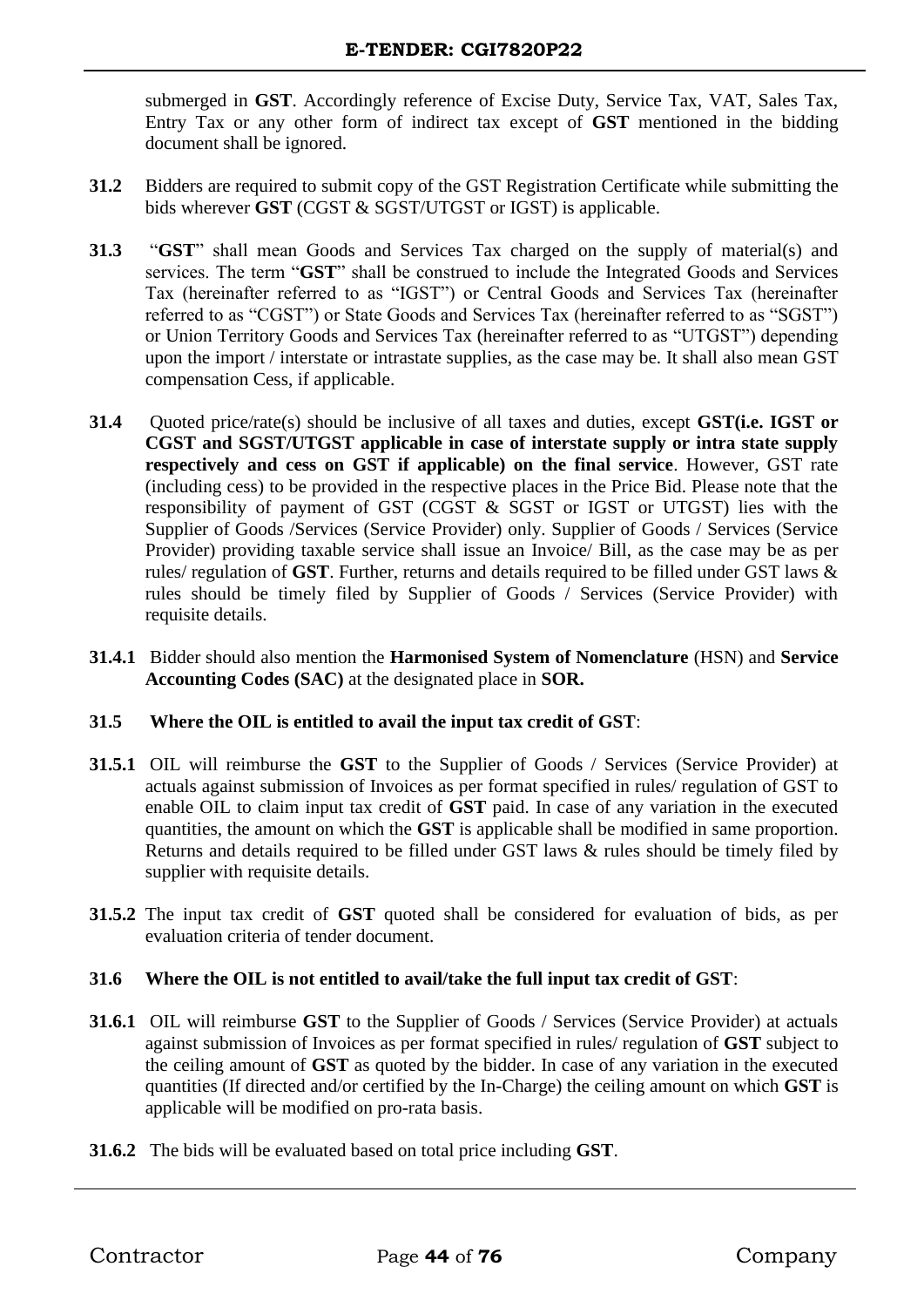submerged in **GST**. Accordingly reference of Excise Duty, Service Tax, VAT, Sales Tax, Entry Tax or any other form of indirect tax except of **GST** mentioned in the bidding document shall be ignored.

**31.2** Bidders are required to submit copy of the GST Registration Certificate while submitting the bids wherever **GST** (CGST & SGST/UTGST or IGST) is applicable.

**31.3** "**GST**" shall mean Goods and Services Tax charged on the supply of material(s) and services. The term "**GST**" shall be construed to include the Integrated Goods and Services Tax (hereinafter referred to as "IGST") or Central Goods and Services Tax (hereinafter referred to as "CGST") or State Goods and Services Tax (hereinafter referred to as "SGST") or Union Territory Goods and Services Tax (hereinafter referred to as "UTGST") depending upon the import / interstate or intrastate supplies, as the case may be. It shall also mean GST compensation Cess, if applicable.

**31.4** Quoted price/rate(s) should be inclusive of all taxes and duties, except **GST(i.e. IGST or CGST and SGST/UTGST applicable in case of interstate supply or intra state supply respectively and cess on GST if applicable) on the final service**. However, GST rate (including cess) to be provided in the respective places in the Price Bid. Please note that the responsibility of payment of GST (CGST & SGST or IGST or UTGST) lies with the Supplier of Goods /Services (Service Provider) only. Supplier of Goods / Services (Service Provider) providing taxable service shall issue an Invoice/ Bill, as the case may be as per rules/ regulation of **GST**. Further, returns and details required to be filled under GST laws & rules should be timely filed by Supplier of Goods / Services (Service Provider) with requisite details.

**31.4.1** Bidder should also mention the **Harmonised System of Nomenclature** (HSN) and **Service Accounting Codes (SAC)** at the designated place in **SOR.**

**31.5 Where the OIL is entitled to avail the input tax credit of GST**:

**31.5.1** OIL will reimburse the **GST** to the Supplier of Goods / Services (Service Provider) at actuals against submission of Invoices as per format specified in rules/ regulation of GST to enable OIL to claim input tax credit of **GST** paid. In case of any variation in the executed quantities, the amount on which the **GST** is applicable shall be modified in same proportion. Returns and details required to be filled under GST laws & rules should be timely filed by supplier with requisite details.

**31.5.2** The input tax credit of **GST** quoted shall be considered for evaluation of bids, as per evaluation criteria of tender document.

**31.6 Where the OIL is not entitled to avail/take the full input tax credit of GST**:

**31.6.1** OIL will reimburse **GST** to the Supplier of Goods / Services (Service Provider) at actuals against submission of Invoices as per format specified in rules/ regulation of **GST** subject to the ceiling amount of **GST** as quoted by the bidder. In case of any variation in the executed quantities (If directed and/or certified by the In-Charge) the ceiling amount on which **GST** is applicable will be modified on pro-rata basis.

**31.6.2** The bids will be evaluated based on total price including **GST**.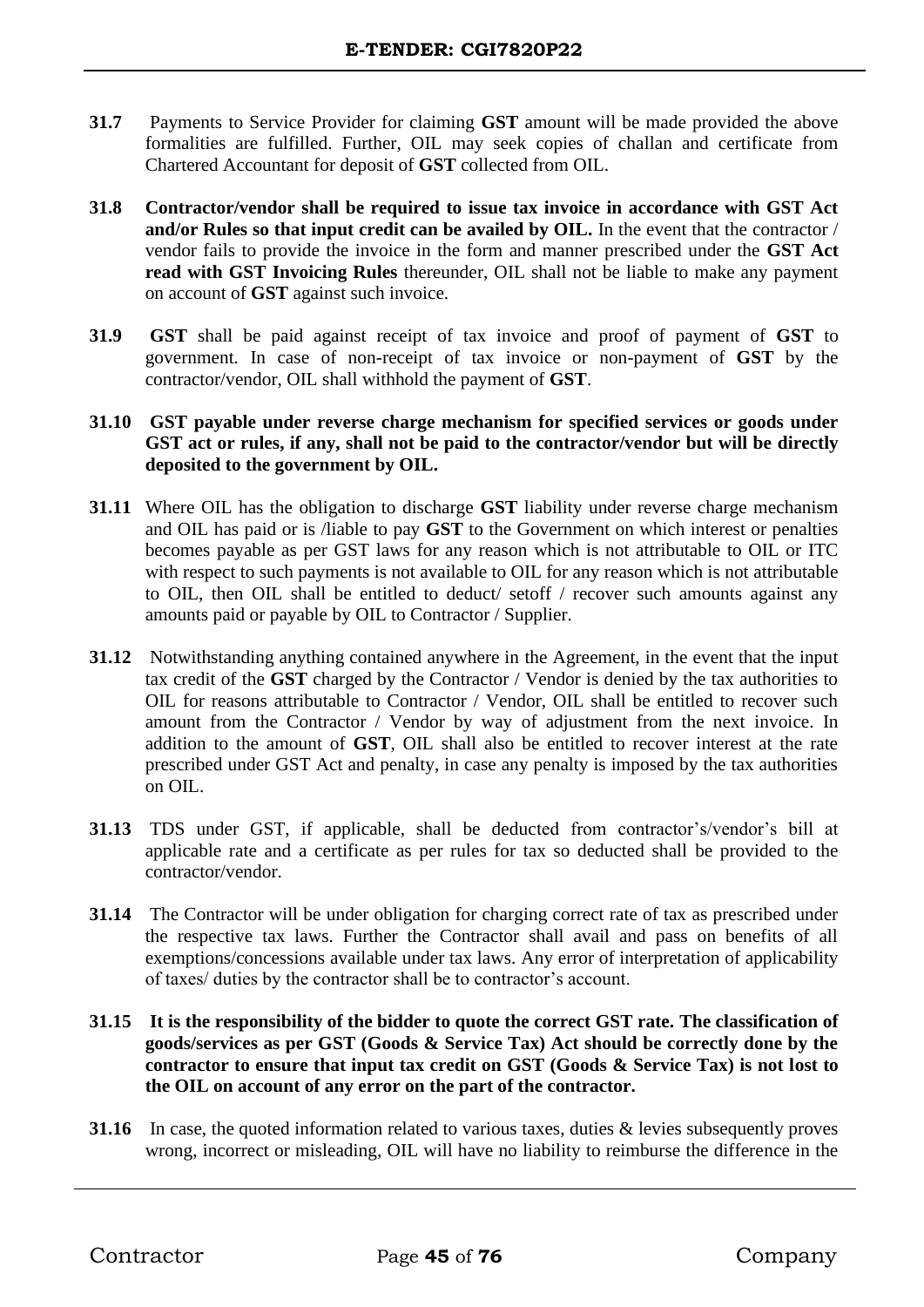**31.7** Payments to Service Provider for claiming **GST** amount will be made provided the above formalities are fulfilled. Further, OIL may seek copies of challan and certificate from Chartered Accountant for deposit of **GST** collected from OIL.

**31.8** **Contractor/vendor shall be required to issue tax invoice in accordance with GST Act and/or Rules so that input credit can be availed by OIL.** In the event that the contractor / vendor fails to provide the invoice in the form and manner prescribed under the **GST Act read with GST Invoicing Rules** thereunder, OIL shall not be liable to make any payment on account of **GST** against such invoice.

**31.9** **GST** shall be paid against receipt of tax invoice and proof of payment of **GST** to government. In case of non-receipt of tax invoice or non-payment of **GST** by the contractor/vendor, OIL shall withhold the payment of **GST**.

**31.10** **GST payable under reverse charge mechanism for specified services or goods under GST act or rules, if any, shall not be paid to the contractor/vendor but will be directly deposited to the government by OIL.**

**31.11** Where OIL has the obligation to discharge **GST** liability under reverse charge mechanism and OIL has paid or is /liable to pay **GST** to the Government on which interest or penalties becomes payable as per GST laws for any reason which is not attributable to OIL or ITC with respect to such payments is not available to OIL for any reason which is not attributable to OIL, then OIL shall be entitled to deduct/ setoff / recover such amounts against any amounts paid or payable by OIL to Contractor / Supplier.

**31.12** Notwithstanding anything contained anywhere in the Agreement, in the event that the input tax credit of the **GST** charged by the Contractor / Vendor is denied by the tax authorities to OIL for reasons attributable to Contractor / Vendor, OIL shall be entitled to recover such amount from the Contractor / Vendor by way of adjustment from the next invoice. In addition to the amount of **GST**, OIL shall also be entitled to recover interest at the rate prescribed under GST Act and penalty, in case any penalty is imposed by the tax authorities on OIL.

**31.13** TDS under GST, if applicable, shall be deducted from contractor's/vendor's bill at applicable rate and a certificate as per rules for tax so deducted shall be provided to the contractor/vendor.

**31.14** The Contractor will be under obligation for charging correct rate of tax as prescribed under the respective tax laws. Further the Contractor shall avail and pass on benefits of all exemptions/concessions available under tax laws. Any error of interpretation of applicability of taxes/ duties by the contractor shall be to contractor's account.

**31.15** **It is the responsibility of the bidder to quote the correct GST rate. The classification of goods/services as per GST (Goods & Service Tax) Act should be correctly done by the contractor to ensure that input tax credit on GST (Goods & Service Tax) is not lost to the OIL on account of any error on the part of the contractor.**

**31.16** In case, the quoted information related to various taxes, duties & levies subsequently proves wrong, incorrect or misleading, OIL will have no liability to reimburse the difference in the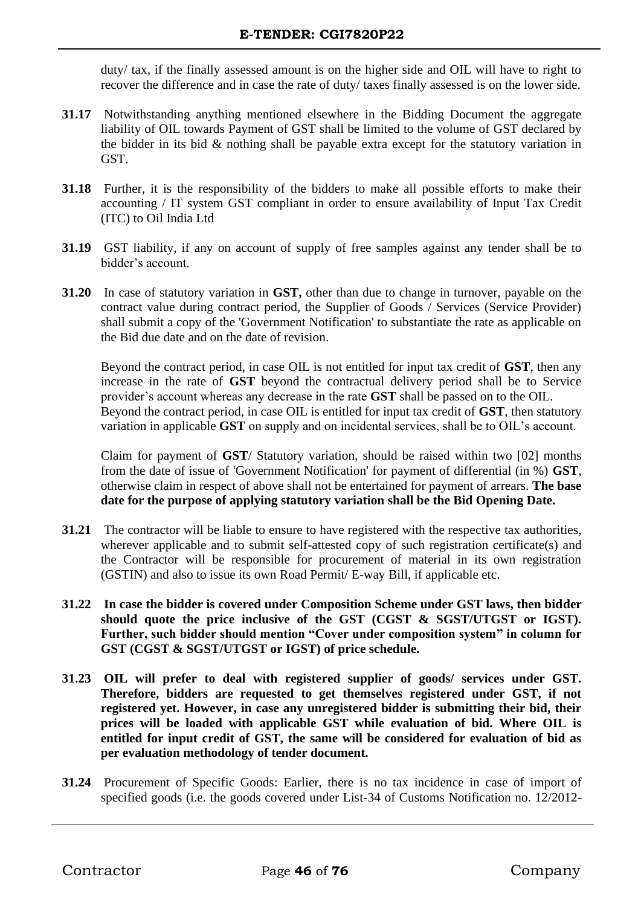duty/ tax, if the finally assessed amount is on the higher side and OIL will have to right to recover the difference and in case the rate of duty/ taxes finally assessed is on the lower side.

**31.17** Notwithstanding anything mentioned elsewhere in the Bidding Document the aggregate liability of OIL towards Payment of GST shall be limited to the volume of GST declared by the bidder in its bid & nothing shall be payable extra except for the statutory variation in GST.

**31.18** Further, it is the responsibility of the bidders to make all possible efforts to make their accounting / IT system GST compliant in order to ensure availability of Input Tax Credit (ITC) to Oil India Ltd

**31.19** GST liability, if any on account of supply of free samples against any tender shall be to bidder's account.

**31.20** In case of statutory variation in **GST,** other than due to change in turnover, payable on the contract value during contract period, the Supplier of Goods / Services (Service Provider) shall submit a copy of the 'Government Notification' to substantiate the rate as applicable on the Bid due date and on the date of revision.

Beyond the contract period, in case OIL is not entitled for input tax credit of **GST**, then any increase in the rate of **GST** beyond the contractual delivery period shall be to Service provider's account whereas any decrease in the rate **GST** shall be passed on to the OIL.
Beyond the contract period, in case OIL is entitled for input tax credit of **GST**, then statutory variation in applicable **GST** on supply and on incidental services, shall be to OIL's account.

Claim for payment of **GST**/ Statutory variation, should be raised within two [02] months from the date of issue of 'Government Notification' for payment of differential (in %) **GST**, otherwise claim in respect of above shall not be entertained for payment of arrears. **The base date for the purpose of applying statutory variation shall be the Bid Opening Date.**

**31.21** The contractor will be liable to ensure to have registered with the respective tax authorities, wherever applicable and to submit self-attested copy of such registration certificate(s) and the Contractor will be responsible for procurement of material in its own registration (GSTIN) and also to issue its own Road Permit/ E-way Bill, if applicable etc.

**31.22 In case the bidder is covered under Composition Scheme under GST laws, then bidder should quote the price inclusive of the GST (CGST & SGST/UTGST or IGST). Further, such bidder should mention "Cover under composition system" in column for GST (CGST & SGST/UTGST or IGST) of price schedule.**

**31.23 OIL will prefer to deal with registered supplier of goods/ services under GST. Therefore, bidders are requested to get themselves registered under GST, if not registered yet. However, in case any unregistered bidder is submitting their bid, their prices will be loaded with applicable GST while evaluation of bid. Where OIL is entitled for input credit of GST, the same will be considered for evaluation of bid as per evaluation methodology of tender document.**

**31.24** Procurement of Specific Goods: Earlier, there is no tax incidence in case of import of specified goods (i.e. the goods covered under List-34 of Customs Notification no. 12/2012-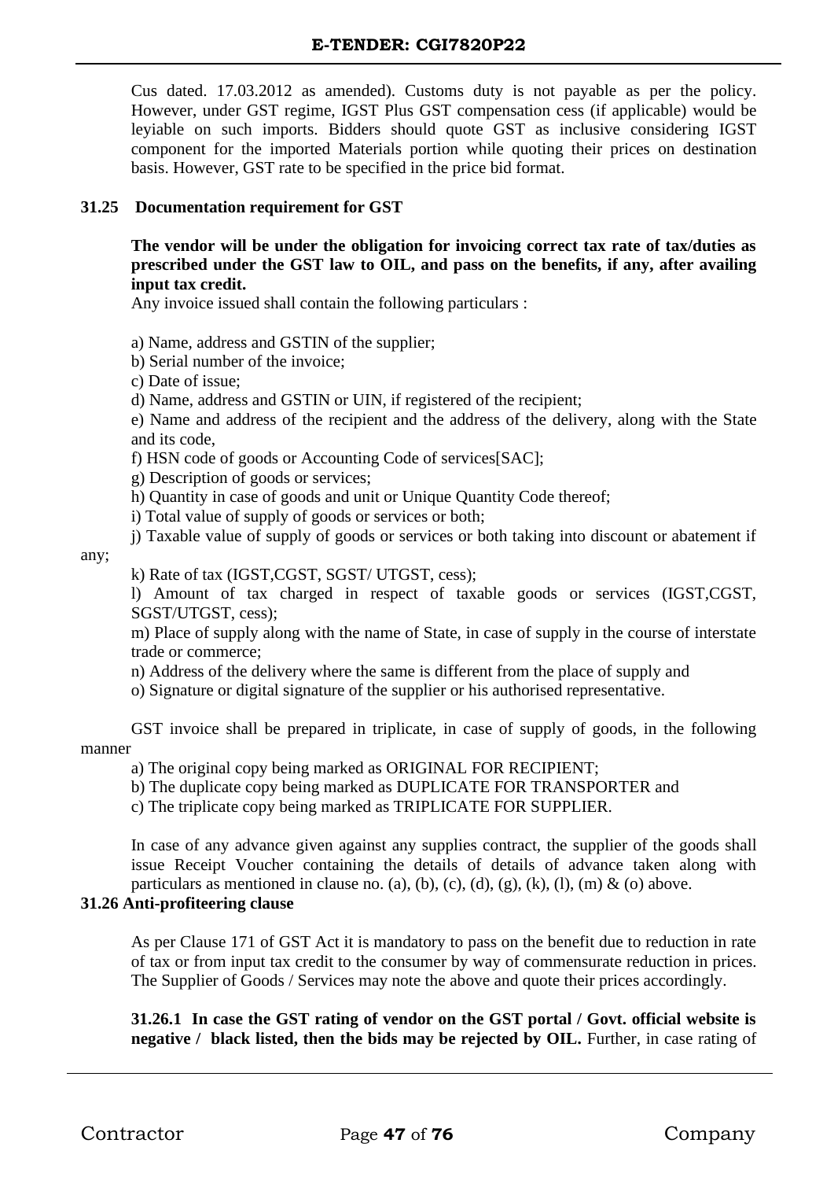Cus dated. 17.03.2012 as amended). Customs duty is not payable as per the policy. However, under GST regime, IGST Plus GST compensation cess (if applicable) would be leyiable on such imports. Bidders should quote GST as inclusive considering IGST component for the imported Materials portion while quoting their prices on destination basis. However, GST rate to be specified in the price bid format.

**31.25 Documentation requirement for GST**

**The vendor will be under the obligation for invoicing correct tax rate of tax/duties as prescribed under the GST law to OIL, and pass on the benefits, if any, after availing input tax credit.**

Any invoice issued shall contain the following particulars :

a) Name, address and GSTIN of the supplier;

b) Serial number of the invoice;

c) Date of issue;

d) Name, address and GSTIN or UIN, if registered of the recipient;

e) Name and address of the recipient and the address of the delivery, along with the State and its code,

f) HSN code of goods or Accounting Code of services[SAC];

g) Description of goods or services;

h) Quantity in case of goods and unit or Unique Quantity Code thereof;

i) Total value of supply of goods or services or both;

j) Taxable value of supply of goods or services or both taking into discount or abatement if any;

k) Rate of tax (IGST,CGST, SGST/ UTGST, cess);

l) Amount of tax charged in respect of taxable goods or services (IGST,CGST, SGST/UTGST, cess);

m) Place of supply along with the name of State, in case of supply in the course of interstate trade or commerce;

n) Address of the delivery where the same is different from the place of supply and

o) Signature or digital signature of the supplier or his authorised representative.

GST invoice shall be prepared in triplicate, in case of supply of goods, in the following manner

a) The original copy being marked as ORIGINAL FOR RECIPIENT;

b) The duplicate copy being marked as DUPLICATE FOR TRANSPORTER and

c) The triplicate copy being marked as TRIPLICATE FOR SUPPLIER.

In case of any advance given against any supplies contract, the supplier of the goods shall issue Receipt Voucher containing the details of details of advance taken along with particulars as mentioned in clause no. (a), (b), (c), (d), (g), (k), (l), (m) & (o) above.

**31.26 Anti-profiteering clause**

As per Clause 171 of GST Act it is mandatory to pass on the benefit due to reduction in rate of tax or from input tax credit to the consumer by way of commensurate reduction in prices. The Supplier of Goods / Services may note the above and quote their prices accordingly.

**31.26.1 In case the GST rating of vendor on the GST portal / Govt. official website is negative / black listed, then the bids may be rejected by OIL.** Further, in case rating of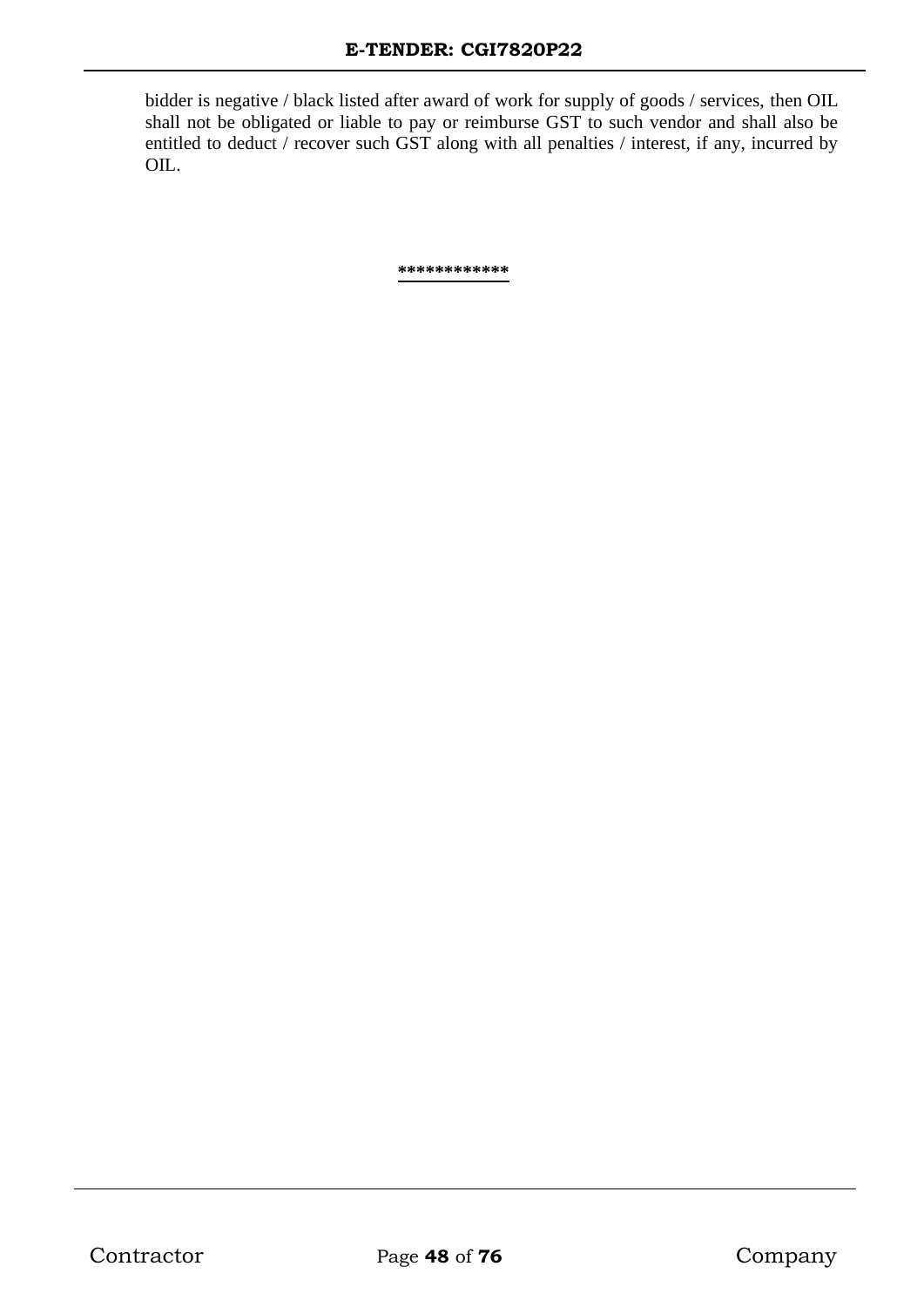bidder is negative / black listed after award of work for supply of goods / services, then OIL shall not be obligated or liable to pay or reimburse GST to such vendor and shall also be entitled to deduct / recover such GST along with all penalties / interest, if any, incurred by OIL.

***********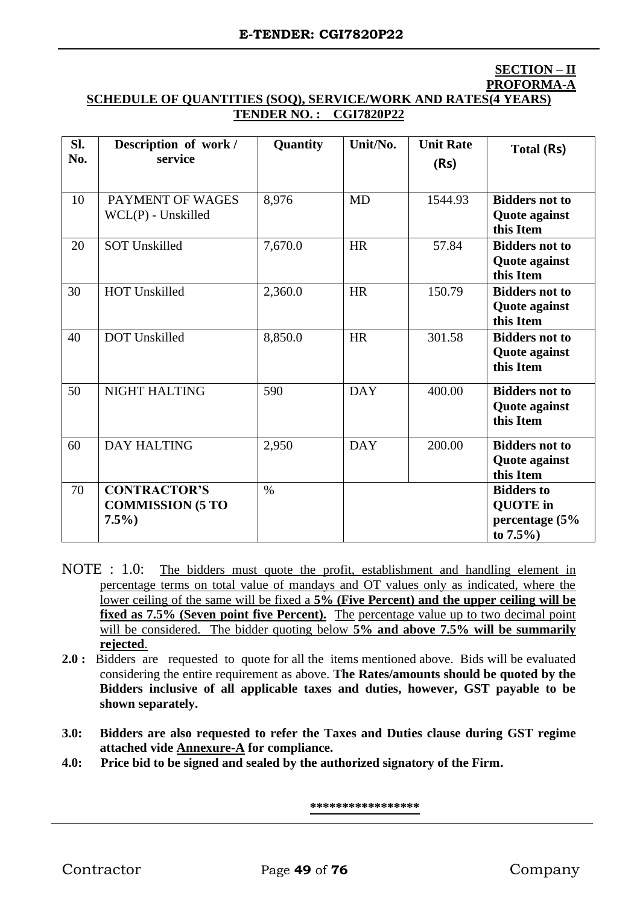**SECTION – II**
**PROFORMA-A**

**SCHEDULE OF QUANTITIES (SOQ), SERVICE/WORK AND RATES(4 YEARS)**
**TENDER NO. : CGI7820P22**

| Sl. No. | Description of work / service | Quantity | Unit/No. | Unit Rate (Rs) | Total (Rs) |
|---|---|---|---|---|---|
| 10 | PAYMENT OF WAGES WCL(P) - Unskilled | 8,976 | MD | 1544.93 | **Bidders not to Quote against this Item** |
| 20 | SOT Unskilled | 7,670.0 | HR | 57.84 | **Bidders not to Quote against this Item** |
| 30 | HOT Unskilled | 2,360.0 | HR | 150.79 | **Bidders not to Quote against this Item** |
| 40 | DOT Unskilled | 8,850.0 | HR | 301.58 | **Bidders not to Quote against this Item** |
| 50 | NIGHT HALTING | 590 | DAY | 400.00 | **Bidders not to Quote against this Item** |
| 60 | DAY HALTING | 2,950 | DAY | 200.00 | **Bidders not to Quote against this Item** |
| 70 | **CONTRACTOR'S COMMISSION (5 TO 7.5%)** | % | | | **Bidders to QUOTE in percentage (5% to 7.5%)** |

NOTE : 1.0: The bidders must quote the profit, establishment and handling element in percentage terms on total value of mandays and OT values only as indicated, where the lower ceiling of the same will be fixed a **5% (Five Percent) and the upper ceiling will be fixed as 7.5% (Seven point five Percent).** The percentage value up to two decimal point will be considered. The bidder quoting below **5% and above 7.5% will be summarily rejected**.

**2.0 :** Bidders are requested to quote for all the items mentioned above. Bids will be evaluated considering the entire requirement as above. **The Rates/amounts should be quoted by the Bidders inclusive of all applicable taxes and duties, however, GST payable to be shown separately.**

**3.0: Bidders are also requested to refer the Taxes and Duties clause during GST regime attached vide Annexure-A for compliance.**

**4.0: Price bid to be signed and sealed by the authorized signatory of the Firm.**

****************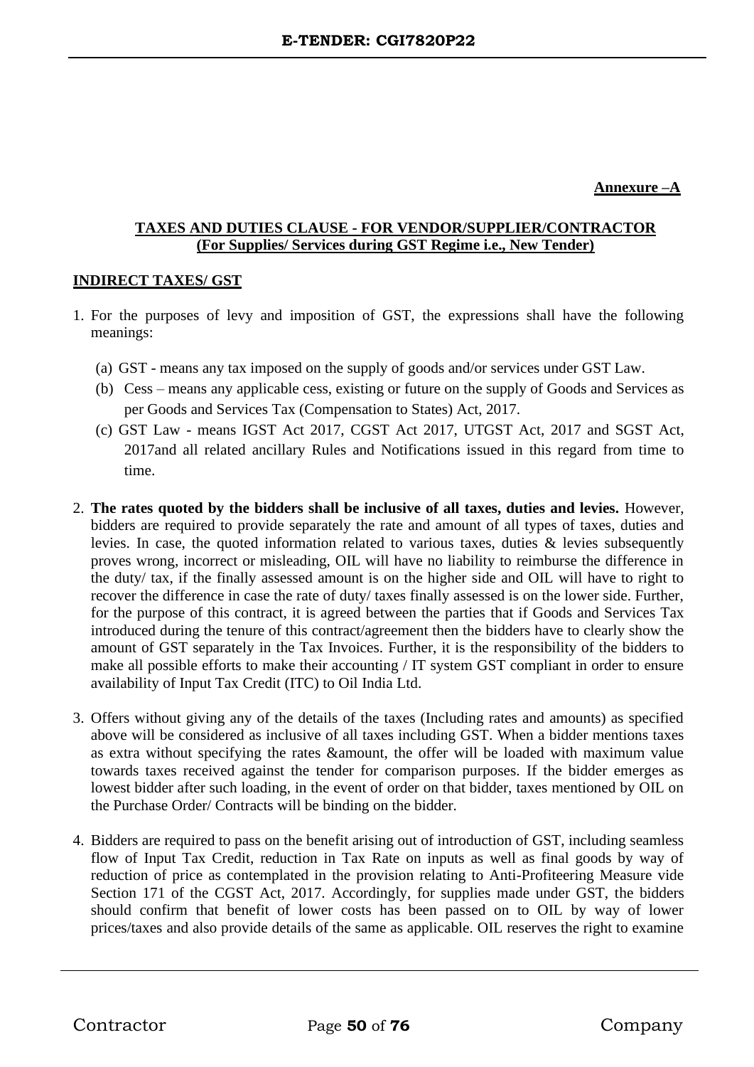**Annexure –A**

**TAXES AND DUTIES CLAUSE - FOR VENDOR/SUPPLIER/CONTRACTOR**
**(For Supplies/ Services during GST Regime i.e., New Tender)**

**INDIRECT TAXES/ GST**

1. For the purposes of levy and imposition of GST, the expressions shall have the following meanings:

   (a) GST - means any tax imposed on the supply of goods and/or services under GST Law.

   (b) Cess – means any applicable cess, existing or future on the supply of Goods and Services as per Goods and Services Tax (Compensation to States) Act, 2017.

   (c) GST Law - means IGST Act 2017, CGST Act 2017, UTGST Act, 2017 and SGST Act, 2017and all related ancillary Rules and Notifications issued in this regard from time to time.

2. **The rates quoted by the bidders shall be inclusive of all taxes, duties and levies.** However, bidders are required to provide separately the rate and amount of all types of taxes, duties and levies. In case, the quoted information related to various taxes, duties & levies subsequently proves wrong, incorrect or misleading, OIL will have no liability to reimburse the difference in the duty/ tax, if the finally assessed amount is on the higher side and OIL will have to right to recover the difference in case the rate of duty/ taxes finally assessed is on the lower side. Further, for the purpose of this contract, it is agreed between the parties that if Goods and Services Tax introduced during the tenure of this contract/agreement then the bidders have to clearly show the amount of GST separately in the Tax Invoices. Further, it is the responsibility of the bidders to make all possible efforts to make their accounting / IT system GST compliant in order to ensure availability of Input Tax Credit (ITC) to Oil India Ltd.

3. Offers without giving any of the details of the taxes (Including rates and amounts) as specified above will be considered as inclusive of all taxes including GST. When a bidder mentions taxes as extra without specifying the rates &amount, the offer will be loaded with maximum value towards taxes received against the tender for comparison purposes. If the bidder emerges as lowest bidder after such loading, in the event of order on that bidder, taxes mentioned by OIL on the Purchase Order/ Contracts will be binding on the bidder.

4. Bidders are required to pass on the benefit arising out of introduction of GST, including seamless flow of Input Tax Credit, reduction in Tax Rate on inputs as well as final goods by way of reduction of price as contemplated in the provision relating to Anti-Profiteering Measure vide Section 171 of the CGST Act, 2017. Accordingly, for supplies made under GST, the bidders should confirm that benefit of lower costs has been passed on to OIL by way of lower prices/taxes and also provide details of the same as applicable. OIL reserves the right to examine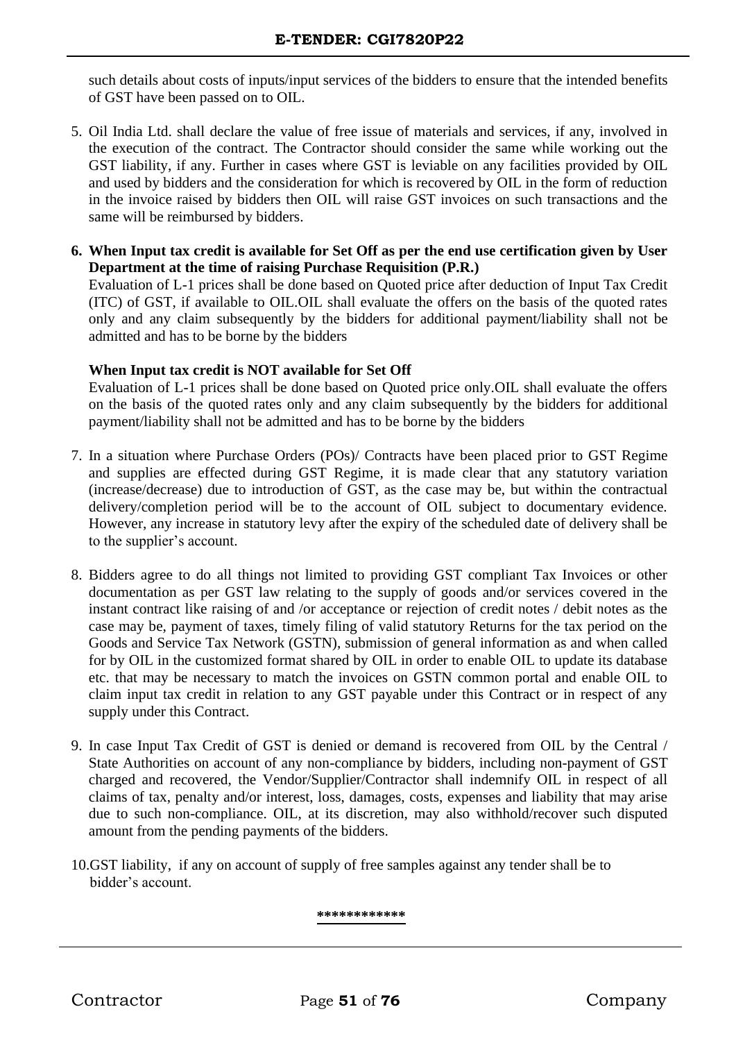such details about costs of inputs/input services of the bidders to ensure that the intended benefits of GST have been passed on to OIL.

5. Oil India Ltd. shall declare the value of free issue of materials and services, if any, involved in the execution of the contract. The Contractor should consider the same while working out the GST liability, if any. Further in cases where GST is leviable on any facilities provided by OIL and used by bidders and the consideration for which is recovered by OIL in the form of reduction in the invoice raised by bidders then OIL will raise GST invoices on such transactions and the same will be reimbursed by bidders.

6. **When Input tax credit is available for Set Off as per the end use certification given by User Department at the time of raising Purchase Requisition (P.R.)**

   Evaluation of L-1 prices shall be done based on Quoted price after deduction of Input Tax Credit (ITC) of GST, if available to OIL.OIL shall evaluate the offers on the basis of the quoted rates only and any claim subsequently by the bidders for additional payment/liability shall not be admitted and has to be borne by the bidders

   **When Input tax credit is NOT available for Set Off**

   Evaluation of L-1 prices shall be done based on Quoted price only.OIL shall evaluate the offers on the basis of the quoted rates only and any claim subsequently by the bidders for additional payment/liability shall not be admitted and has to be borne by the bidders

7. In a situation where Purchase Orders (POs)/ Contracts have been placed prior to GST Regime and supplies are effected during GST Regime, it is made clear that any statutory variation (increase/decrease) due to introduction of GST, as the case may be, but within the contractual delivery/completion period will be to the account of OIL subject to documentary evidence. However, any increase in statutory levy after the expiry of the scheduled date of delivery shall be to the supplier's account.

8. Bidders agree to do all things not limited to providing GST compliant Tax Invoices or other documentation as per GST law relating to the supply of goods and/or services covered in the instant contract like raising of and /or acceptance or rejection of credit notes / debit notes as the case may be, payment of taxes, timely filing of valid statutory Returns for the tax period on the Goods and Service Tax Network (GSTN), submission of general information as and when called for by OIL in the customized format shared by OIL in order to enable OIL to update its database etc. that may be necessary to match the invoices on GSTN common portal and enable OIL to claim input tax credit in relation to any GST payable under this Contract or in respect of any supply under this Contract.

9. In case Input Tax Credit of GST is denied or demand is recovered from OIL by the Central / State Authorities on account of any non-compliance by bidders, including non-payment of GST charged and recovered, the Vendor/Supplier/Contractor shall indemnify OIL in respect of all claims of tax, penalty and/or interest, loss, damages, costs, expenses and liability that may arise due to such non-compliance. OIL, at its discretion, may also withhold/recover such disputed amount from the pending payments of the bidders.

10. GST liability, if any on account of supply of free samples against any tender shall be to bidder's account.

************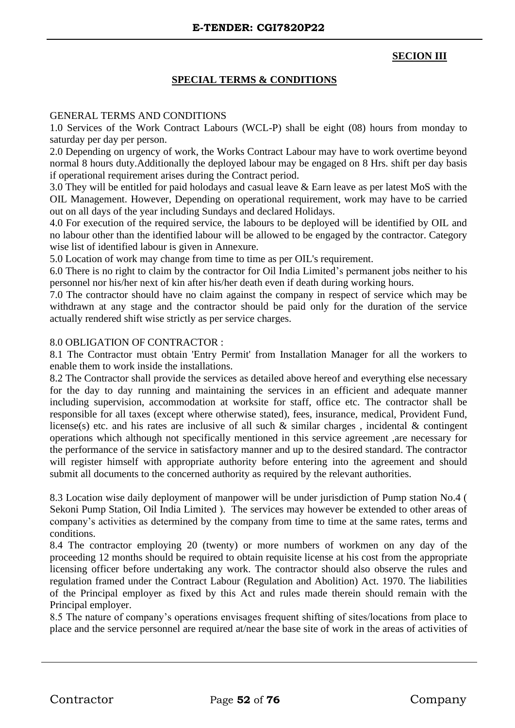## SECION III

## SPECIAL TERMS & CONDITIONS

GENERAL TERMS AND CONDITIONS

1.0 Services of the Work Contract Labours (WCL-P) shall be eight (08) hours from monday to saturday per day per person.

2.0 Depending on urgency of work, the Works Contract Labour may have to work overtime beyond normal 8 hours duty.Additionally the deployed labour may be engaged on 8 Hrs. shift per day basis if operational requirement arises during the Contract period.

3.0 They will be entitled for paid holodays and casual leave & Earn leave as per latest MoS with the OIL Management. However, Depending on operational requirement, work may have to be carried out on all days of the year including Sundays and declared Holidays.

4.0 For execution of the required service, the labours to be deployed will be identified by OIL and no labour other than the identified labour will be allowed to be engaged by the contractor. Category wise list of identified labour is given in Annexure.

5.0 Location of work may change from time to time as per OIL's requirement.

6.0 There is no right to claim by the contractor for Oil India Limited's permanent jobs neither to his personnel nor his/her next of kin after his/her death even if death during working hours.

7.0 The contractor should have no claim against the company in respect of service which may be withdrawn at any stage and the contractor should be paid only for the duration of the service actually rendered shift wise strictly as per service charges.

8.0 OBLIGATION OF CONTRACTOR :

8.1 The Contractor must obtain 'Entry Permit' from Installation Manager for all the workers to enable them to work inside the installations.

8.2 The Contractor shall provide the services as detailed above hereof and everything else necessary for the day to day running and maintaining the services in an efficient and adequate manner including supervision, accommodation at worksite for staff, office etc. The contractor shall be responsible for all taxes (except where otherwise stated), fees, insurance, medical, Provident Fund, license(s) etc. and his rates are inclusive of all such & similar charges , incidental & contingent operations which although not specifically mentioned in this service agreement ,are necessary for the performance of the service in satisfactory manner and up to the desired standard. The contractor will register himself with appropriate authority before entering into the agreement and should submit all documents to the concerned authority as required by the relevant authorities.

8.3 Location wise daily deployment of manpower will be under jurisdiction of Pump station No.4 ( Sekoni Pump Station, Oil India Limited ). The services may however be extended to other areas of company's activities as determined by the company from time to time at the same rates, terms and conditions.

8.4 The contractor employing 20 (twenty) or more numbers of workmen on any day of the proceeding 12 months should be required to obtain requisite license at his cost from the appropriate licensing officer before undertaking any work. The contractor should also observe the rules and regulation framed under the Contract Labour (Regulation and Abolition) Act. 1970. The liabilities of the Principal employer as fixed by this Act and rules made therein should remain with the Principal employer.

8.5 The nature of company's operations envisages frequent shifting of sites/locations from place to place and the service personnel are required at/near the base site of work in the areas of activities of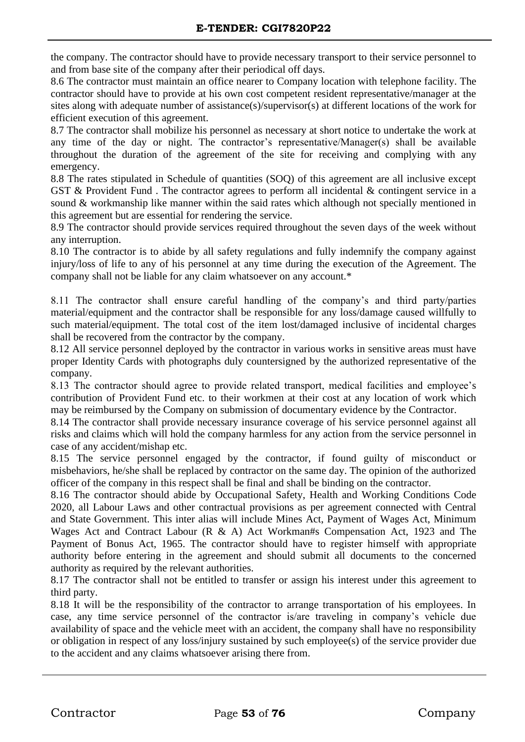the company. The contractor should have to provide necessary transport to their service personnel to and from base site of the company after their periodical off days.

8.6 The contractor must maintain an office nearer to Company location with telephone facility. The contractor should have to provide at his own cost competent resident representative/manager at the sites along with adequate number of assistance(s)/supervisor(s) at different locations of the work for efficient execution of this agreement.

8.7 The contractor shall mobilize his personnel as necessary at short notice to undertake the work at any time of the day or night. The contractor's representative/Manager(s) shall be available throughout the duration of the agreement of the site for receiving and complying with any emergency.

8.8 The rates stipulated in Schedule of quantities (SOQ) of this agreement are all inclusive except GST & Provident Fund . The contractor agrees to perform all incidental & contingent service in a sound & workmanship like manner within the said rates which although not specially mentioned in this agreement but are essential for rendering the service.

8.9 The contractor should provide services required throughout the seven days of the week without any interruption.

8.10 The contractor is to abide by all safety regulations and fully indemnify the company against injury/loss of life to any of his personnel at any time during the execution of the Agreement. The company shall not be liable for any claim whatsoever on any account.*

8.11 The contractor shall ensure careful handling of the company's and third party/parties material/equipment and the contractor shall be responsible for any loss/damage caused willfully to such material/equipment. The total cost of the item lost/damaged inclusive of incidental charges shall be recovered from the contractor by the company.

8.12 All service personnel deployed by the contractor in various works in sensitive areas must have proper Identity Cards with photographs duly countersigned by the authorized representative of the company.

8.13 The contractor should agree to provide related transport, medical facilities and employee's contribution of Provident Fund etc. to their workmen at their cost at any location of work which may be reimbursed by the Company on submission of documentary evidence by the Contractor.

8.14 The contractor shall provide necessary insurance coverage of his service personnel against all risks and claims which will hold the company harmless for any action from the service personnel in case of any accident/mishap etc.

8.15 The service personnel engaged by the contractor, if found guilty of misconduct or misbehaviors, he/she shall be replaced by contractor on the same day. The opinion of the authorized officer of the company in this respect shall be final and shall be binding on the contractor.

8.16 The contractor should abide by Occupational Safety, Health and Working Conditions Code 2020, all Labour Laws and other contractual provisions as per agreement connected with Central and State Government. This inter alias will include Mines Act, Payment of Wages Act, Minimum Wages Act and Contract Labour (R & A) Act Workman#s Compensation Act, 1923 and The Payment of Bonus Act, 1965. The contractor should have to register himself with appropriate authority before entering in the agreement and should submit all documents to the concerned authority as required by the relevant authorities.

8.17 The contractor shall not be entitled to transfer or assign his interest under this agreement to third party.

8.18 It will be the responsibility of the contractor to arrange transportation of his employees. In case, any time service personnel of the contractor is/are traveling in company's vehicle due availability of space and the vehicle meet with an accident, the company shall have no responsibility or obligation in respect of any loss/injury sustained by such employee(s) of the service provider due to the accident and any claims whatsoever arising there from.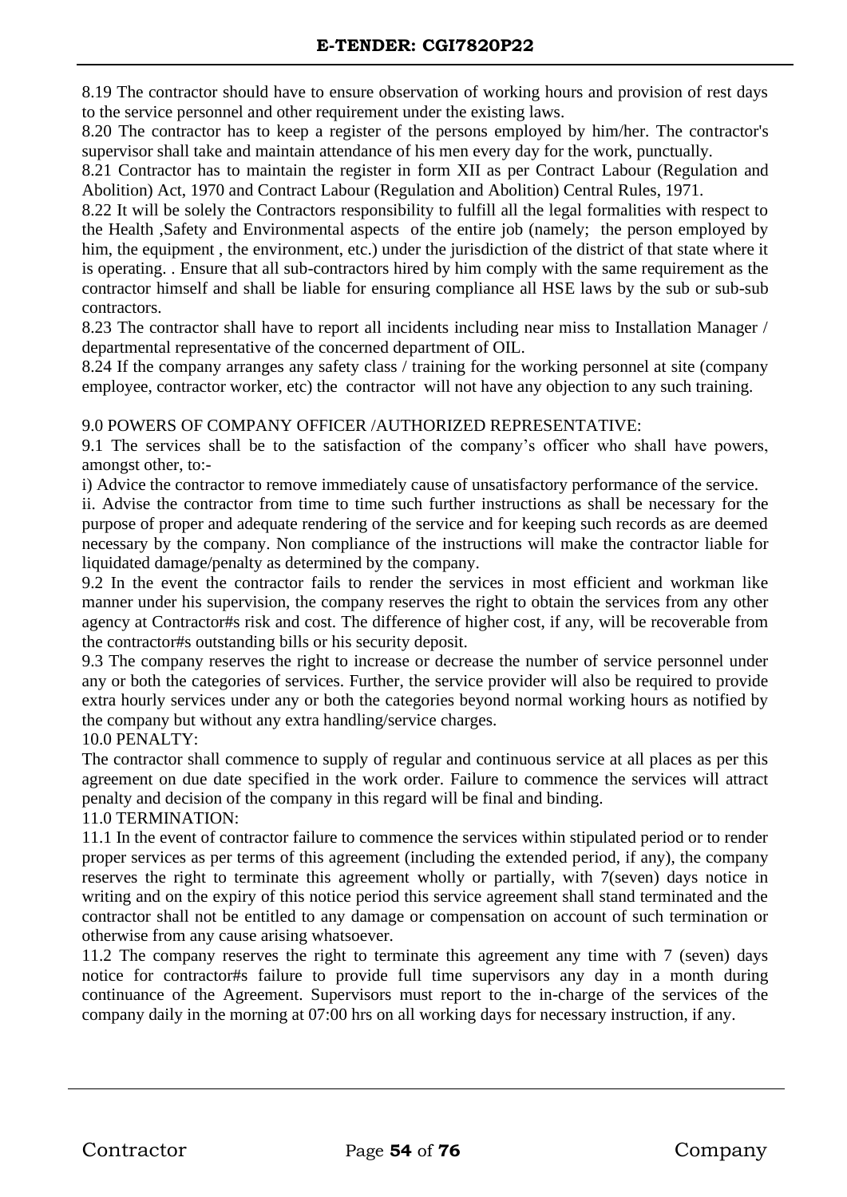8.19 The contractor should have to ensure observation of working hours and provision of rest days to the service personnel and other requirement under the existing laws.

8.20 The contractor has to keep a register of the persons employed by him/her. The contractor's supervisor shall take and maintain attendance of his men every day for the work, punctually.

8.21 Contractor has to maintain the register in form XII as per Contract Labour (Regulation and Abolition) Act, 1970 and Contract Labour (Regulation and Abolition) Central Rules, 1971.

8.22 It will be solely the Contractors responsibility to fulfill all the legal formalities with respect to the Health ,Safety and Environmental aspects of the entire job (namely; the person employed by him, the equipment , the environment, etc.) under the jurisdiction of the district of that state where it is operating. . Ensure that all sub-contractors hired by him comply with the same requirement as the contractor himself and shall be liable for ensuring compliance all HSE laws by the sub or sub-sub contractors.

8.23 The contractor shall have to report all incidents including near miss to Installation Manager / departmental representative of the concerned department of OIL.

8.24 If the company arranges any safety class / training for the working personnel at site (company employee, contractor worker, etc) the contractor will not have any objection to any such training.

9.0 POWERS OF COMPANY OFFICER /AUTHORIZED REPRESENTATIVE:

9.1 The services shall be to the satisfaction of the company's officer who shall have powers, amongst other, to:-

i) Advice the contractor to remove immediately cause of unsatisfactory performance of the service.

ii. Advise the contractor from time to time such further instructions as shall be necessary for the purpose of proper and adequate rendering of the service and for keeping such records as are deemed necessary by the company. Non compliance of the instructions will make the contractor liable for liquidated damage/penalty as determined by the company.

9.2 In the event the contractor fails to render the services in most efficient and workman like manner under his supervision, the company reserves the right to obtain the services from any other agency at Contractor#s risk and cost. The difference of higher cost, if any, will be recoverable from the contractor#s outstanding bills or his security deposit.

9.3 The company reserves the right to increase or decrease the number of service personnel under any or both the categories of services. Further, the service provider will also be required to provide extra hourly services under any or both the categories beyond normal working hours as notified by the company but without any extra handling/service charges.

10.0 PENALTY:

The contractor shall commence to supply of regular and continuous service at all places as per this agreement on due date specified in the work order. Failure to commence the services will attract penalty and decision of the company in this regard will be final and binding.

11.0 TERMINATION:

11.1 In the event of contractor failure to commence the services within stipulated period or to render proper services as per terms of this agreement (including the extended period, if any), the company reserves the right to terminate this agreement wholly or partially, with 7(seven) days notice in writing and on the expiry of this notice period this service agreement shall stand terminated and the contractor shall not be entitled to any damage or compensation on account of such termination or otherwise from any cause arising whatsoever.

11.2 The company reserves the right to terminate this agreement any time with 7 (seven) days notice for contractor#s failure to provide full time supervisors any day in a month during continuance of the Agreement. Supervisors must report to the in-charge of the services of the company daily in the morning at 07:00 hrs on all working days for necessary instruction, if any.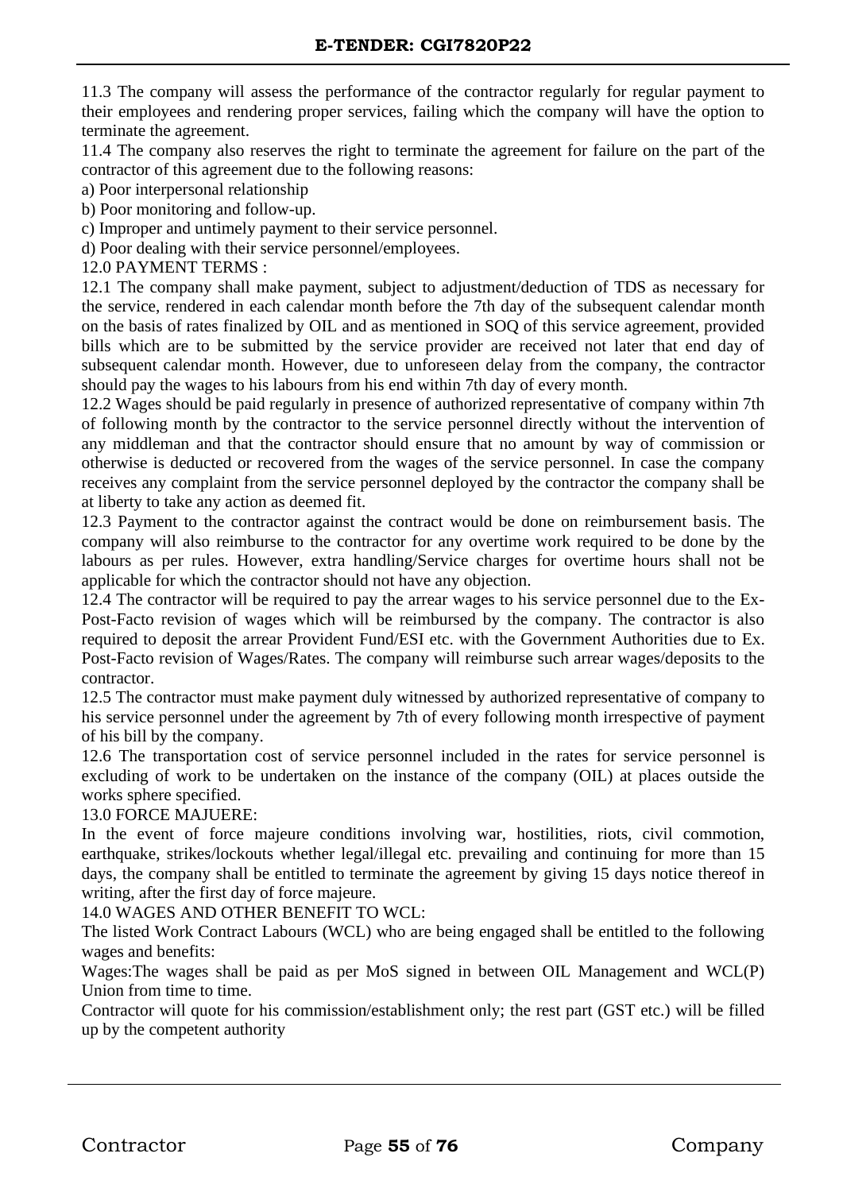11.3 The company will assess the performance of the contractor regularly for regular payment to their employees and rendering proper services, failing which the company will have the option to terminate the agreement.

11.4 The company also reserves the right to terminate the agreement for failure on the part of the contractor of this agreement due to the following reasons:

a) Poor interpersonal relationship

b) Poor monitoring and follow-up.

c) Improper and untimely payment to their service personnel.

d) Poor dealing with their service personnel/employees.

12.0 PAYMENT TERMS :

12.1 The company shall make payment, subject to adjustment/deduction of TDS as necessary for the service, rendered in each calendar month before the 7th day of the subsequent calendar month on the basis of rates finalized by OIL and as mentioned in SOQ of this service agreement, provided bills which are to be submitted by the service provider are received not later that end day of subsequent calendar month. However, due to unforeseen delay from the company, the contractor should pay the wages to his labours from his end within 7th day of every month.

12.2 Wages should be paid regularly in presence of authorized representative of company within 7th of following month by the contractor to the service personnel directly without the intervention of any middleman and that the contractor should ensure that no amount by way of commission or otherwise is deducted or recovered from the wages of the service personnel. In case the company receives any complaint from the service personnel deployed by the contractor the company shall be at liberty to take any action as deemed fit.

12.3 Payment to the contractor against the contract would be done on reimbursement basis. The company will also reimburse to the contractor for any overtime work required to be done by the labours as per rules. However, extra handling/Service charges for overtime hours shall not be applicable for which the contractor should not have any objection.

12.4 The contractor will be required to pay the arrear wages to his service personnel due to the Ex-Post-Facto revision of wages which will be reimbursed by the company. The contractor is also required to deposit the arrear Provident Fund/ESI etc. with the Government Authorities due to Ex. Post-Facto revision of Wages/Rates. The company will reimburse such arrear wages/deposits to the contractor.

12.5 The contractor must make payment duly witnessed by authorized representative of company to his service personnel under the agreement by 7th of every following month irrespective of payment of his bill by the company.

12.6 The transportation cost of service personnel included in the rates for service personnel is excluding of work to be undertaken on the instance of the company (OIL) at places outside the works sphere specified.

13.0 FORCE MAJUERE:

In the event of force majeure conditions involving war, hostilities, riots, civil commotion, earthquake, strikes/lockouts whether legal/illegal etc. prevailing and continuing for more than 15 days, the company shall be entitled to terminate the agreement by giving 15 days notice thereof in writing, after the first day of force majeure.

14.0 WAGES AND OTHER BENEFIT TO WCL:

The listed Work Contract Labours (WCL) who are being engaged shall be entitled to the following wages and benefits:

Wages:The wages shall be paid as per MoS signed in between OIL Management and WCL(P) Union from time to time.

Contractor will quote for his commission/establishment only; the rest part (GST etc.) will be filled up by the competent authority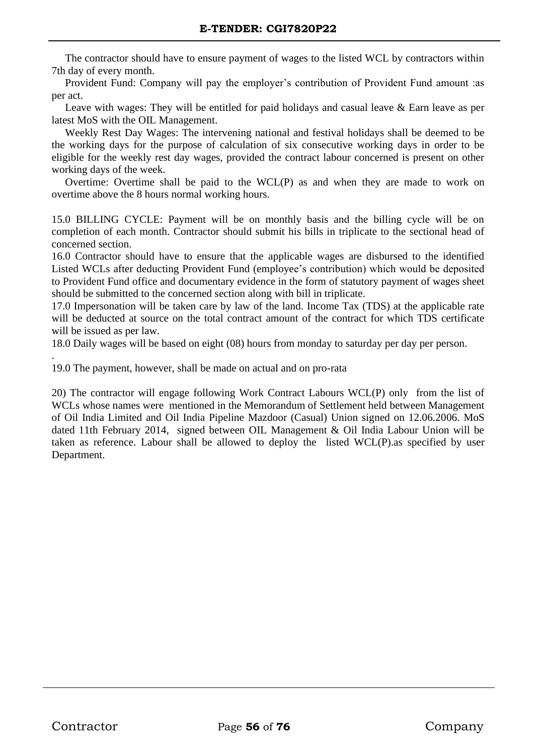The contractor should have to ensure payment of wages to the listed WCL by contractors within 7th day of every month.

Provident Fund: Company will pay the employer's contribution of Provident Fund amount :as per act.

Leave with wages: They will be entitled for paid holidays and casual leave & Earn leave as per latest MoS with the OIL Management.

Weekly Rest Day Wages: The intervening national and festival holidays shall be deemed to be the working days for the purpose of calculation of six consecutive working days in order to be eligible for the weekly rest day wages, provided the contract labour concerned is present on other working days of the week.

Overtime: Overtime shall be paid to the WCL(P) as and when they are made to work on overtime above the 8 hours normal working hours.

15.0 BILLING CYCLE: Payment will be on monthly basis and the billing cycle will be on completion of each month. Contractor should submit his bills in triplicate to the sectional head of concerned section.

16.0 Contractor should have to ensure that the applicable wages are disbursed to the identified Listed WCLs after deducting Provident Fund (employee's contribution) which would be deposited to Provident Fund office and documentary evidence in the form of statutory payment of wages sheet should be submitted to the concerned section along with bill in triplicate.

17.0 Impersonation will be taken care by law of the land. Income Tax (TDS) at the applicable rate will be deducted at source on the total contract amount of the contract for which TDS certificate will be issued as per law.

18.0 Daily wages will be based on eight (08) hours from monday to saturday per day per person.

.

19.0 The payment, however, shall be made on actual and on pro-rata

20) The contractor will engage following Work Contract Labours WCL(P) only from the list of WCLs whose names were mentioned in the Memorandum of Settlement held between Management of Oil India Limited and Oil India Pipeline Mazdoor (Casual) Union signed on 12.06.2006. MoS dated 11th February 2014, signed between OIL Management & Oil India Labour Union will be taken as reference. Labour shall be allowed to deploy the listed WCL(P).as specified by user Department.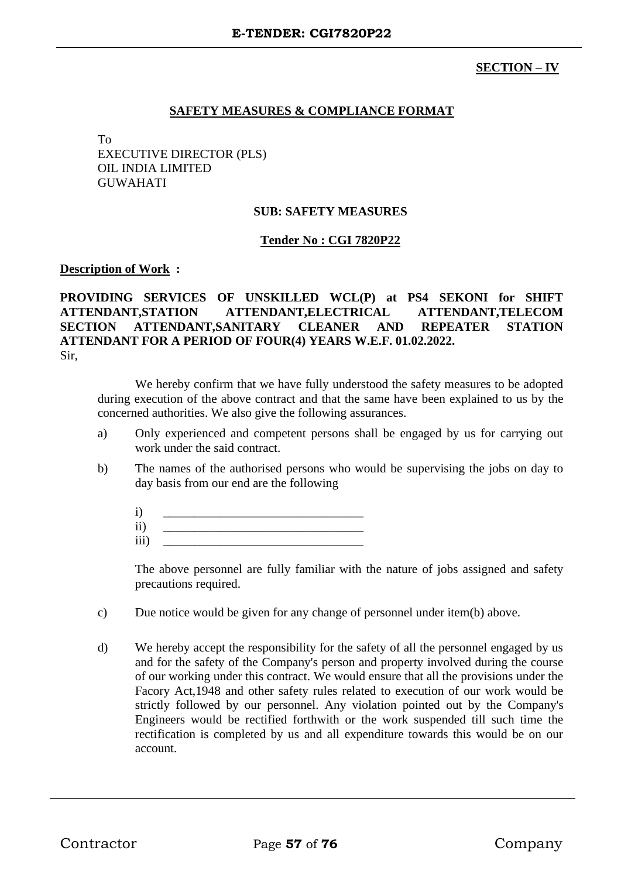**SECTION – IV**

## SAFETY MEASURES & COMPLIANCE FORMAT

To
EXECUTIVE DIRECTOR (PLS)
OIL INDIA LIMITED
GUWAHATI

**SUB: SAFETY MEASURES**

**Tender No : CGI 7820P22**

**Description of Work :**

**PROVIDING SERVICES OF UNSKILLED WCL(P) at PS4 SEKONI for SHIFT ATTENDANT,STATION ATTENDANT,ELECTRICAL ATTENDANT,TELECOM SECTION ATTENDANT,SANITARY CLEANER AND REPEATER STATION ATTENDANT FOR A PERIOD OF FOUR(4) YEARS W.E.F. 01.02.2022.**

Sir,

We hereby confirm that we have fully understood the safety measures to be adopted during execution of the above contract and that the same have been explained to us by the concerned authorities. We also give the following assurances.

a) Only experienced and competent persons shall be engaged by us for carrying out work under the said contract.

b) The names of the authorised persons who would be supervising the jobs on day to day basis from our end are the following

   i) ________________________________
   ii) ________________________________
   iii) ________________________________

   The above personnel are fully familiar with the nature of jobs assigned and safety precautions required.

c) Due notice would be given for any change of personnel under item(b) above.

d) We hereby accept the responsibility for the safety of all the personnel engaged by us and for the safety of the Company's person and property involved during the course of our working under this contract. We would ensure that all the provisions under the Facory Act,1948 and other safety rules related to execution of our work would be strictly followed by our personnel. Any violation pointed out by the Company's Engineers would be rectified forthwith or the work suspended till such time the rectification is completed by us and all expenditure towards this would be on our account.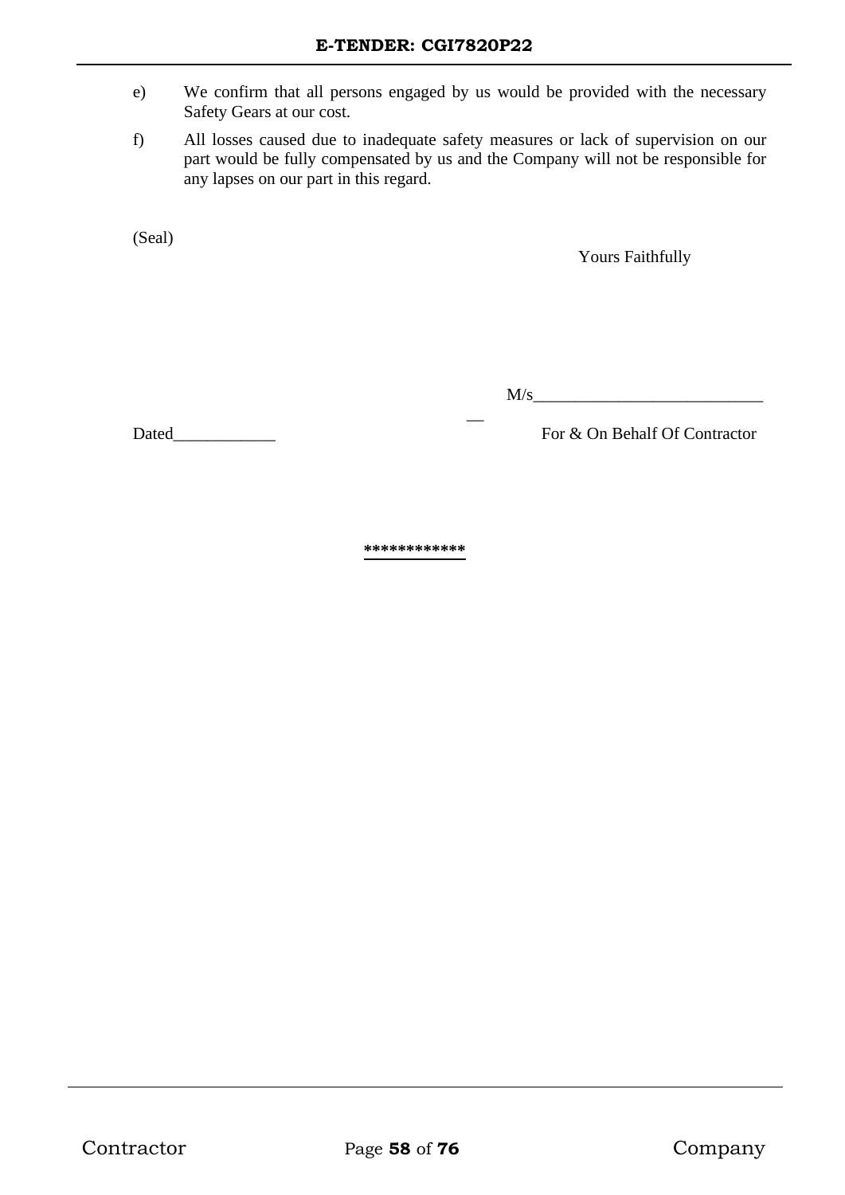e) We confirm that all persons engaged by us would be provided with the necessary Safety Gears at our cost.

f) All losses caused due to inadequate safety measures or lack of supervision on our part would be fully compensated by us and the Company will not be responsible for any lapses on our part in this regard.

(Seal)

Yours Faithfully

M/s___________________________

Dated____________

For & On Behalf Of Contractor

************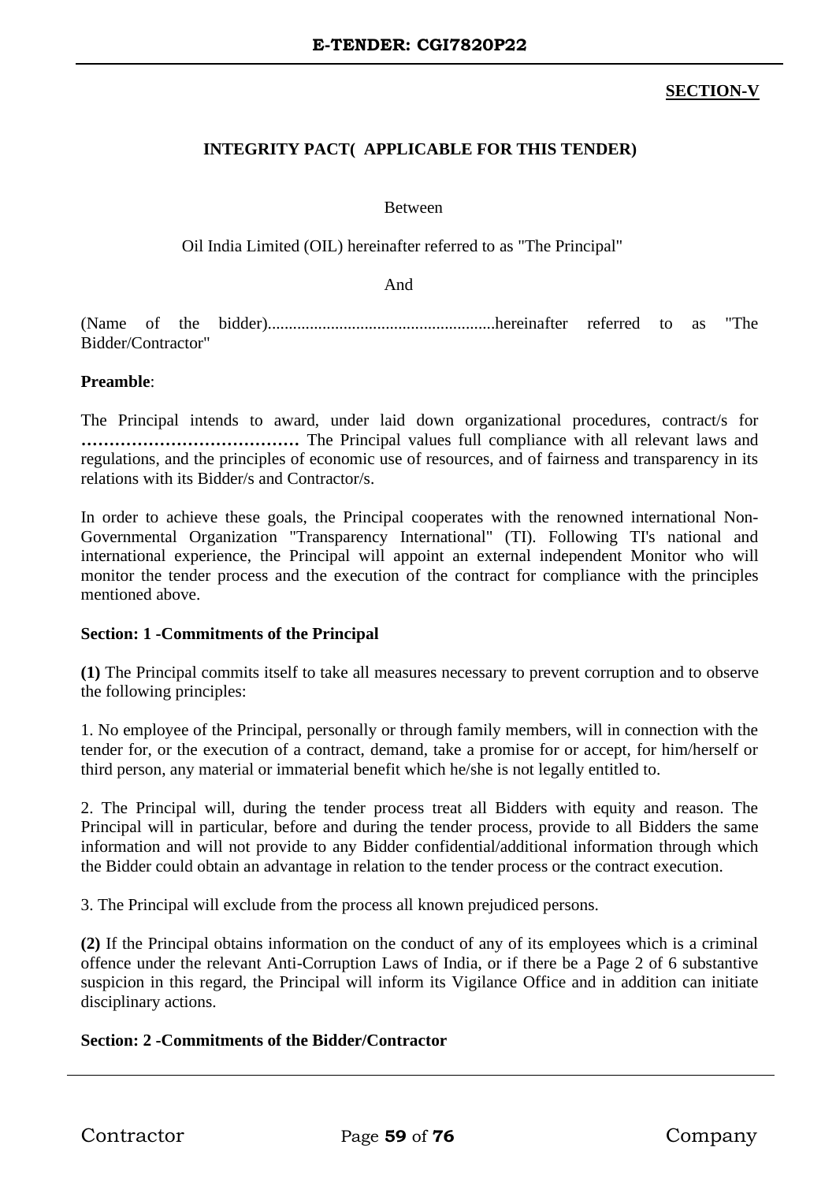**SECTION-V**

## INTEGRITY PACT( APPLICABLE FOR THIS TENDER)

Between

Oil India Limited (OIL) hereinafter referred to as "The Principal"

And

(Name of the bidder)......................................................hereinafter referred to as "The Bidder/Contractor"

**Preamble**:

The Principal intends to award, under laid down organizational procedures, contract/s for **…………………………………** The Principal values full compliance with all relevant laws and regulations, and the principles of economic use of resources, and of fairness and transparency in its relations with its Bidder/s and Contractor/s.

In order to achieve these goals, the Principal cooperates with the renowned international Non-Governmental Organization "Transparency International" (TI). Following TI's national and international experience, the Principal will appoint an external independent Monitor who will monitor the tender process and the execution of the contract for compliance with the principles mentioned above.

**Section: 1 -Commitments of the Principal**

**(1)** The Principal commits itself to take all measures necessary to prevent corruption and to observe the following principles:

1. No employee of the Principal, personally or through family members, will in connection with the tender for, or the execution of a contract, demand, take a promise for or accept, for him/herself or third person, any material or immaterial benefit which he/she is not legally entitled to.

2. The Principal will, during the tender process treat all Bidders with equity and reason. The Principal will in particular, before and during the tender process, provide to all Bidders the same information and will not provide to any Bidder confidential/additional information through which the Bidder could obtain an advantage in relation to the tender process or the contract execution.

3. The Principal will exclude from the process all known prejudiced persons.

**(2)** If the Principal obtains information on the conduct of any of its employees which is a criminal offence under the relevant Anti-Corruption Laws of India, or if there be a Page 2 of 6 substantive suspicion in this regard, the Principal will inform its Vigilance Office and in addition can initiate disciplinary actions.

**Section: 2 -Commitments of the Bidder/Contractor**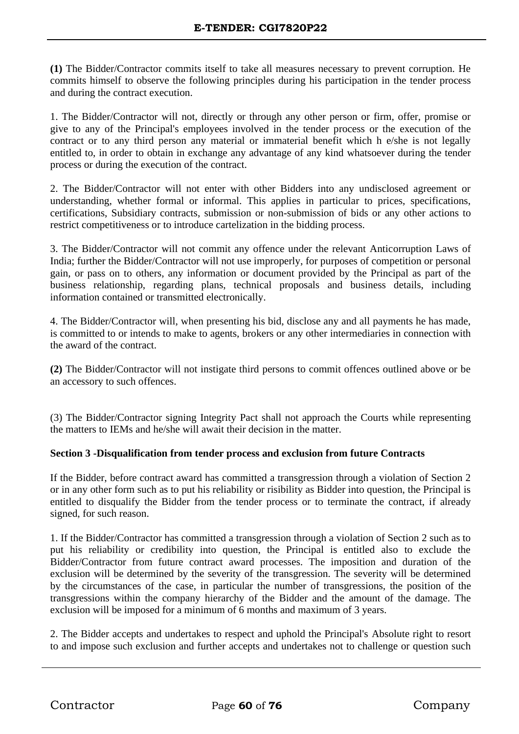**(1)** The Bidder/Contractor commits itself to take all measures necessary to prevent corruption. He commits himself to observe the following principles during his participation in the tender process and during the contract execution.

1. The Bidder/Contractor will not, directly or through any other person or firm, offer, promise or give to any of the Principal's employees involved in the tender process or the execution of the contract or to any third person any material or immaterial benefit which h e/she is not legally entitled to, in order to obtain in exchange any advantage of any kind whatsoever during the tender process or during the execution of the contract.

2. The Bidder/Contractor will not enter with other Bidders into any undisclosed agreement or understanding, whether formal or informal. This applies in particular to prices, specifications, certifications, Subsidiary contracts, submission or non-submission of bids or any other actions to restrict competitiveness or to introduce cartelization in the bidding process.

3. The Bidder/Contractor will not commit any offence under the relevant Anticorruption Laws of India; further the Bidder/Contractor will not use improperly, for purposes of competition or personal gain, or pass on to others, any information or document provided by the Principal as part of the business relationship, regarding plans, technical proposals and business details, including information contained or transmitted electronically.

4. The Bidder/Contractor will, when presenting his bid, disclose any and all payments he has made, is committed to or intends to make to agents, brokers or any other intermediaries in connection with the award of the contract.

**(2)** The Bidder/Contractor will not instigate third persons to commit offences outlined above or be an accessory to such offences.

(3) The Bidder/Contractor signing Integrity Pact shall not approach the Courts while representing the matters to IEMs and he/she will await their decision in the matter.

**Section 3 -Disqualification from tender process and exclusion from future Contracts**

If the Bidder, before contract award has committed a transgression through a violation of Section 2 or in any other form such as to put his reliability or risibility as Bidder into question, the Principal is entitled to disqualify the Bidder from the tender process or to terminate the contract, if already signed, for such reason.

1. If the Bidder/Contractor has committed a transgression through a violation of Section 2 such as to put his reliability or credibility into question, the Principal is entitled also to exclude the Bidder/Contractor from future contract award processes. The imposition and duration of the exclusion will be determined by the severity of the transgression. The severity will be determined by the circumstances of the case, in particular the number of transgressions, the position of the transgressions within the company hierarchy of the Bidder and the amount of the damage. The exclusion will be imposed for a minimum of 6 months and maximum of 3 years.

2. The Bidder accepts and undertakes to respect and uphold the Principal's Absolute right to resort to and impose such exclusion and further accepts and undertakes not to challenge or question such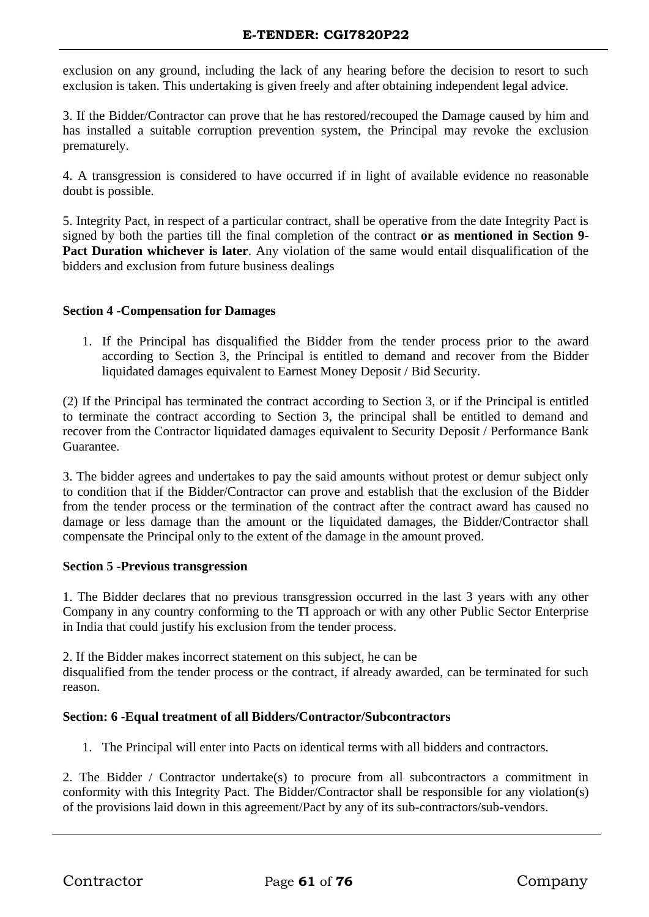exclusion on any ground, including the lack of any hearing before the decision to resort to such exclusion is taken. This undertaking is given freely and after obtaining independent legal advice.

3. If the Bidder/Contractor can prove that he has restored/recouped the Damage caused by him and has installed a suitable corruption prevention system, the Principal may revoke the exclusion prematurely.

4. A transgression is considered to have occurred if in light of available evidence no reasonable doubt is possible.

5. Integrity Pact, in respect of a particular contract, shall be operative from the date Integrity Pact is signed by both the parties till the final completion of the contract **or as mentioned in Section 9- Pact Duration whichever is later**. Any violation of the same would entail disqualification of the bidders and exclusion from future business dealings

**Section 4 -Compensation for Damages**

1. If the Principal has disqualified the Bidder from the tender process prior to the award according to Section 3, the Principal is entitled to demand and recover from the Bidder liquidated damages equivalent to Earnest Money Deposit / Bid Security.

(2) If the Principal has terminated the contract according to Section 3, or if the Principal is entitled to terminate the contract according to Section 3, the principal shall be entitled to demand and recover from the Contractor liquidated damages equivalent to Security Deposit / Performance Bank Guarantee.

3. The bidder agrees and undertakes to pay the said amounts without protest or demur subject only to condition that if the Bidder/Contractor can prove and establish that the exclusion of the Bidder from the tender process or the termination of the contract after the contract award has caused no damage or less damage than the amount or the liquidated damages, the Bidder/Contractor shall compensate the Principal only to the extent of the damage in the amount proved.

**Section 5 -Previous transgression**

1. The Bidder declares that no previous transgression occurred in the last 3 years with any other Company in any country conforming to the TI approach or with any other Public Sector Enterprise in India that could justify his exclusion from the tender process.

2. If the Bidder makes incorrect statement on this subject, he can be
disqualified from the tender process or the contract, if already awarded, can be terminated for such reason.

**Section: 6 -Equal treatment of all Bidders/Contractor/Subcontractors**

1. The Principal will enter into Pacts on identical terms with all bidders and contractors.

2. The Bidder / Contractor undertake(s) to procure from all subcontractors a commitment in conformity with this Integrity Pact. The Bidder/Contractor shall be responsible for any violation(s) of the provisions laid down in this agreement/Pact by any of its sub-contractors/sub-vendors.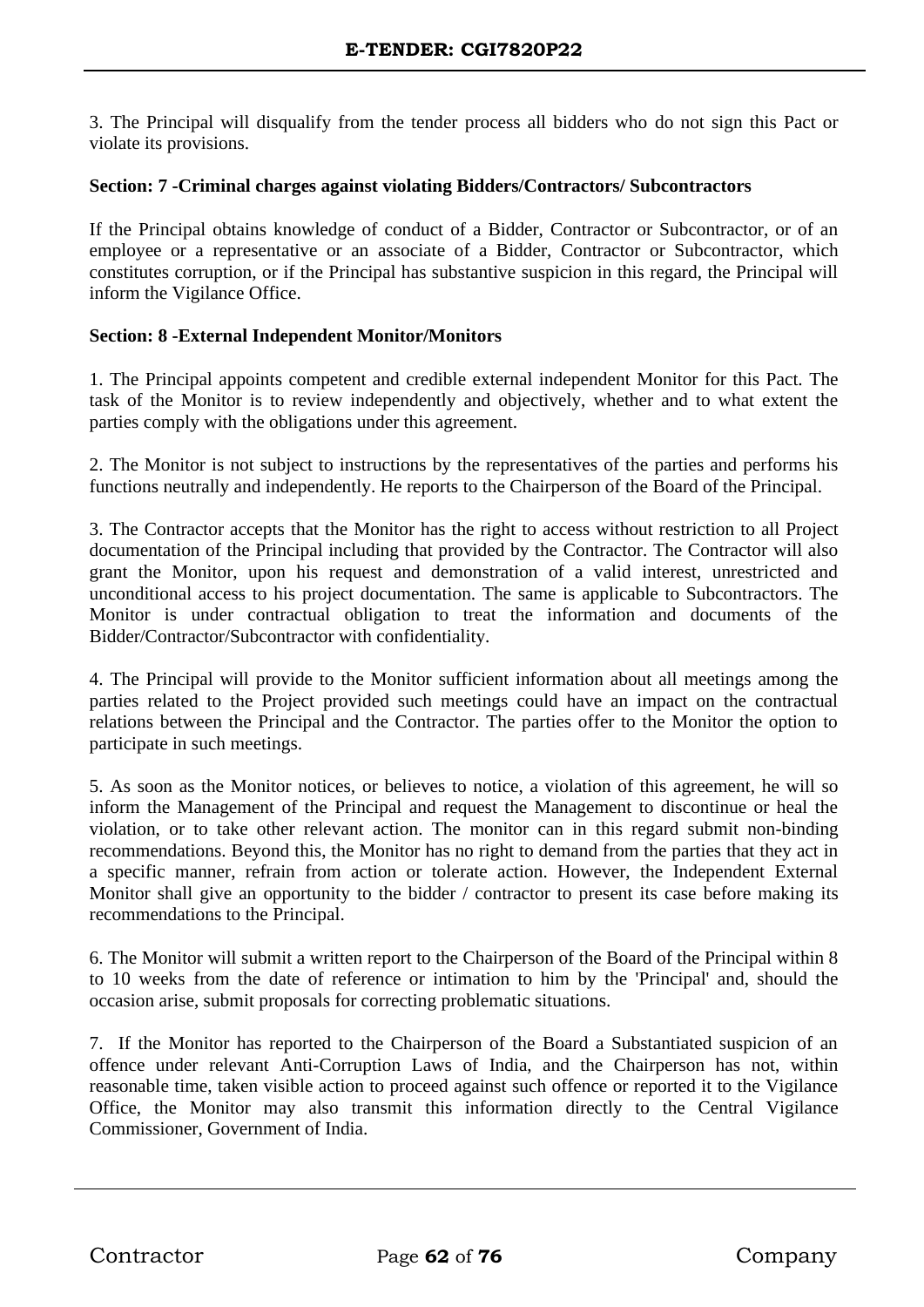3. The Principal will disqualify from the tender process all bidders who do not sign this Pact or violate its provisions.

**Section: 7 -Criminal charges against violating Bidders/Contractors/ Subcontractors**

If the Principal obtains knowledge of conduct of a Bidder, Contractor or Subcontractor, or of an employee or a representative or an associate of a Bidder, Contractor or Subcontractor, which constitutes corruption, or if the Principal has substantive suspicion in this regard, the Principal will inform the Vigilance Office.

**Section: 8 -External Independent Monitor/Monitors**

1. The Principal appoints competent and credible external independent Monitor for this Pact. The task of the Monitor is to review independently and objectively, whether and to what extent the parties comply with the obligations under this agreement.

2. The Monitor is not subject to instructions by the representatives of the parties and performs his functions neutrally and independently. He reports to the Chairperson of the Board of the Principal.

3. The Contractor accepts that the Monitor has the right to access without restriction to all Project documentation of the Principal including that provided by the Contractor. The Contractor will also grant the Monitor, upon his request and demonstration of a valid interest, unrestricted and unconditional access to his project documentation. The same is applicable to Subcontractors. The Monitor is under contractual obligation to treat the information and documents of the Bidder/Contractor/Subcontractor with confidentiality.

4. The Principal will provide to the Monitor sufficient information about all meetings among the parties related to the Project provided such meetings could have an impact on the contractual relations between the Principal and the Contractor. The parties offer to the Monitor the option to participate in such meetings.

5. As soon as the Monitor notices, or believes to notice, a violation of this agreement, he will so inform the Management of the Principal and request the Management to discontinue or heal the violation, or to take other relevant action. The monitor can in this regard submit non-binding recommendations. Beyond this, the Monitor has no right to demand from the parties that they act in a specific manner, refrain from action or tolerate action. However, the Independent External Monitor shall give an opportunity to the bidder / contractor to present its case before making its recommendations to the Principal.

6. The Monitor will submit a written report to the Chairperson of the Board of the Principal within 8 to 10 weeks from the date of reference or intimation to him by the 'Principal' and, should the occasion arise, submit proposals for correcting problematic situations.

7. If the Monitor has reported to the Chairperson of the Board a Substantiated suspicion of an offence under relevant Anti-Corruption Laws of India, and the Chairperson has not, within reasonable time, taken visible action to proceed against such offence or reported it to the Vigilance Office, the Monitor may also transmit this information directly to the Central Vigilance Commissioner, Government of India.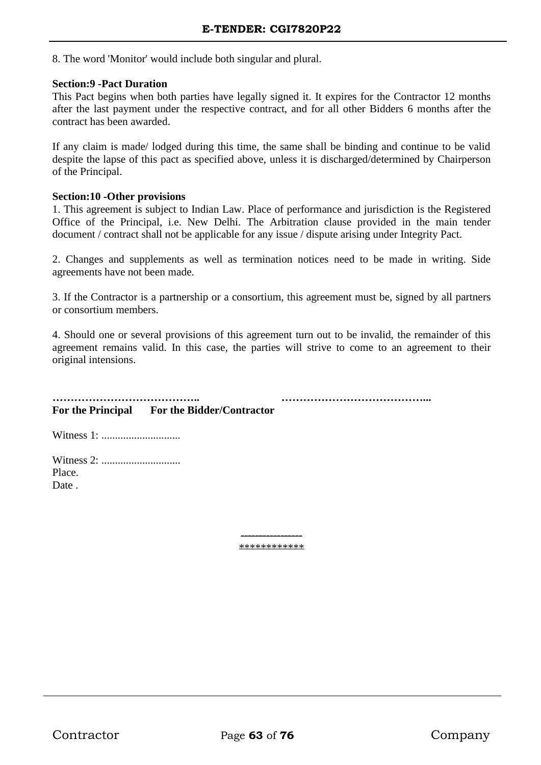8. The word 'Monitor' would include both singular and plural.

**Section:9 -Pact Duration**

This Pact begins when both parties have legally signed it. It expires for the Contractor 12 months after the last payment under the respective contract, and for all other Bidders 6 months after the contract has been awarded.

If any claim is made/ lodged during this time, the same shall be binding and continue to be valid despite the lapse of this pact as specified above, unless it is discharged/determined by Chairperson of the Principal.

**Section:10 -Other provisions**

1. This agreement is subject to Indian Law. Place of performance and jurisdiction is the Registered Office of the Principal, i.e. New Delhi. The Arbitration clause provided in the main tender document / contract shall not be applicable for any issue / dispute arising under Integrity Pact.

2. Changes and supplements as well as termination notices need to be made in writing. Side agreements have not been made.

3. If the Contractor is a partnership or a consortium, this agreement must be, signed by all partners or consortium members.

4. Should one or several provisions of this agreement turn out to be invalid, the remainder of this agreement remains valid. In this case, the parties will strive to come to an agreement to their original intensions.

**…………………………………..** **…………………………………...**

**For the Principal** **For the Bidder/Contractor**

Witness 1: .............................

Witness 2: .............................

Place.

Date .

\-----------------

\************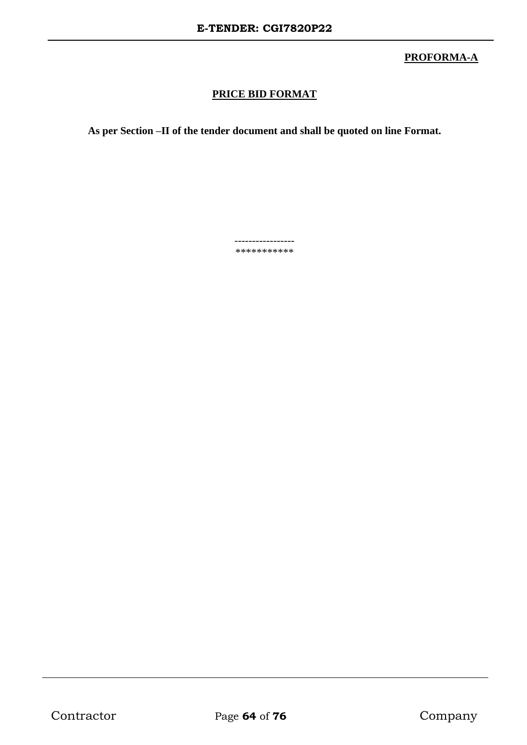**PROFORMA-A**

## PRICE BID FORMAT

**As per Section –II of the tender document and shall be quoted on line Format.**

-----------------

***********

Contractor Company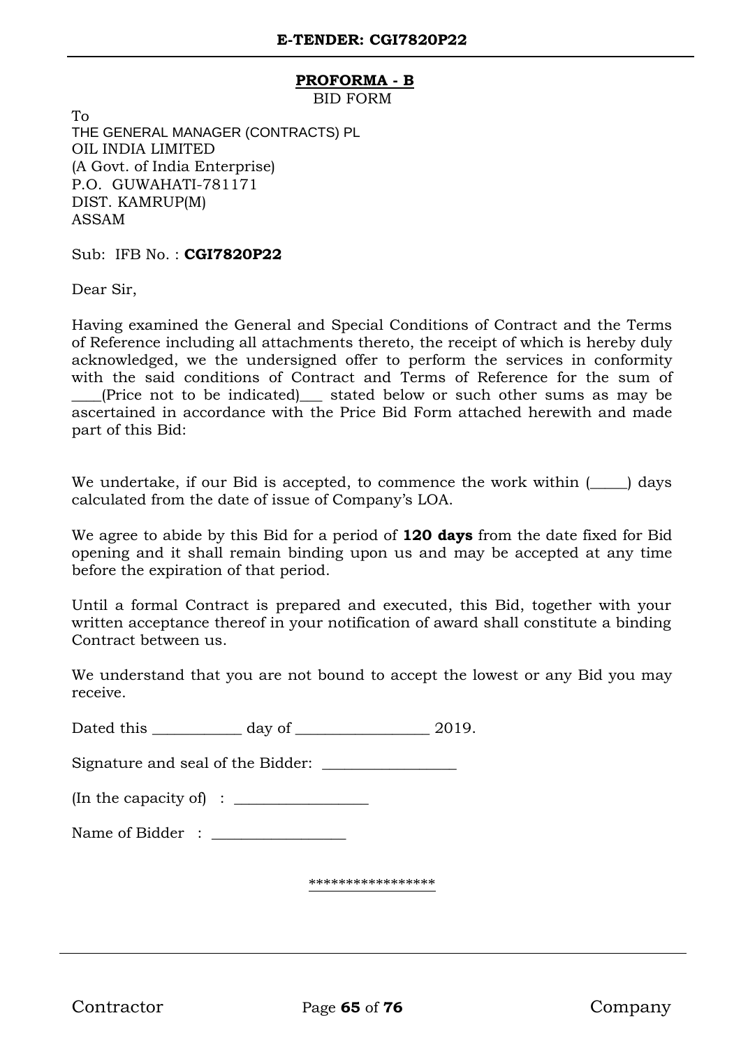## PROFORMA - B

BID FORM

To
THE GENERAL MANAGER (CONTRACTS) PL
OIL INDIA LIMITED
(A Govt. of India Enterprise)
P.O. GUWAHATI-781171
DIST. KAMRUP(M)
ASSAM

Sub: IFB No. : **CGI7820P22**

Dear Sir,

Having examined the General and Special Conditions of Contract and the Terms of Reference including all attachments thereto, the receipt of which is hereby duly acknowledged, we the undersigned offer to perform the services in conformity with the said conditions of Contract and Terms of Reference for the sum of ____(Price not to be indicated)___ stated below or such other sums as may be ascertained in accordance with the Price Bid Form attached herewith and made part of this Bid:

We undertake, if our Bid is accepted, to commence the work within (_____) days calculated from the date of issue of Company's LOA.

We agree to abide by this Bid for a period of **120 days** from the date fixed for Bid opening and it shall remain binding upon us and may be accepted at any time before the expiration of that period.

Until a formal Contract is prepared and executed, this Bid, together with your written acceptance thereof in your notification of award shall constitute a binding Contract between us.

We understand that you are not bound to accept the lowest or any Bid you may receive.

Dated this ____________ day of __________________ 2019.

Signature and seal of the Bidder: __________________

(In the capacity of) : __________________

Name of Bidder : __________________

*****************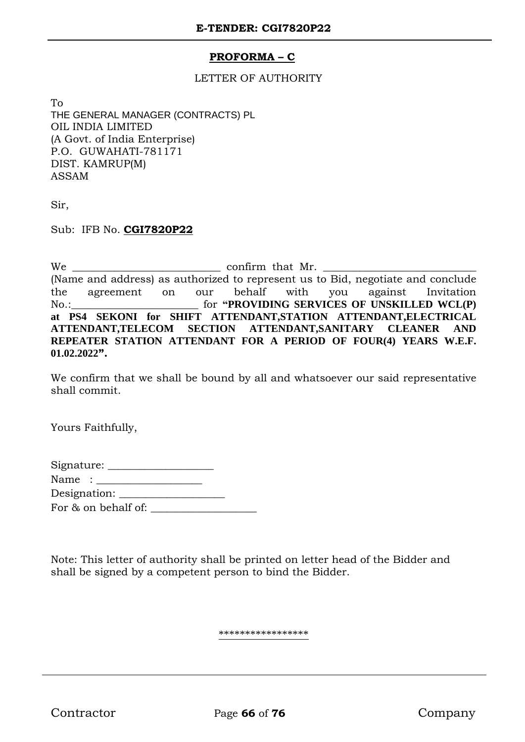## PROFORMA – C

LETTER OF AUTHORITY

To
THE GENERAL MANAGER (CONTRACTS) PL
OIL INDIA LIMITED
(A Govt. of India Enterprise)
P.O. GUWAHATI-781171
DIST. KAMRUP(M)
ASSAM

Sir,

Sub: IFB No. **CGI7820P22**

We ___________________________ confirm that Mr. ____________________________ (Name and address) as authorized to represent us to Bid, negotiate and conclude the agreement on our behalf with you against Invitation No.:_______________________ for **"PROVIDING SERVICES OF UNSKILLED WCL(P) at PS4 SEKONI for SHIFT ATTENDANT,STATION ATTENDANT,ELECTRICAL ATTENDANT,TELECOM SECTION ATTENDANT,SANITARY CLEANER AND REPEATER STATION ATTENDANT FOR A PERIOD OF FOUR(4) YEARS W.E.F. 01.02.2022".**

We confirm that we shall be bound by all and whatsoever our said representative shall commit.

Yours Faithfully,

Signature: ___________________
Name : ___________________
Designation: ___________________
For & on behalf of: ___________________

Note: This letter of authority shall be printed on letter head of the Bidder and shall be signed by a competent person to bind the Bidder.

*****************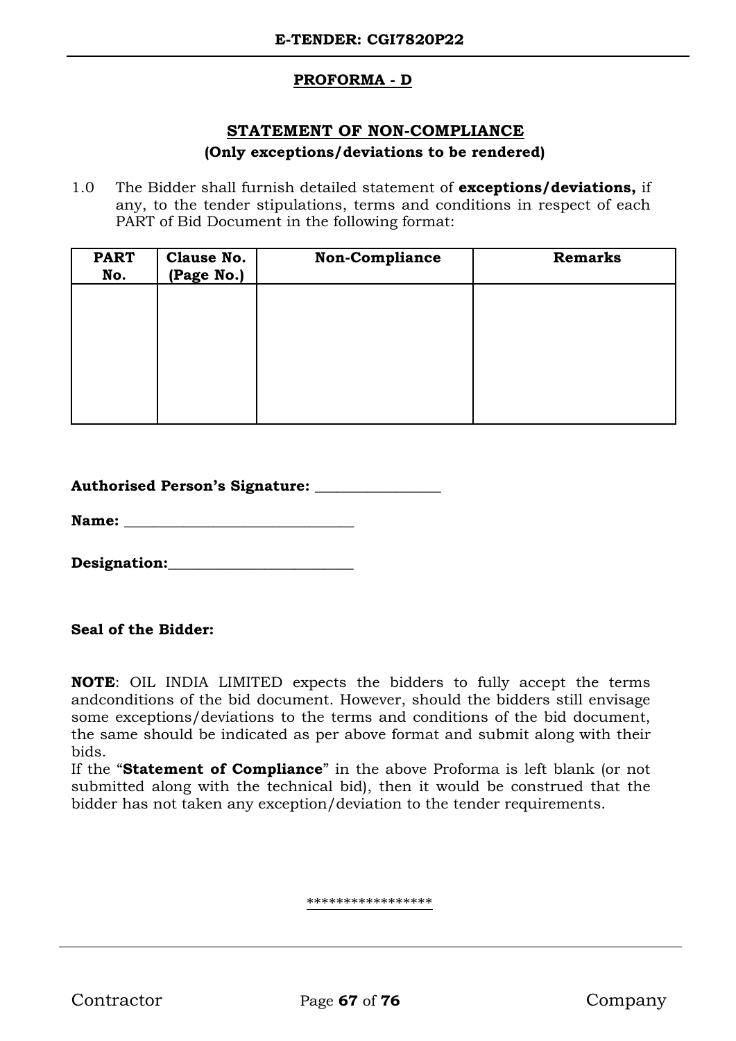## PROFORMA - D

## STATEMENT OF NON-COMPLIANCE

**(Only exceptions/deviations to be rendered)**

1.0 The Bidder shall furnish detailed statement of **exceptions/deviations,** if any, to the tender stipulations, terms and conditions in respect of each PART of Bid Document in the following format:

| PART No. | Clause No. (Page No.) | Non-Compliance | Remarks |
|---|---|---|---|
| | | | |

**Authorised Person's Signature:** ________________

**Name:** ______________________________

**Designation:**________________________

**Seal of the Bidder:**

**NOTE**: OIL INDIA LIMITED expects the bidders to fully accept the terms andconditions of the bid document. However, should the bidders still envisage some exceptions/deviations to the terms and conditions of the bid document, the same should be indicated as per above format and submit along with their bids.

If the "**Statement of Compliance**" in the above Proforma is left blank (or not submitted along with the technical bid), then it would be construed that the bidder has not taken any exception/deviation to the tender requirements.

*****************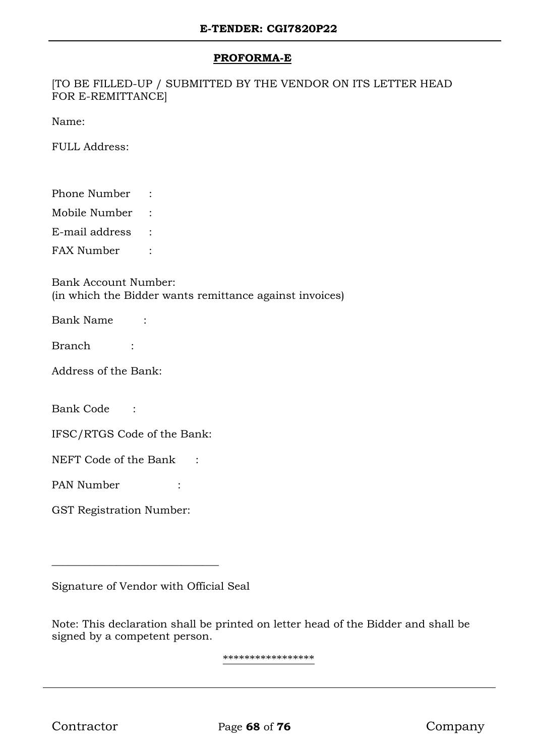**PROFORMA-E**

[TO BE FILLED-UP / SUBMITTED BY THE VENDOR ON ITS LETTER HEAD FOR E-REMITTANCE]

Name:

FULL Address:

Phone Number :

Mobile Number :

E-mail address :

FAX Number :

Bank Account Number:
(in which the Bidder wants remittance against invoices)

Bank Name :

Branch :

Address of the Bank:

Bank Code :

IFSC/RTGS Code of the Bank:

NEFT Code of the Bank :

PAN Number :

GST Registration Number:

______________________________

Signature of Vendor with Official Seal

Note: This declaration shall be printed on letter head of the Bidder and shall be signed by a competent person.

****************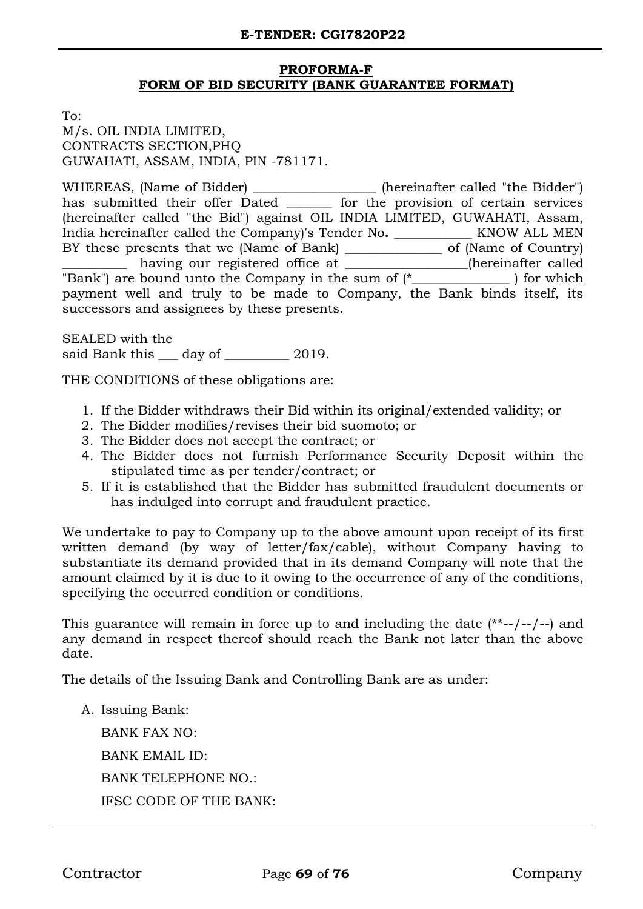**PROFORMA-F**
**FORM OF BID SECURITY (BANK GUARANTEE FORMAT)**

To:
M/s. OIL INDIA LIMITED,
CONTRACTS SECTION,PHQ
GUWAHATI, ASSAM, INDIA, PIN -781171.

WHEREAS, (Name of Bidder) __________________ (hereinafter called "the Bidder") has submitted their offer Dated _______ for the provision of certain services (hereinafter called "the Bid") against OIL INDIA LIMITED, GUWAHATI, Assam, India hereinafter called the Company)'s Tender No**.** ___________ KNOW ALL MEN BY these presents that we (Name of Bank) ______________ of (Name of Country) _________ having our registered office at __________________(hereinafter called "Bank") are bound unto the Company in the sum of (*______________ ) for which payment well and truly to be made to Company, the Bank binds itself, its successors and assignees by these presents.

SEALED with the
said Bank this ___ day of _________ 2019.

THE CONDITIONS of these obligations are:

1. If the Bidder withdraws their Bid within its original/extended validity; or
2. The Bidder modifies/revises their bid suomoto; or
3. The Bidder does not accept the contract; or
4. The Bidder does not furnish Performance Security Deposit within the stipulated time as per tender/contract; or
5. If it is established that the Bidder has submitted fraudulent documents or has indulged into corrupt and fraudulent practice.

We undertake to pay to Company up to the above amount upon receipt of its first written demand (by way of letter/fax/cable), without Company having to substantiate its demand provided that in its demand Company will note that the amount claimed by it is due to it owing to the occurrence of any of the conditions, specifying the occurred condition or conditions.

This guarantee will remain in force up to and including the date (**--/--/--) and any demand in respect thereof should reach the Bank not later than the above date.

The details of the Issuing Bank and Controlling Bank are as under:

A. Issuing Bank:

   BANK FAX NO:

   BANK EMAIL ID:

   BANK TELEPHONE NO.:

   IFSC CODE OF THE BANK: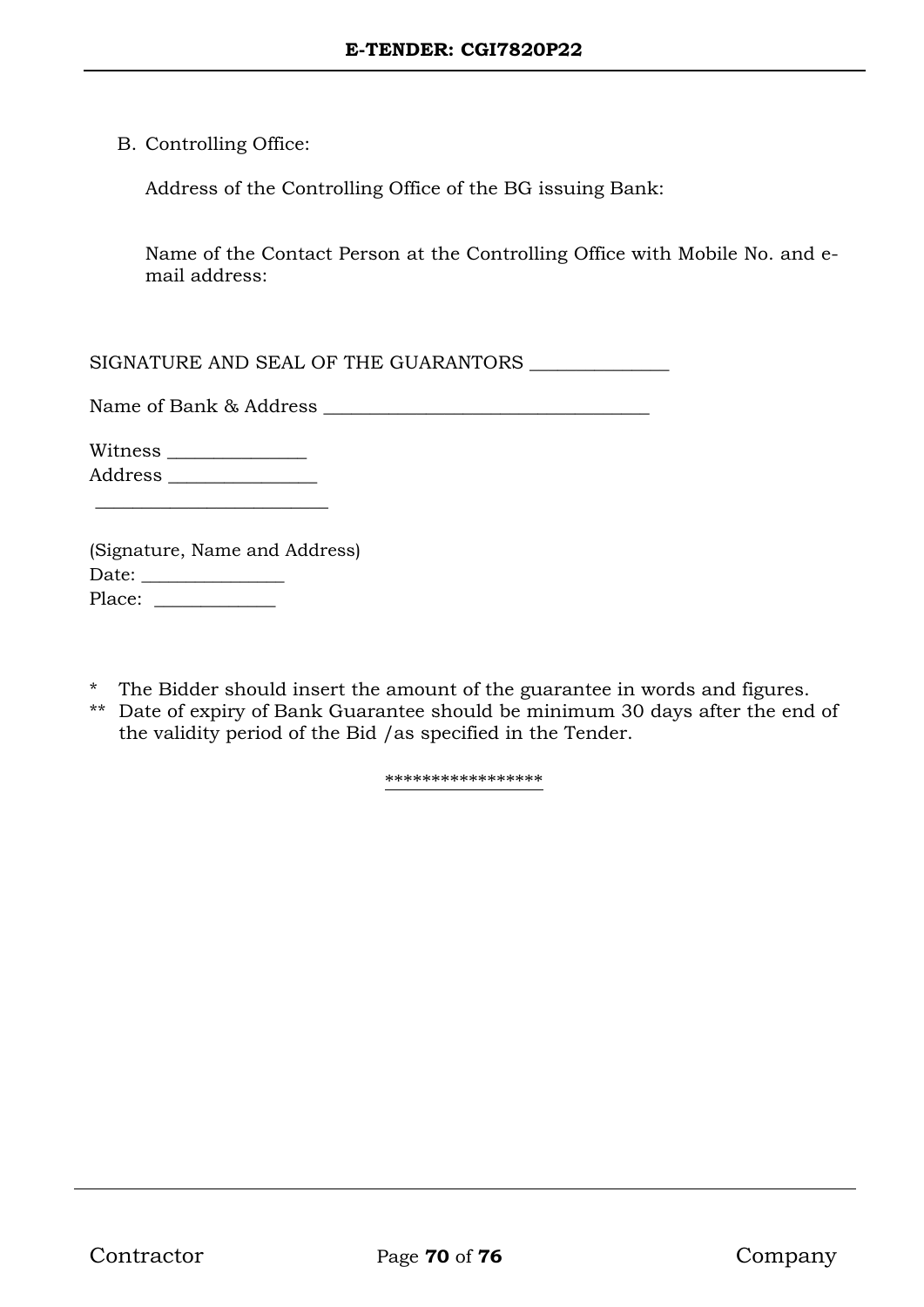B. Controlling Office:

   Address of the Controlling Office of the BG issuing Bank:

   Name of the Contact Person at the Controlling Office with Mobile No. and e-mail address:

SIGNATURE AND SEAL OF THE GUARANTORS _______________

Name of Bank & Address ____________________________________

Witness _______________
Address ________________
_________________________

(Signature, Name and Address)
Date: ________________
Place: ______________

\* The Bidder should insert the amount of the guarantee in words and figures.
** Date of expiry of Bank Guarantee should be minimum 30 days after the end of the validity period of the Bid /as specified in the Tender.

*****************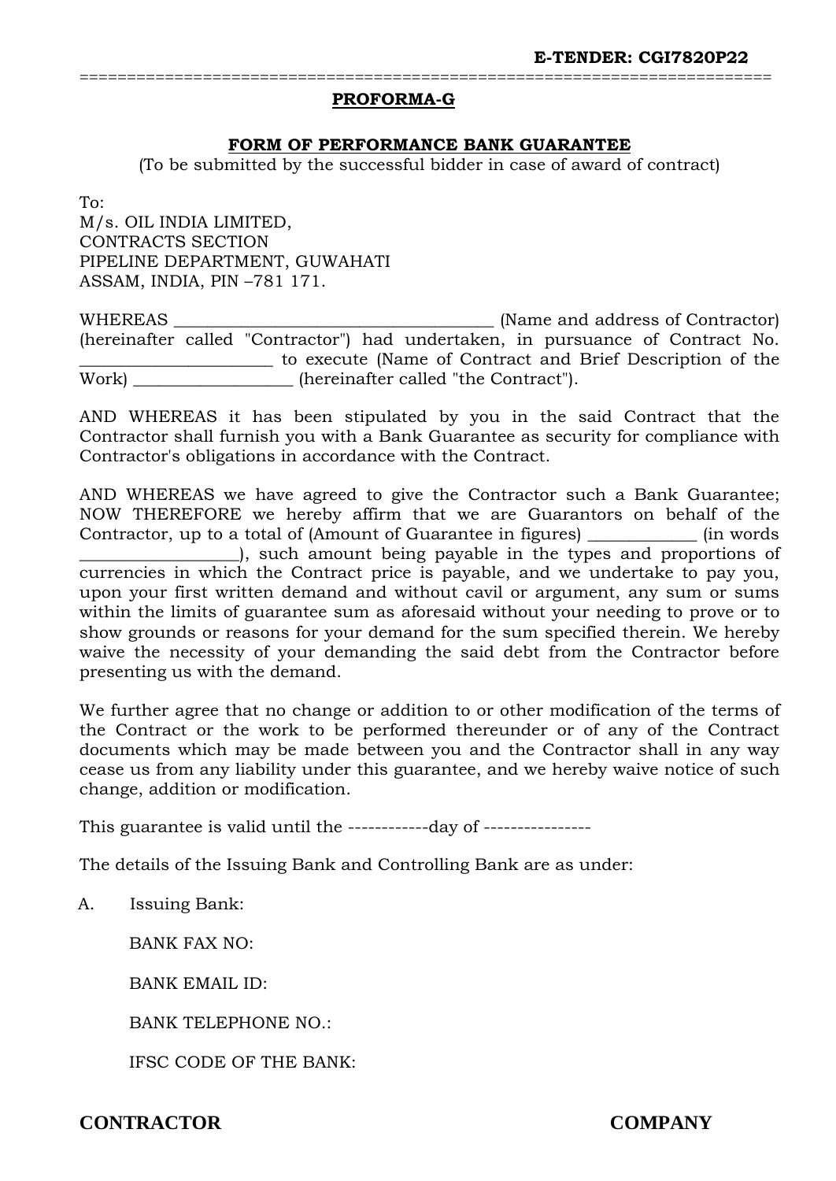**PROFORMA-G**

**FORM OF PERFORMANCE BANK GUARANTEE**

(To be submitted by the successful bidder in case of award of contract)

To:
M/s. OIL INDIA LIMITED,
CONTRACTS SECTION
PIPELINE DEPARTMENT, GUWAHATI
ASSAM, INDIA, PIN –781 171.

WHEREAS ______________________________________ (Name and address of Contractor) (hereinafter called "Contractor") had undertaken, in pursuance of Contract No. ______________________ to execute (Name of Contract and Brief Description of the Work) __________________ (hereinafter called "the Contract").

AND WHEREAS it has been stipulated by you in the said Contract that the Contractor shall furnish you with a Bank Guarantee as security for compliance with Contractor's obligations in accordance with the Contract.

AND WHEREAS we have agreed to give the Contractor such a Bank Guarantee; NOW THEREFORE we hereby affirm that we are Guarantors on behalf of the Contractor, up to a total of (Amount of Guarantee in figures) ____________ (in words _________________), such amount being payable in the types and proportions of currencies in which the Contract price is payable, and we undertake to pay you, upon your first written demand and without cavil or argument, any sum or sums within the limits of guarantee sum as aforesaid without your needing to prove or to show grounds or reasons for your demand for the sum specified therein. We hereby waive the necessity of your demanding the said debt from the Contractor before presenting us with the demand.

We further agree that no change or addition to or other modification of the terms of the Contract or the work to be performed thereunder or of any of the Contract documents which may be made between you and the Contractor shall in any way cease us from any liability under this guarantee, and we hereby waive notice of such change, addition or modification.

This guarantee is valid until the ------------day of ----------------

The details of the Issuing Bank and Controlling Bank are as under:

A. Issuing Bank:

BANK FAX NO:

BANK EMAIL ID:

BANK TELEPHONE NO.:

IFSC CODE OF THE BANK:

**CONTRACTOR** **COMPANY**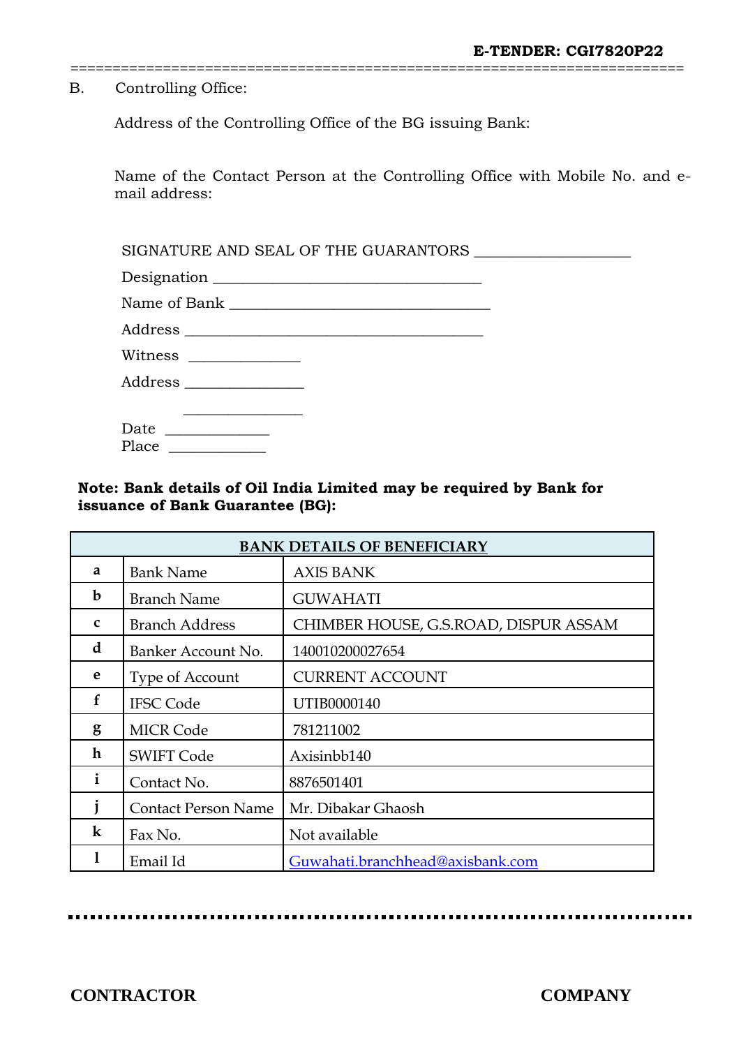B. Controlling Office:

Address of the Controlling Office of the BG issuing Bank:

Name of the Contact Person at the Controlling Office with Mobile No. and e-mail address:

SIGNATURE AND SEAL OF THE GUARANTORS ____________________

Designation ___________________________________

Name of Bank __________________________________

Address _______________________________________

Witness ______________

Address _______________

_______________

Date _____________

Place ____________

**Note: Bank details of Oil India Limited may be required by Bank for issuance of Bank Guarantee (BG):**

| | **BANK DETAILS OF BENEFICIARY** | |
|---|---|---|
| **a** | Bank Name | AXIS BANK |
| **b** | Branch Name | GUWAHATI |
| **c** | Branch Address | CHIMBER HOUSE, G.S.ROAD, DISPUR ASSAM |
| **d** | Banker Account No. | 140010200027654 |
| **e** | Type of Account | CURRENT ACCOUNT |
| **f** | IFSC Code | UTIB0000140 |
| **g** | MICR Code | 781211002 |
| **h** | SWIFT Code | Axisinbb140 |
| **i** | Contact No. | 8876501401 |
| **j** | Contact Person Name | Mr. Dibakar Ghaosh |
| **k** | Fax No. | Not available |
| **l** | Email Id | Guwahati.branchhead@axisbank.com |

**CONTRACTOR** **COMPANY**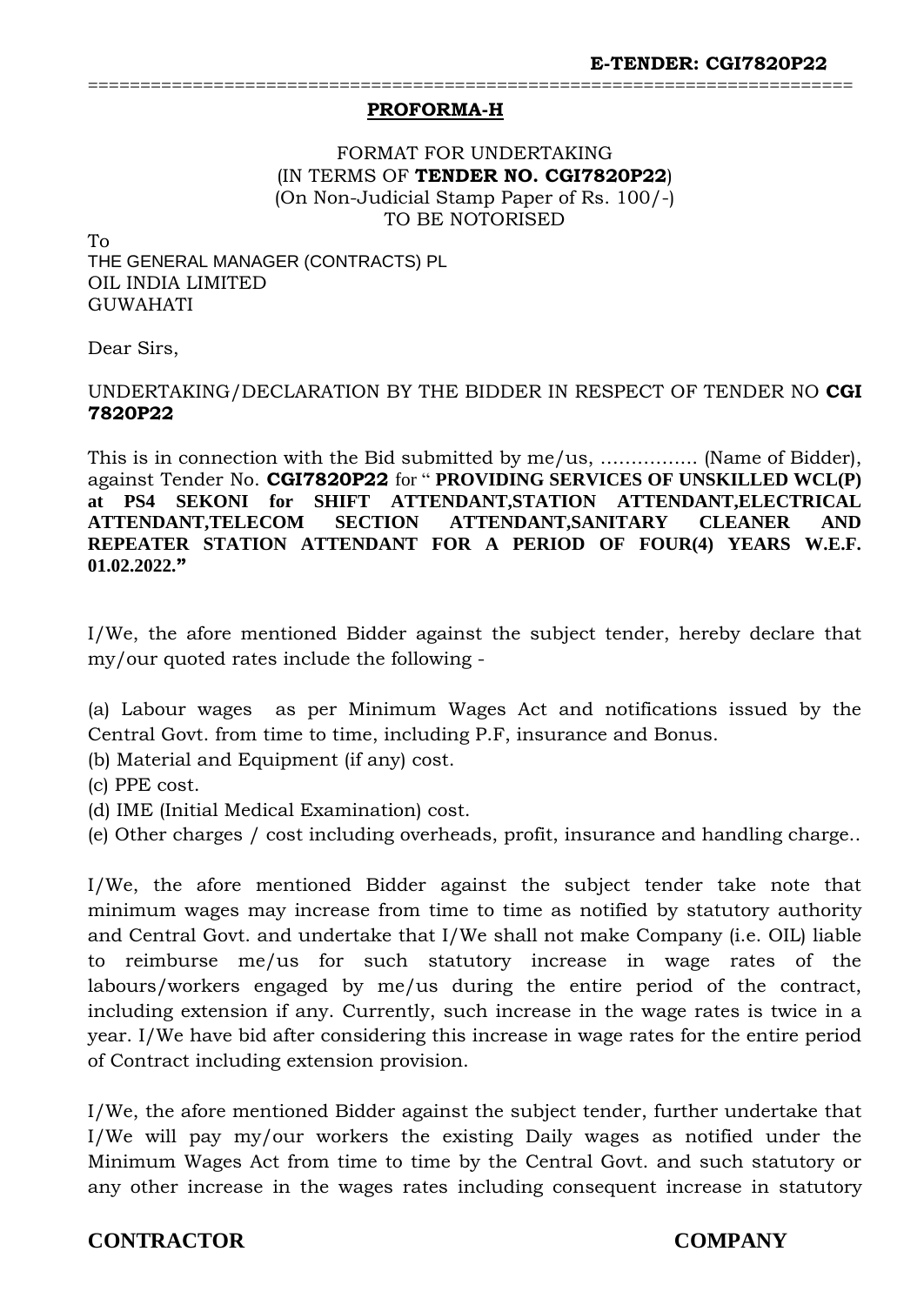**PROFORMA-H**

FORMAT FOR UNDERTAKING
(IN TERMS OF **TENDER NO. CGI7820P22**)
(On Non-Judicial Stamp Paper of Rs. 100/-)
TO BE NOTORISED

To
THE GENERAL MANAGER (CONTRACTS) PL
OIL INDIA LIMITED
GUWAHATI

Dear Sirs,

UNDERTAKING/DECLARATION BY THE BIDDER IN RESPECT OF TENDER NO **CGI 7820P22**

This is in connection with the Bid submitted by me/us, ……………. (Name of Bidder), against Tender No. **CGI7820P22** for " **PROVIDING SERVICES OF UNSKILLED WCL(P) at PS4 SEKONI for SHIFT ATTENDANT,STATION ATTENDANT,ELECTRICAL ATTENDANT,TELECOM SECTION ATTENDANT,SANITARY CLEANER AND REPEATER STATION ATTENDANT FOR A PERIOD OF FOUR(4) YEARS W.E.F. 01.02.2022.**"

I/We, the afore mentioned Bidder against the subject tender, hereby declare that my/our quoted rates include the following -

(a) Labour wages as per Minimum Wages Act and notifications issued by the Central Govt. from time to time, including P.F, insurance and Bonus.
(b) Material and Equipment (if any) cost.
(c) PPE cost.
(d) IME (Initial Medical Examination) cost.
(e) Other charges / cost including overheads, profit, insurance and handling charge..

I/We, the afore mentioned Bidder against the subject tender take note that minimum wages may increase from time to time as notified by statutory authority and Central Govt. and undertake that I/We shall not make Company (i.e. OIL) liable to reimburse me/us for such statutory increase in wage rates of the labours/workers engaged by me/us during the entire period of the contract, including extension if any. Currently, such increase in the wage rates is twice in a year. I/We have bid after considering this increase in wage rates for the entire period of Contract including extension provision.

I/We, the afore mentioned Bidder against the subject tender, further undertake that I/We will pay my/our workers the existing Daily wages as notified under the Minimum Wages Act from time to time by the Central Govt. and such statutory or any other increase in the wages rates including consequent increase in statutory

**CONTRACTOR** **COMPANY**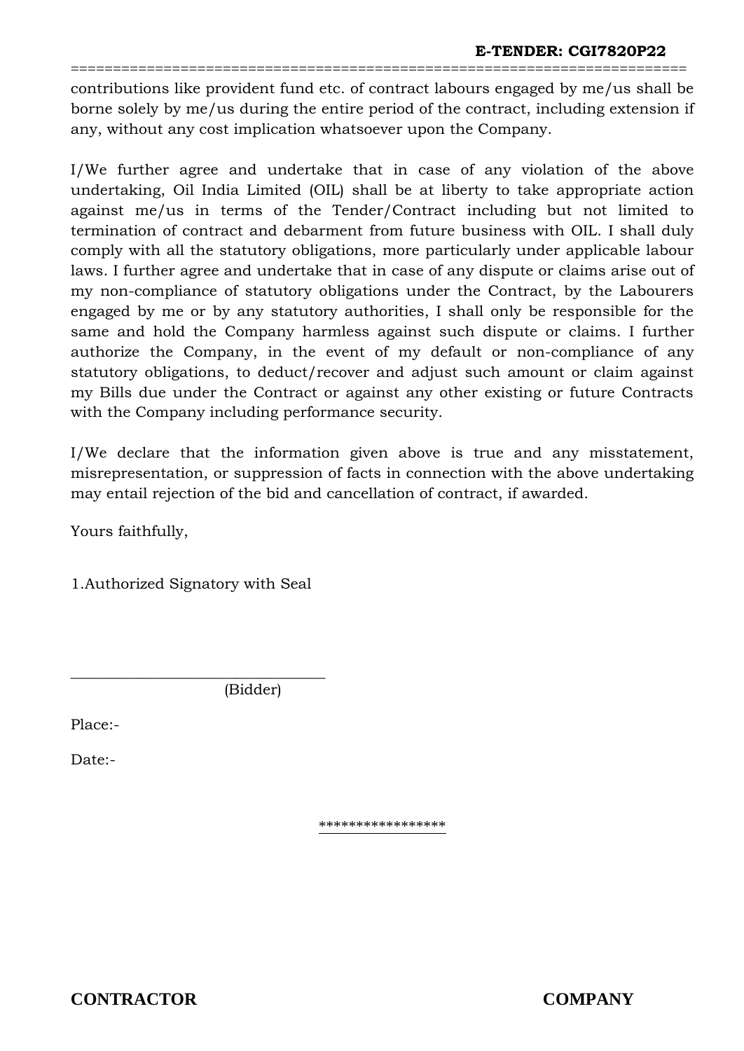contributions like provident fund etc. of contract labours engaged by me/us shall be borne solely by me/us during the entire period of the contract, including extension if any, without any cost implication whatsoever upon the Company.

I/We further agree and undertake that in case of any violation of the above undertaking, Oil India Limited (OIL) shall be at liberty to take appropriate action against me/us in terms of the Tender/Contract including but not limited to termination of contract and debarment from future business with OIL. I shall duly comply with all the statutory obligations, more particularly under applicable labour laws. I further agree and undertake that in case of any dispute or claims arise out of my non-compliance of statutory obligations under the Contract, by the Labourers engaged by me or by any statutory authorities, I shall only be responsible for the same and hold the Company harmless against such dispute or claims. I further authorize the Company, in the event of my default or non-compliance of any statutory obligations, to deduct/recover and adjust such amount or claim against my Bills due under the Contract or against any other existing or future Contracts with the Company including performance security.

I/We declare that the information given above is true and any misstatement, misrepresentation, or suppression of facts in connection with the above undertaking may entail rejection of the bid and cancellation of contract, if awarded.

Yours faithfully,

1.Authorized Signatory with Seal

_________________________________
(Bidder)

Place:-

Date:-

****************

**CONTRACTOR** **COMPANY**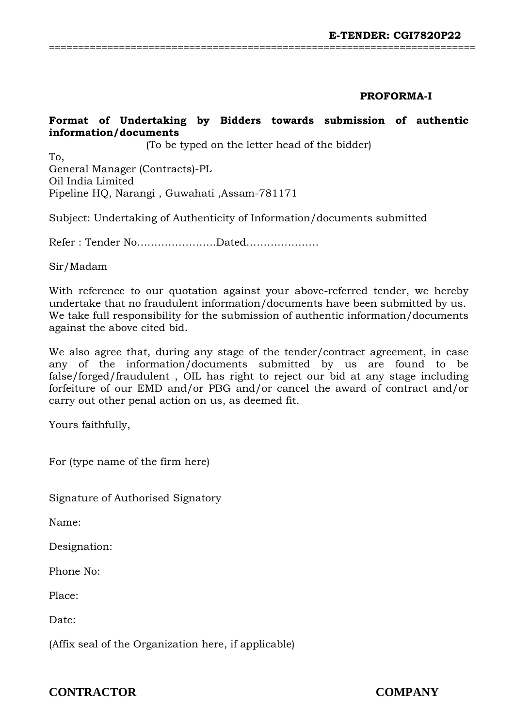**PROFORMA-I**

**Format of Undertaking by Bidders towards submission of authentic information/documents**

(To be typed on the letter head of the bidder)

To,
General Manager (Contracts)-PL
Oil India Limited
Pipeline HQ, Narangi , Guwahati ,Assam-781171

Subject: Undertaking of Authenticity of Information/documents submitted

Refer : Tender No.......................Dated.....................

Sir/Madam

With reference to our quotation against your above-referred tender, we hereby undertake that no fraudulent information/documents have been submitted by us. We take full responsibility for the submission of authentic information/documents against the above cited bid.

We also agree that, during any stage of the tender/contract agreement, in case any of the information/documents submitted by us are found to be false/forged/fraudulent , OIL has right to reject our bid at any stage including forfeiture of our EMD and/or PBG and/or cancel the award of contract and/or carry out other penal action on us, as deemed fit.

Yours faithfully,

For (type name of the firm here)

Signature of Authorised Signatory

Name:

Designation:

Phone No:

Place:

Date:

(Affix seal of the Organization here, if applicable)

**CONTRACTOR** **COMPANY**